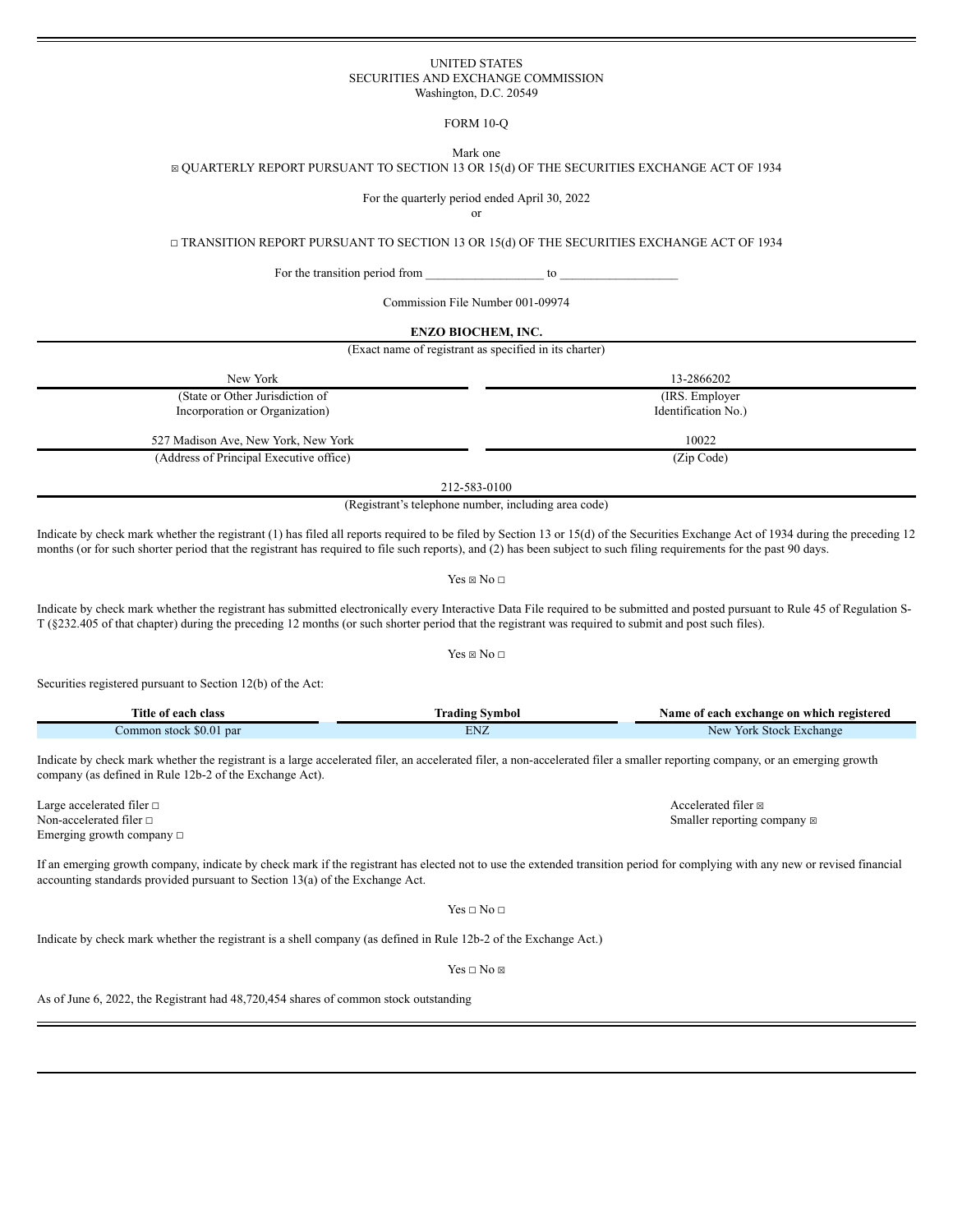UNITED STATES
SECURITIES AND EXCHANGE COMMISSION
Washington, D.C. 20549

FORM 10-Q

Mark one

☒ QUARTERLY REPORT PURSUANT TO SECTION 13 OR 15(d) OF THE SECURITIES EXCHANGE ACT OF 1934

For the quarterly period ended April 30, 2022

or

☐ TRANSITION REPORT PURSUANT TO SECTION 13 OR 15(d) OF THE SECURITIES EXCHANGE ACT OF 1934

For the transition period from __________________ to __________________

Commission File Number 001-09974

**ENZO BIOCHEM, INC.**

(Exact name of registrant as specified in its charter)

| New York | 13-2866202 |
|---|---|
| (State or Other Jurisdiction of Incorporation or Organization) | (IRS. Employer Identification No.) |
| 527 Madison Ave, New York, New York | 10022 |
| (Address of Principal Executive office) | (Zip Code) |

212-583-0100

(Registrant's telephone number, including area code)

Indicate by check mark whether the registrant (1) has filed all reports required to be filed by Section 13 or 15(d) of the Securities Exchange Act of 1934 during the preceding 12 months (or for such shorter period that the registrant has required to file such reports), and (2) has been subject to such filing requirements for the past 90 days.

Yes ☒ No ☐

Indicate by check mark whether the registrant has submitted electronically every Interactive Data File required to be submitted and posted pursuant to Rule 45 of Regulation S-T (§232.405 of that chapter) during the preceding 12 months (or such shorter period that the registrant was required to submit and post such files).

Yes ☒ No ☐

Securities registered pursuant to Section 12(b) of the Act:

| Title of each class | Trading Symbol | Name of each exchange on which registered |
|---|---|---|
| Common stock $0.01 par | ENZ | New York Stock Exchange |

Indicate by check mark whether the registrant is a large accelerated filer, an accelerated filer, a non-accelerated filer a smaller reporting company, or an emerging growth company (as defined in Rule 12b-2 of the Exchange Act).

| | |
|---|---|
| Large accelerated filer ☐ | Accelerated filer ☒ |
| Non-accelerated filer ☐ | Smaller reporting company ☒ |
| Emerging growth company ☐ | |

If an emerging growth company, indicate by check mark if the registrant has elected not to use the extended transition period for complying with any new or revised financial accounting standards provided pursuant to Section 13(a) of the Exchange Act.

Yes ☐ No ☐

Indicate by check mark whether the registrant is a shell company (as defined in Rule 12b-2 of the Exchange Act.)

Yes ☐ No ☒

As of June 6, 2022, the Registrant had 48,720,454 shares of common stock outstanding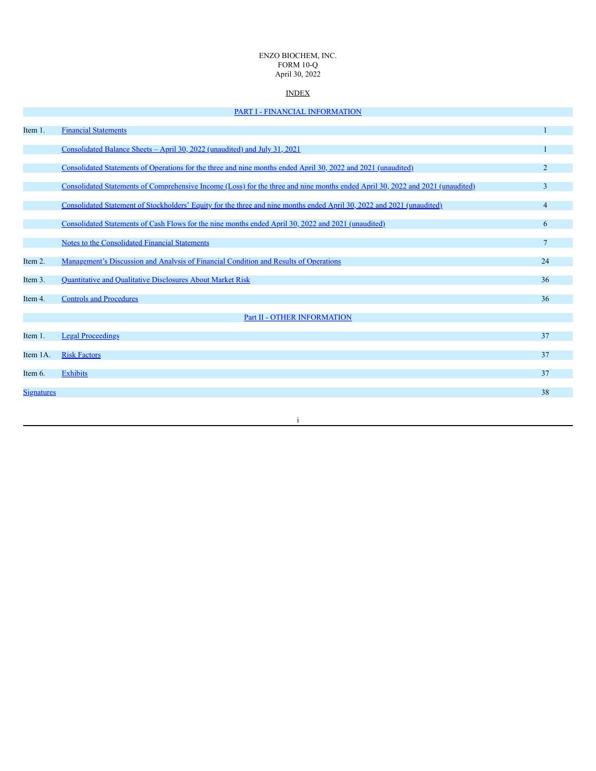ENZO BIOCHEM, INC.
FORM 10-Q
April 30, 2022

INDEX

| | PART I - FINANCIAL INFORMATION | |
|---|---|---|
| Item 1. | Financial Statements | 1 |
| | Consolidated Balance Sheets – April 30, 2022 (unaudited) and July 31, 2021 | 1 |
| | Consolidated Statements of Operations for the three and nine months ended April 30, 2022 and 2021 (unaudited) | 2 |
| | Consolidated Statements of Comprehensive Income (Loss) for the three and nine months ended April 30, 2022 and 2021 (unaudited) | 3 |
| | Consolidated Statement of Stockholders' Equity for the three and nine months ended April 30, 2022 and 2021 (unaudited) | 4 |
| | Consolidated Statements of Cash Flows for the nine months ended April 30, 2022 and 2021 (unaudited) | 6 |
| | Notes to the Consolidated Financial Statements | 7 |
| Item 2. | Management's Discussion and Analysis of Financial Condition and Results of Operations | 24 |
| Item 3. | Quantitative and Qualitative Disclosures About Market Risk | 36 |
| Item 4. | Controls and Procedures | 36 |
| | Part II - OTHER INFORMATION | |
| Item 1. | Legal Proceedings | 37 |
| Item 1A. | Risk Factors | 37 |
| Item 6. | Exhibits | 37 |
| Signatures | | 38 |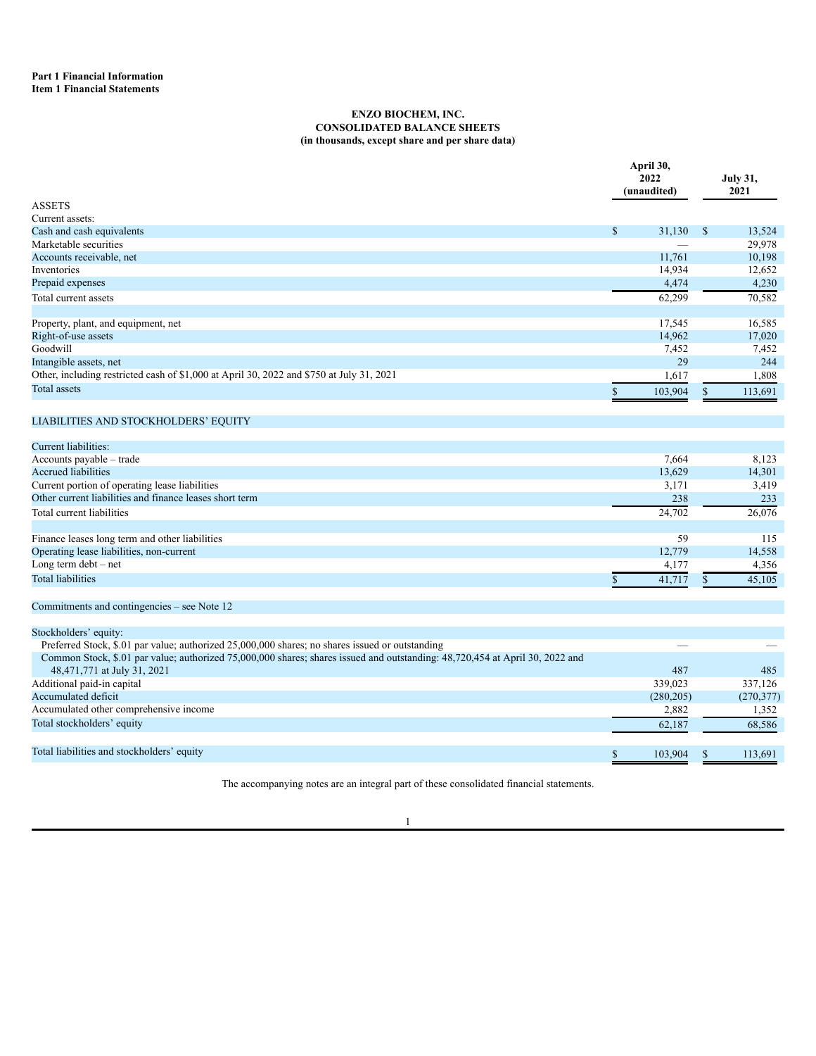**Part 1 Financial Information**
**Item 1 Financial Statements**

**ENZO BIOCHEM, INC.**
**CONSOLIDATED BALANCE SHEETS**
**(in thousands, except share and per share data)**

| | April 30, 2022 (unaudited) | July 31, 2021 |
|---|---|---|
| ASSETS | | |
| Current assets: | | |
| Cash and cash equivalents | $ 31,130 | $ 13,524 |
| Marketable securities | — | 29,978 |
| Accounts receivable, net | 11,761 | 10,198 |
| Inventories | 14,934 | 12,652 |
| Prepaid expenses | 4,474 | 4,230 |
| Total current assets | 62,299 | 70,582 |
| | | |
| Property, plant, and equipment, net | 17,545 | 16,585 |
| Right-of-use assets | 14,962 | 17,020 |
| Goodwill | 7,452 | 7,452 |
| Intangible assets, net | 29 | 244 |
| Other, including restricted cash of $1,000 at April 30, 2022 and $750 at July 31, 2021 | 1,617 | 1,808 |
| Total assets | $ 103,904 | $ 113,691 |
| | | |
| LIABILITIES AND STOCKHOLDERS' EQUITY | | |
| | | |
| Current liabilities: | | |
| Accounts payable – trade | 7,664 | 8,123 |
| Accrued liabilities | 13,629 | 14,301 |
| Current portion of operating lease liabilities | 3,171 | 3,419 |
| Other current liabilities and finance leases short term | 238 | 233 |
| Total current liabilities | 24,702 | 26,076 |
| | | |
| Finance leases long term and other liabilities | 59 | 115 |
| Operating lease liabilities, non-current | 12,779 | 14,558 |
| Long term debt – net | 4,177 | 4,356 |
| Total liabilities | $ 41,717 | $ 45,105 |
| | | |
| Commitments and contingencies – see Note 12 | | |
| | | |
| Stockholders' equity: | | |
| Preferred Stock, $.01 par value; authorized 25,000,000 shares; no shares issued or outstanding | — | — |
| Common Stock, $.01 par value; authorized 75,000,000 shares; shares issued and outstanding: 48,720,454 at April 30, 2022 and 48,471,771 at July 31, 2021 | 487 | 485 |
| Additional paid-in capital | 339,023 | 337,126 |
| Accumulated deficit | (280,205) | (270,377) |
| Accumulated other comprehensive income | 2,882 | 1,352 |
| Total stockholders' equity | 62,187 | 68,586 |
| | | |
| Total liabilities and stockholders' equity | $ 103,904 | $ 113,691 |

The accompanying notes are an integral part of these consolidated financial statements.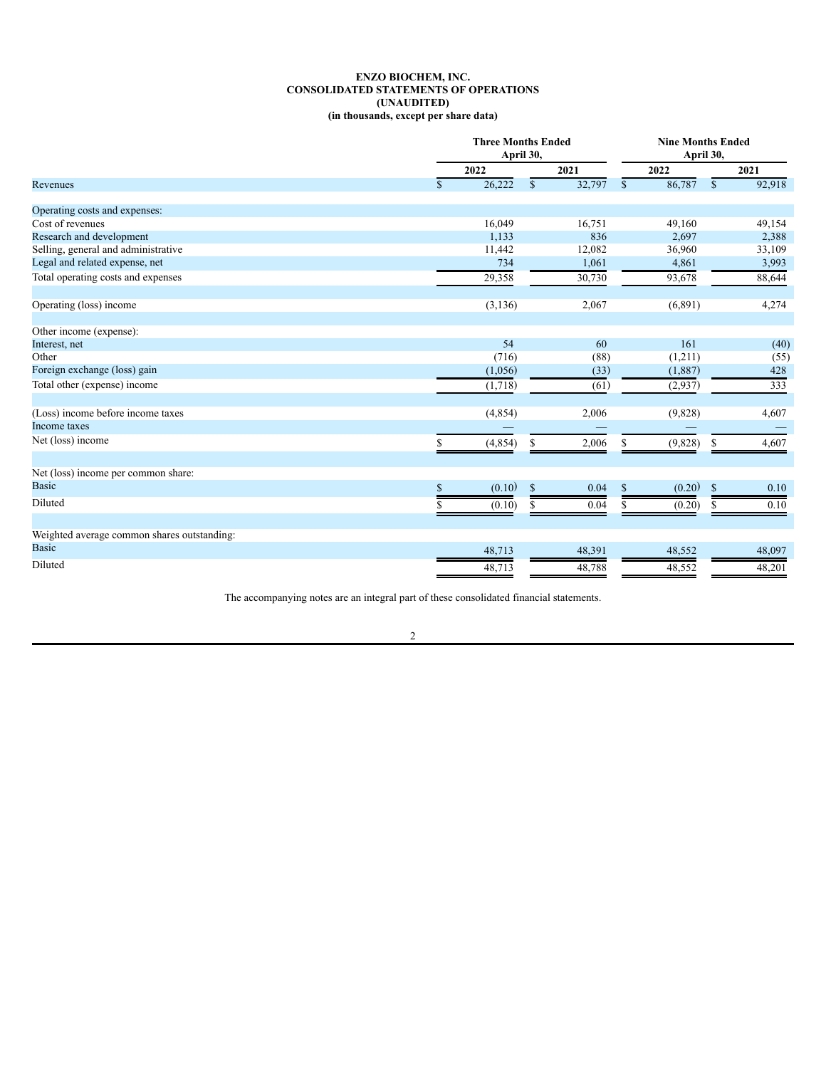**ENZO BIOCHEM, INC.**
**CONSOLIDATED STATEMENTS OF OPERATIONS**
**(UNAUDITED)**
**(in thousands, except per share data)**

| | Three Months Ended April 30, | | Nine Months Ended April 30, | |
|---|---|---|---|---|
| | 2022 | 2021 | 2022 | 2021 |
| Revenues | $ 26,222 | $ 32,797 | $ 86,787 | $ 92,918 |
| | | | | |
| Operating costs and expenses: | | | | |
| Cost of revenues | 16,049 | 16,751 | 49,160 | 49,154 |
| Research and development | 1,133 | 836 | 2,697 | 2,388 |
| Selling, general and administrative | 11,442 | 12,082 | 36,960 | 33,109 |
| Legal and related expense, net | 734 | 1,061 | 4,861 | 3,993 |
| Total operating costs and expenses | 29,358 | 30,730 | 93,678 | 88,644 |
| | | | | |
| Operating (loss) income | (3,136) | 2,067 | (6,891) | 4,274 |
| | | | | |
| Other income (expense): | | | | |
| Interest, net | 54 | 60 | 161 | (40) |
| Other | (716) | (88) | (1,211) | (55) |
| Foreign exchange (loss) gain | (1,056) | (33) | (1,887) | 428 |
| Total other (expense) income | (1,718) | (61) | (2,937) | 333 |
| | | | | |
| (Loss) income before income taxes | (4,854) | 2,006 | (9,828) | 4,607 |
| Income taxes | — | — | — | — |
| Net (loss) income | $ (4,854) | $ 2,006 | $ (9,828) | $ 4,607 |
| | | | | |
| Net (loss) income per common share: | | | | |
| Basic | $ (0.10) | $ 0.04 | $ (0.20) | $ 0.10 |
| Diluted | $ (0.10) | $ 0.04 | $ (0.20) | $ 0.10 |
| | | | | |
| Weighted average common shares outstanding: | | | | |
| Basic | 48,713 | 48,391 | 48,552 | 48,097 |
| Diluted | 48,713 | 48,788 | 48,552 | 48,201 |

The accompanying notes are an integral part of these consolidated financial statements.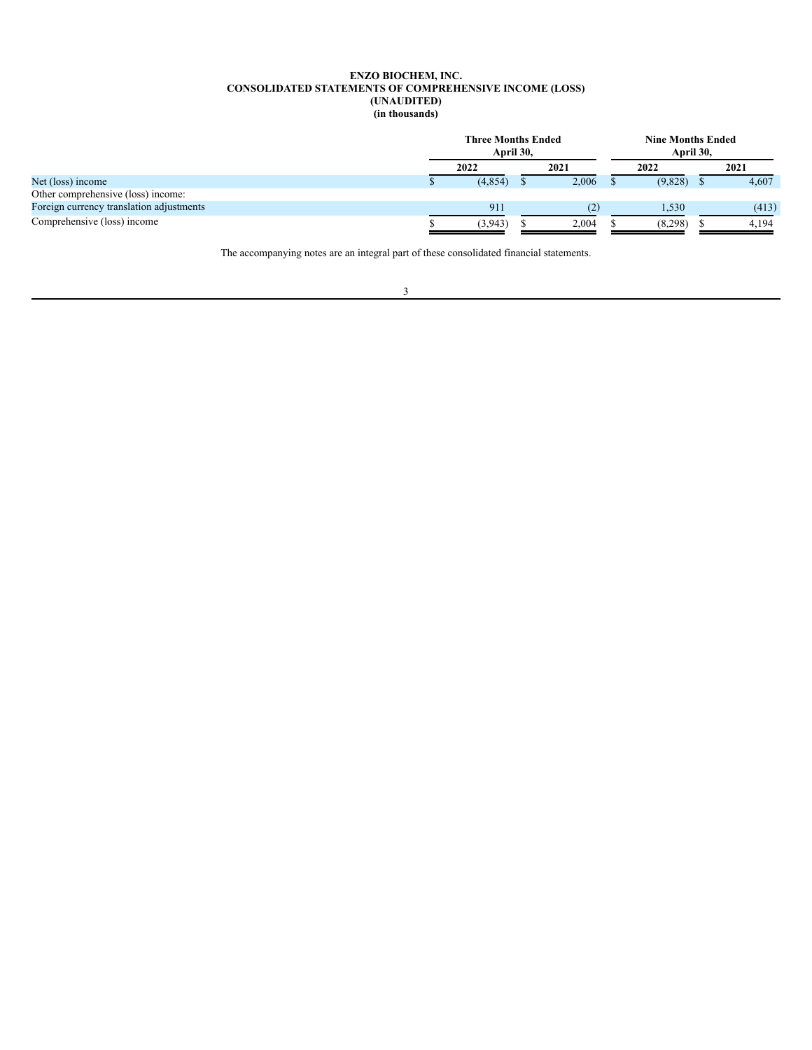**ENZO BIOCHEM, INC.**
**CONSOLIDATED STATEMENTS OF COMPREHENSIVE INCOME (LOSS)**
**(UNAUDITED)**
**(in thousands)**

| | Three Months Ended April 30, | | Nine Months Ended April 30, | |
|---|---|---|---|---|
| | 2022 | 2021 | 2022 | 2021 |
| Net (loss) income | $ (4,854) | $ 2,006 | $ (9,828) | $ 4,607 |
| Other comprehensive (loss) income: | | | | |
| Foreign currency translation adjustments | 911 | (2) | 1,530 | (413) |
| Comprehensive (loss) income | $ (3,943) | $ 2,004 | $ (8,298) | $ 4,194 |

The accompanying notes are an integral part of these consolidated financial statements.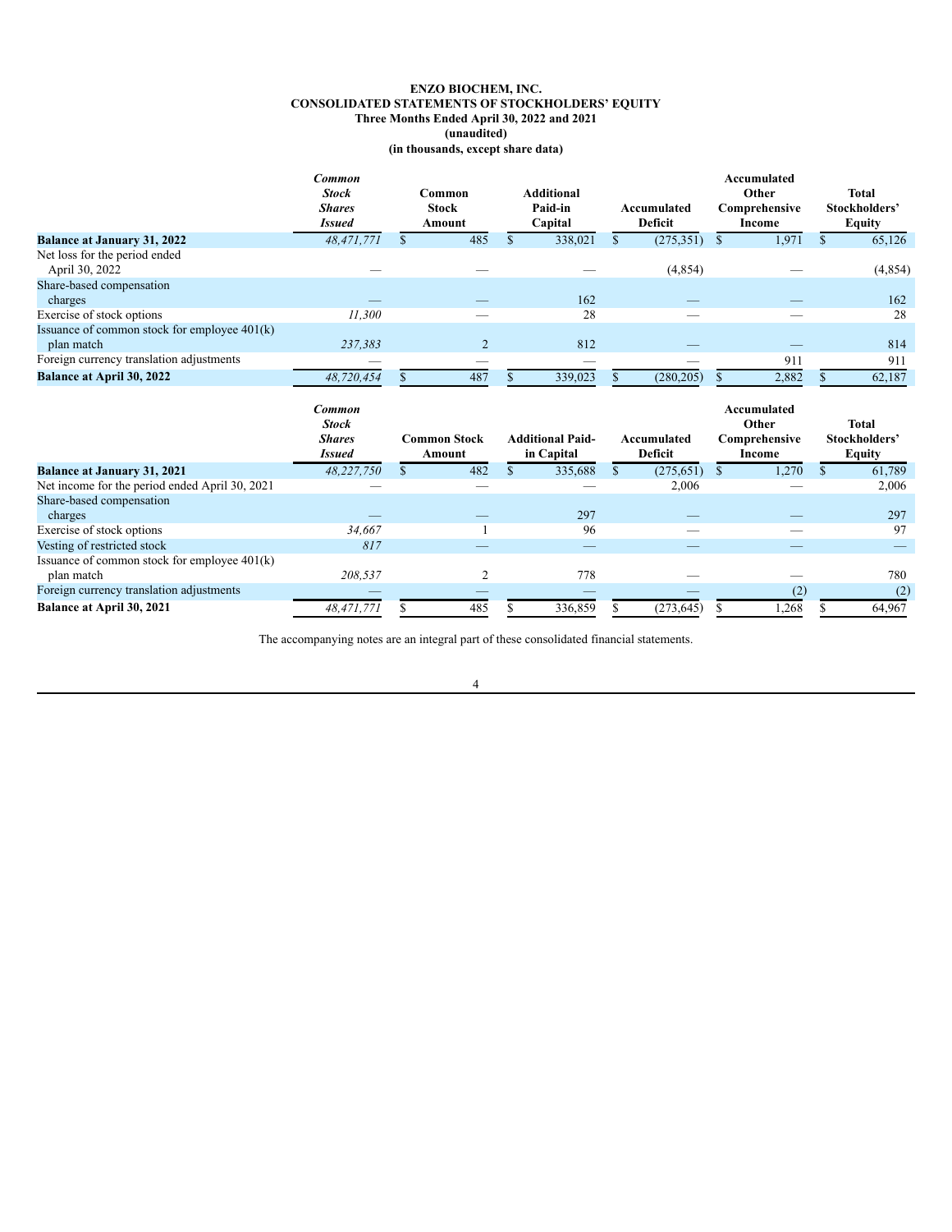# ENZO BIOCHEM, INC.
## CONSOLIDATED STATEMENTS OF STOCKHOLDERS' EQUITY
### Three Months Ended April 30, 2022 and 2021
### (unaudited)
### (in thousands, except share data)

| | *Common Stock Shares Issued* | Common Stock Amount | Additional Paid-in Capital | Accumulated Deficit | Accumulated Other Comprehensive Income | Total Stockholders' Equity |
|---|---|---|---|---|---|---|
| **Balance at January 31, 2022** | *48,471,771* | $ 485 | $ 338,021 | $ (275,351) | $ 1,971 | $ 65,126 |
| Net loss for the period ended April 30, 2022 | — | — | — | (4,854) | — | (4,854) |
| Share-based compensation charges | — | — | 162 | — | — | 162 |
| Exercise of stock options | *11,300* | — | 28 | — | — | 28 |
| Issuance of common stock for employee 401(k) plan match | *237,383* | 2 | 812 | — | — | 814 |
| Foreign currency translation adjustments | — | — | — | — | 911 | 911 |
| **Balance at April 30, 2022** | *48,720,454* | $ 487 | $ 339,023 | $ (280,205) | $ 2,882 | $ 62,187 |

| | *Common Stock Shares Issued* | Common Stock Amount | Additional Paid-in Capital | Accumulated Deficit | Accumulated Other Comprehensive Income | Total Stockholders' Equity |
|---|---|---|---|---|---|---|
| **Balance at January 31, 2021** | *48,227,750* | $ 482 | $ 335,688 | $ (275,651) | $ 1,270 | $ 61,789 |
| Net income for the period ended April 30, 2021 | — | — | — | 2,006 | — | 2,006 |
| Share-based compensation charges | — | — | 297 | — | — | 297 |
| Exercise of stock options | *34,667* | 1 | 96 | — | — | 97 |
| Vesting of restricted stock | *817* | — | — | — | — | — |
| Issuance of common stock for employee 401(k) plan match | *208,537* | 2 | 778 | — | — | 780 |
| Foreign currency translation adjustments | — | — | — | — | (2) | (2) |
| **Balance at April 30, 2021** | *48,471,771* | $ 485 | $ 336,859 | $ (273,645) | $ 1,268 | $ 64,967 |

The accompanying notes are an integral part of these consolidated financial statements.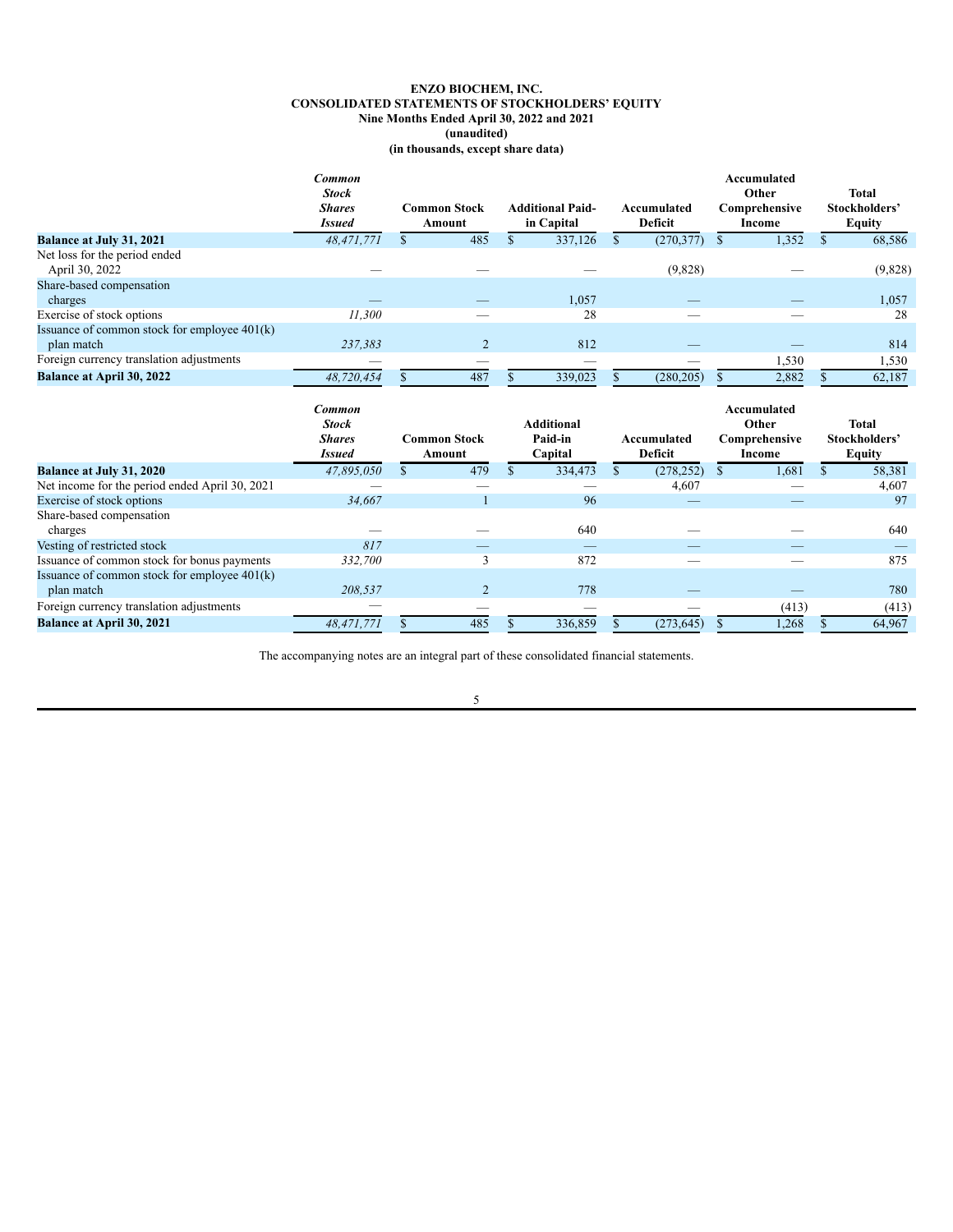**ENZO BIOCHEM, INC.**
**CONSOLIDATED STATEMENTS OF STOCKHOLDERS' EQUITY**
**Nine Months Ended April 30, 2022 and 2021**
**(unaudited)**
**(in thousands, except share data)**

| | *Common Stock Shares Issued* | Common Stock Amount | Additional Paid-in Capital | Accumulated Deficit | Accumulated Other Comprehensive Income | Total Stockholders' Equity |
|---|---|---|---|---|---|---|
| **Balance at July 31, 2021** | *48,471,771* | $ 485 | $ 337,126 | $ (270,377) | $ 1,352 | $ 68,586 |
| Net loss for the period ended April 30, 2022 | — | — | — | (9,828) | — | (9,828) |
| Share-based compensation charges | — | — | 1,057 | — | — | 1,057 |
| Exercise of stock options | *11,300* | — | 28 | — | — | 28 |
| Issuance of common stock for employee 401(k) plan match | *237,383* | 2 | 812 | — | — | 814 |
| Foreign currency translation adjustments | — | — | — | — | 1,530 | 1,530 |
| **Balance at April 30, 2022** | *48,720,454* | $ 487 | $ 339,023 | $ (280,205) | $ 2,882 | $ 62,187 |

| | *Common Stock Shares Issued* | Common Stock Amount | Additional Paid-in Capital | Accumulated Deficit | Accumulated Other Comprehensive Income | Total Stockholders' Equity |
|---|---|---|---|---|---|---|
| **Balance at July 31, 2020** | *47,895,050* | $ 479 | $ 334,473 | $ (278,252) | $ 1,681 | $ 58,381 |
| Net income for the period ended April 30, 2021 | — | — | — | 4,607 | — | 4,607 |
| Exercise of stock options | *34,667* | 1 | 96 | — | — | 97 |
| Share-based compensation charges | — | — | 640 | — | — | 640 |
| Vesting of restricted stock | *817* | — | — | — | — | — |
| Issuance of common stock for bonus payments | *332,700* | 3 | 872 | — | — | 875 |
| Issuance of common stock for employee 401(k) plan match | *208,537* | 2 | 778 | — | — | 780 |
| Foreign currency translation adjustments | — | — | — | — | (413) | (413) |
| **Balance at April 30, 2021** | *48,471,771* | $ 485 | $ 336,859 | $ (273,645) | $ 1,268 | $ 64,967 |

The accompanying notes are an integral part of these consolidated financial statements.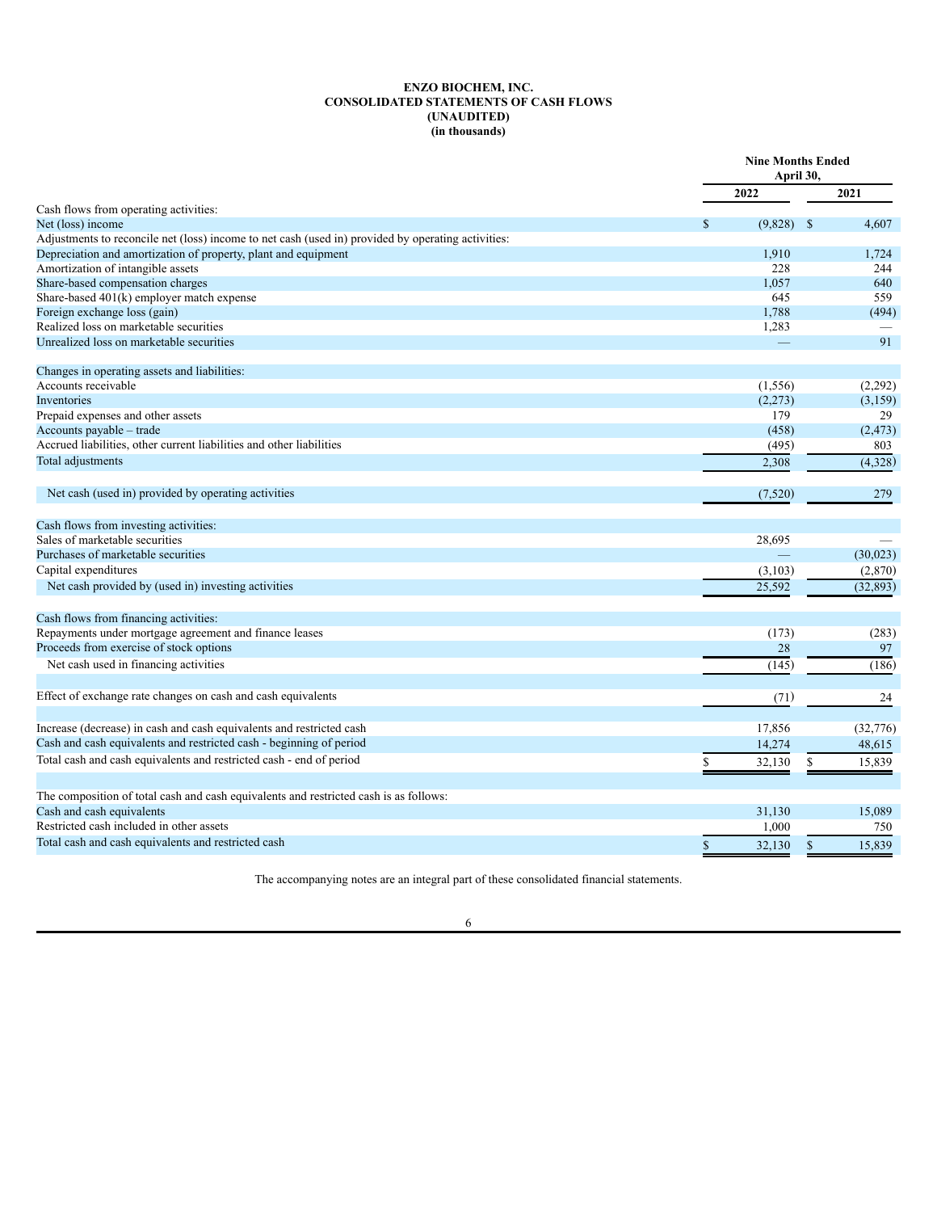**ENZO BIOCHEM, INC.**
**CONSOLIDATED STATEMENTS OF CASH FLOWS**
**(UNAUDITED)**
**(in thousands)**

| | Nine Months Ended April 30, | |
|---|---|---|
| | 2022 | 2021 |
| Cash flows from operating activities: | | |
| Net (loss) income | $ (9,828) | $ 4,607 |
| Adjustments to reconcile net (loss) income to net cash (used in) provided by operating activities: | | |
| Depreciation and amortization of property, plant and equipment | 1,910 | 1,724 |
| Amortization of intangible assets | 228 | 244 |
| Share-based compensation charges | 1,057 | 640 |
| Share-based 401(k) employer match expense | 645 | 559 |
| Foreign exchange loss (gain) | 1,788 | (494) |
| Realized loss on marketable securities | 1,283 | — |
| Unrealized loss on marketable securities | — | 91 |
| Changes in operating assets and liabilities: | | |
| Accounts receivable | (1,556) | (2,292) |
| Inventories | (2,273) | (3,159) |
| Prepaid expenses and other assets | 179 | 29 |
| Accounts payable – trade | (458) | (2,473) |
| Accrued liabilities, other current liabilities and other liabilities | (495) | 803 |
| Total adjustments | 2,308 | (4,328) |
| Net cash (used in) provided by operating activities | (7,520) | 279 |
| Cash flows from investing activities: | | |
| Sales of marketable securities | 28,695 | — |
| Purchases of marketable securities | — | (30,023) |
| Capital expenditures | (3,103) | (2,870) |
| Net cash provided by (used in) investing activities | 25,592 | (32,893) |
| Cash flows from financing activities: | | |
| Repayments under mortgage agreement and finance leases | (173) | (283) |
| Proceeds from exercise of stock options | 28 | 97 |
| Net cash used in financing activities | (145) | (186) |
| Effect of exchange rate changes on cash and cash equivalents | (71) | 24 |
| Increase (decrease) in cash and cash equivalents and restricted cash | 17,856 | (32,776) |
| Cash and cash equivalents and restricted cash - beginning of period | 14,274 | 48,615 |
| Total cash and cash equivalents and restricted cash - end of period | $ 32,130 | $ 15,839 |
| The composition of total cash and cash equivalents and restricted cash is as follows: | | |
| Cash and cash equivalents | 31,130 | 15,089 |
| Restricted cash included in other assets | 1,000 | 750 |
| Total cash and cash equivalents and restricted cash | $ 32,130 | $ 15,839 |

The accompanying notes are an integral part of these consolidated financial statements.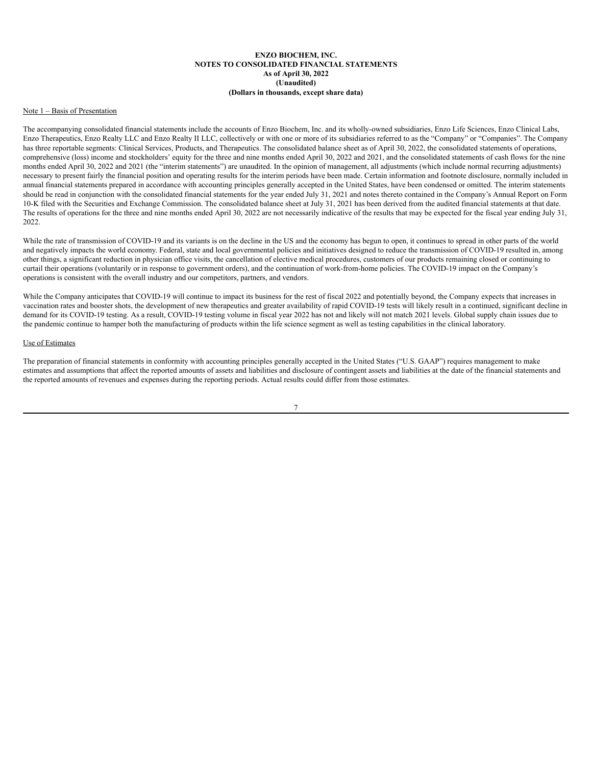**ENZO BIOCHEM, INC.**
**NOTES TO CONSOLIDATED FINANCIAL STATEMENTS**
**As of April 30, 2022**
**(Unaudited)**
**(Dollars in thousands, except share data)**

Note 1 – Basis of Presentation

The accompanying consolidated financial statements include the accounts of Enzo Biochem, Inc. and its wholly-owned subsidiaries, Enzo Life Sciences, Enzo Clinical Labs, Enzo Therapeutics, Enzo Realty LLC and Enzo Realty II LLC, collectively or with one or more of its subsidiaries referred to as the "Company" or "Companies". The Company has three reportable segments: Clinical Services, Products, and Therapeutics. The consolidated balance sheet as of April 30, 2022, the consolidated statements of operations, comprehensive (loss) income and stockholders' equity for the three and nine months ended April 30, 2022 and 2021, and the consolidated statements of cash flows for the nine months ended April 30, 2022 and 2021 (the "interim statements") are unaudited. In the opinion of management, all adjustments (which include normal recurring adjustments) necessary to present fairly the financial position and operating results for the interim periods have been made. Certain information and footnote disclosure, normally included in annual financial statements prepared in accordance with accounting principles generally accepted in the United States, have been condensed or omitted. The interim statements should be read in conjunction with the consolidated financial statements for the year ended July 31, 2021 and notes thereto contained in the Company's Annual Report on Form 10-K filed with the Securities and Exchange Commission. The consolidated balance sheet at July 31, 2021 has been derived from the audited financial statements at that date. The results of operations for the three and nine months ended April 30, 2022 are not necessarily indicative of the results that may be expected for the fiscal year ending July 31, 2022.

While the rate of transmission of COVID-19 and its variants is on the decline in the US and the economy has begun to open, it continues to spread in other parts of the world and negatively impacts the world economy. Federal, state and local governmental policies and initiatives designed to reduce the transmission of COVID-19 resulted in, among other things, a significant reduction in physician office visits, the cancellation of elective medical procedures, customers of our products remaining closed or continuing to curtail their operations (voluntarily or in response to government orders), and the continuation of work-from-home policies. The COVID-19 impact on the Company's operations is consistent with the overall industry and our competitors, partners, and vendors.

While the Company anticipates that COVID-19 will continue to impact its business for the rest of fiscal 2022 and potentially beyond, the Company expects that increases in vaccination rates and booster shots, the development of new therapeutics and greater availability of rapid COVID-19 tests will likely result in a continued, significant decline in demand for its COVID-19 testing. As a result, COVID-19 testing volume in fiscal year 2022 has not and likely will not match 2021 levels. Global supply chain issues due to the pandemic continue to hamper both the manufacturing of products within the life science segment as well as testing capabilities in the clinical laboratory.

Use of Estimates

The preparation of financial statements in conformity with accounting principles generally accepted in the United States ("U.S. GAAP") requires management to make estimates and assumptions that affect the reported amounts of assets and liabilities and disclosure of contingent assets and liabilities at the date of the financial statements and the reported amounts of revenues and expenses during the reporting periods. Actual results could differ from those estimates.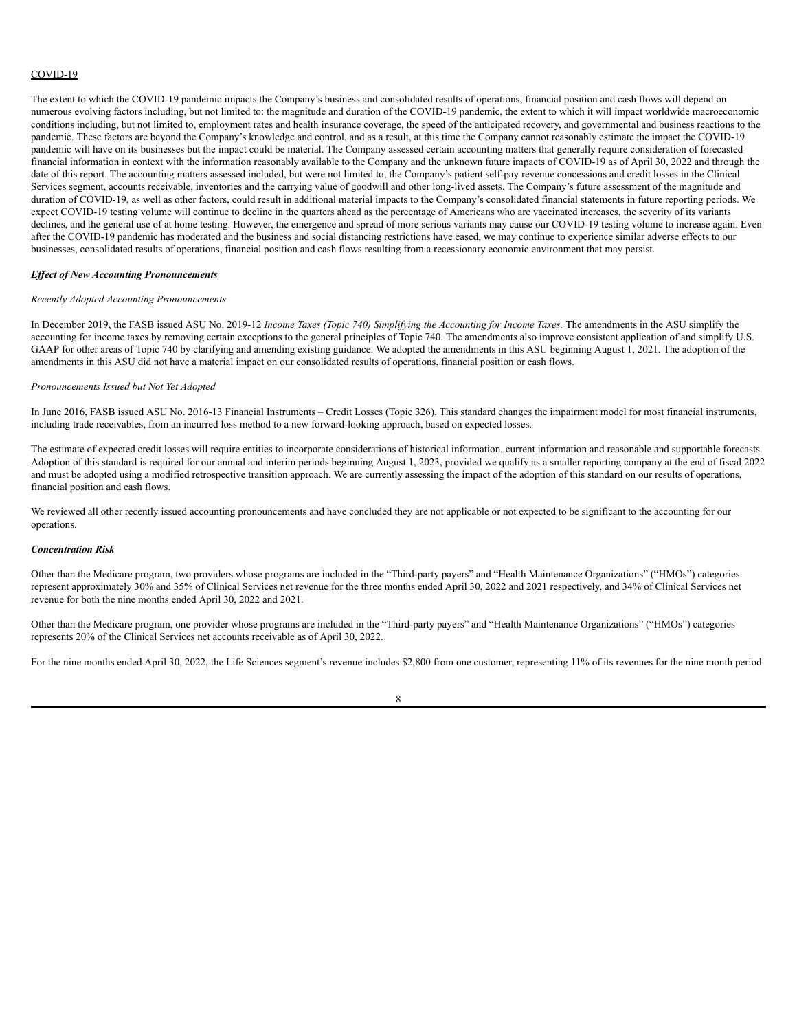COVID-19

The extent to which the COVID-19 pandemic impacts the Company's business and consolidated results of operations, financial position and cash flows will depend on numerous evolving factors including, but not limited to: the magnitude and duration of the COVID-19 pandemic, the extent to which it will impact worldwide macroeconomic conditions including, but not limited to, employment rates and health insurance coverage, the speed of the anticipated recovery, and governmental and business reactions to the pandemic. These factors are beyond the Company's knowledge and control, and as a result, at this time the Company cannot reasonably estimate the impact the COVID-19 pandemic will have on its businesses but the impact could be material. The Company assessed certain accounting matters that generally require consideration of forecasted financial information in context with the information reasonably available to the Company and the unknown future impacts of COVID-19 as of April 30, 2022 and through the date of this report. The accounting matters assessed included, but were not limited to, the Company's patient self-pay revenue concessions and credit losses in the Clinical Services segment, accounts receivable, inventories and the carrying value of goodwill and other long-lived assets. The Company's future assessment of the magnitude and duration of COVID-19, as well as other factors, could result in additional material impacts to the Company's consolidated financial statements in future reporting periods. We expect COVID-19 testing volume will continue to decline in the quarters ahead as the percentage of Americans who are vaccinated increases, the severity of its variants declines, and the general use of at home testing. However, the emergence and spread of more serious variants may cause our COVID-19 testing volume to increase again. Even after the COVID-19 pandemic has moderated and the business and social distancing restrictions have eased, we may continue to experience similar adverse effects to our businesses, consolidated results of operations, financial position and cash flows resulting from a recessionary economic environment that may persist.

***Effect of New Accounting Pronouncements***

*Recently Adopted Accounting Pronouncements*

In December 2019, the FASB issued ASU No. 2019-12 *Income Taxes (Topic 740) Simplifying the Accounting for Income Taxes.* The amendments in the ASU simplify the accounting for income taxes by removing certain exceptions to the general principles of Topic 740. The amendments also improve consistent application of and simplify U.S. GAAP for other areas of Topic 740 by clarifying and amending existing guidance. We adopted the amendments in this ASU beginning August 1, 2021. The adoption of the amendments in this ASU did not have a material impact on our consolidated results of operations, financial position or cash flows.

*Pronouncements Issued but Not Yet Adopted*

In June 2016, FASB issued ASU No. 2016-13 Financial Instruments – Credit Losses (Topic 326). This standard changes the impairment model for most financial instruments, including trade receivables, from an incurred loss method to a new forward-looking approach, based on expected losses.

The estimate of expected credit losses will require entities to incorporate considerations of historical information, current information and reasonable and supportable forecasts. Adoption of this standard is required for our annual and interim periods beginning August 1, 2023, provided we qualify as a smaller reporting company at the end of fiscal 2022 and must be adopted using a modified retrospective transition approach. We are currently assessing the impact of the adoption of this standard on our results of operations, financial position and cash flows.

We reviewed all other recently issued accounting pronouncements and have concluded they are not applicable or not expected to be significant to the accounting for our operations.

***Concentration Risk***

Other than the Medicare program, two providers whose programs are included in the "Third-party payers" and "Health Maintenance Organizations" ("HMOs") categories represent approximately 30% and 35% of Clinical Services net revenue for the three months ended April 30, 2022 and 2021 respectively, and 34% of Clinical Services net revenue for both the nine months ended April 30, 2022 and 2021.

Other than the Medicare program, one provider whose programs are included in the "Third-party payers" and "Health Maintenance Organizations" ("HMOs") categories represents 20% of the Clinical Services net accounts receivable as of April 30, 2022.

For the nine months ended April 30, 2022, the Life Sciences segment's revenue includes $2,800 from one customer, representing 11% of its revenues for the nine month period.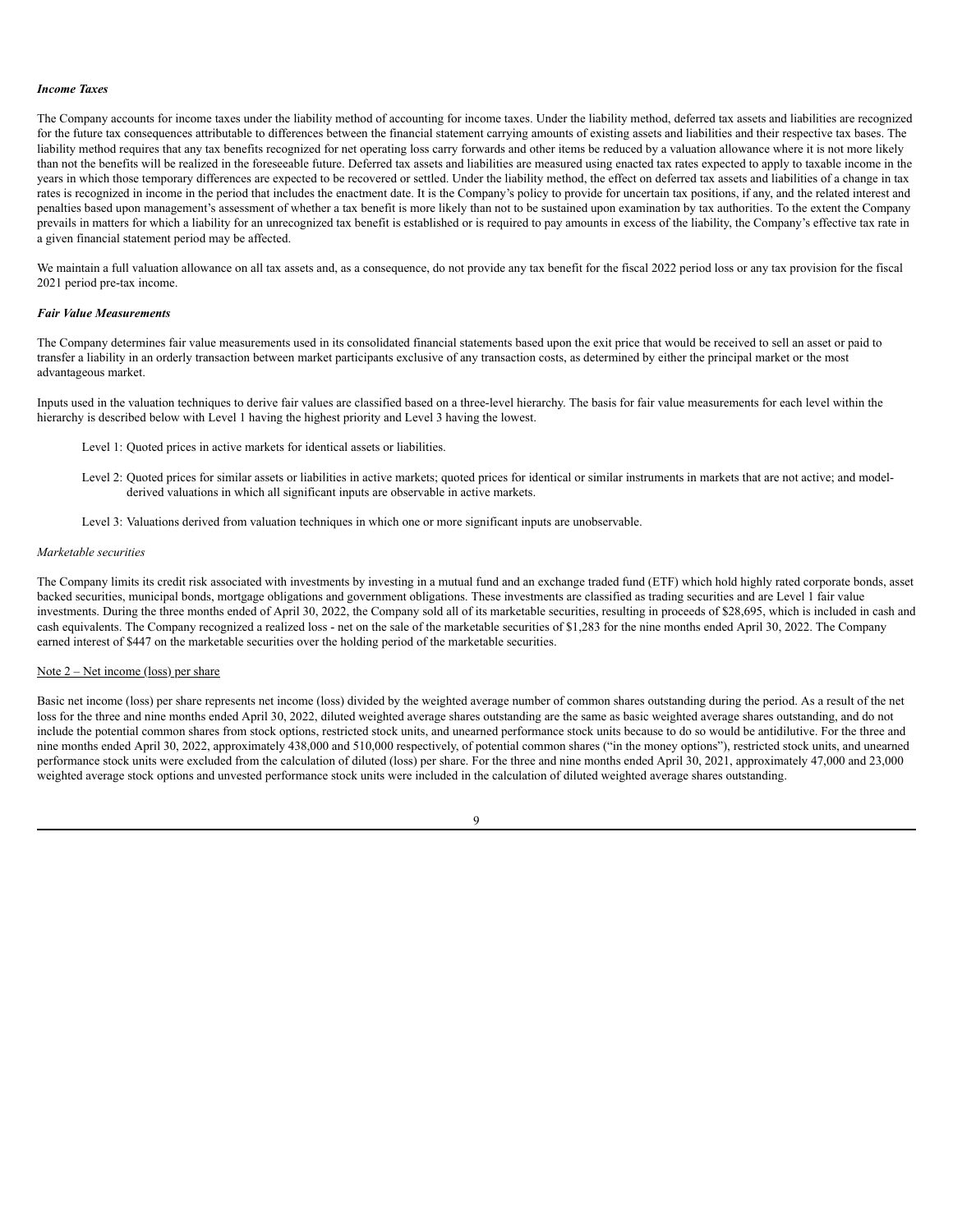***Income Taxes***

The Company accounts for income taxes under the liability method of accounting for income taxes. Under the liability method, deferred tax assets and liabilities are recognized for the future tax consequences attributable to differences between the financial statement carrying amounts of existing assets and liabilities and their respective tax bases. The liability method requires that any tax benefits recognized for net operating loss carry forwards and other items be reduced by a valuation allowance where it is not more likely than not the benefits will be realized in the foreseeable future. Deferred tax assets and liabilities are measured using enacted tax rates expected to apply to taxable income in the years in which those temporary differences are expected to be recovered or settled. Under the liability method, the effect on deferred tax assets and liabilities of a change in tax rates is recognized in income in the period that includes the enactment date. It is the Company's policy to provide for uncertain tax positions, if any, and the related interest and penalties based upon management's assessment of whether a tax benefit is more likely than not to be sustained upon examination by tax authorities. To the extent the Company prevails in matters for which a liability for an unrecognized tax benefit is established or is required to pay amounts in excess of the liability, the Company's effective tax rate in a given financial statement period may be affected.

We maintain a full valuation allowance on all tax assets and, as a consequence, do not provide any tax benefit for the fiscal 2022 period loss or any tax provision for the fiscal 2021 period pre-tax income.

***Fair Value Measurements***

The Company determines fair value measurements used in its consolidated financial statements based upon the exit price that would be received to sell an asset or paid to transfer a liability in an orderly transaction between market participants exclusive of any transaction costs, as determined by either the principal market or the most advantageous market.

Inputs used in the valuation techniques to derive fair values are classified based on a three-level hierarchy. The basis for fair value measurements for each level within the hierarchy is described below with Level 1 having the highest priority and Level 3 having the lowest.

Level 1: Quoted prices in active markets for identical assets or liabilities.

Level 2: Quoted prices for similar assets or liabilities in active markets; quoted prices for identical or similar instruments in markets that are not active; and model-derived valuations in which all significant inputs are observable in active markets.

Level 3: Valuations derived from valuation techniques in which one or more significant inputs are unobservable.

*Marketable securities*

The Company limits its credit risk associated with investments by investing in a mutual fund and an exchange traded fund (ETF) which hold highly rated corporate bonds, asset backed securities, municipal bonds, mortgage obligations and government obligations. These investments are classified as trading securities and are Level 1 fair value investments. During the three months ended of April 30, 2022, the Company sold all of its marketable securities, resulting in proceeds of $28,695, which is included in cash and cash equivalents. The Company recognized a realized loss - net on the sale of the marketable securities of $1,283 for the nine months ended April 30, 2022. The Company earned interest of $447 on the marketable securities over the holding period of the marketable securities.

Note 2 – Net income (loss) per share

Basic net income (loss) per share represents net income (loss) divided by the weighted average number of common shares outstanding during the period. As a result of the net loss for the three and nine months ended April 30, 2022, diluted weighted average shares outstanding are the same as basic weighted average shares outstanding, and do not include the potential common shares from stock options, restricted stock units, and unearned performance stock units because to do so would be antidilutive. For the three and nine months ended April 30, 2022, approximately 438,000 and 510,000 respectively, of potential common shares ("in the money options"), restricted stock units, and unearned performance stock units were excluded from the calculation of diluted (loss) per share. For the three and nine months ended April 30, 2021, approximately 47,000 and 23,000 weighted average stock options and unvested performance stock units were included in the calculation of diluted weighted average shares outstanding.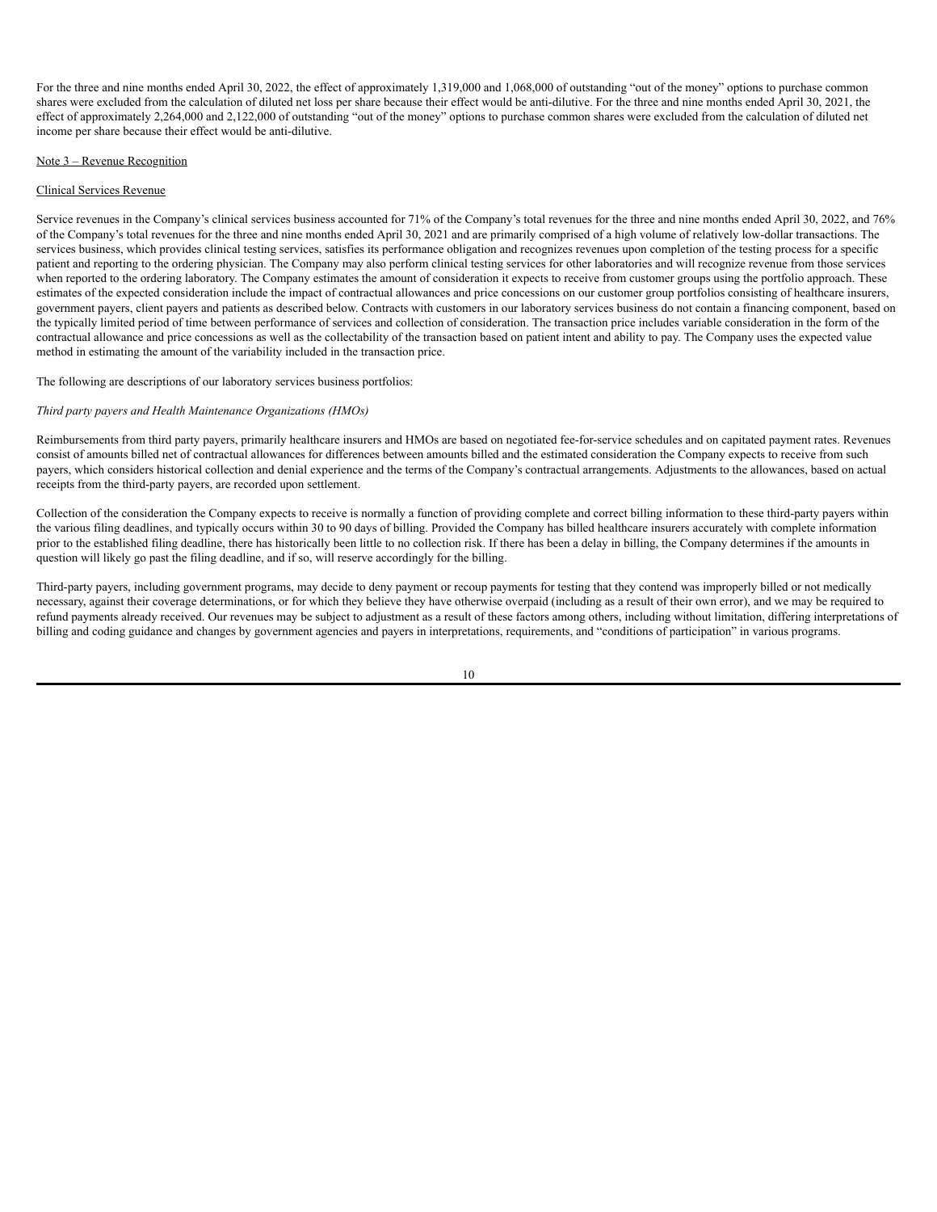For the three and nine months ended April 30, 2022, the effect of approximately 1,319,000 and 1,068,000 of outstanding "out of the money" options to purchase common shares were excluded from the calculation of diluted net loss per share because their effect would be anti-dilutive. For the three and nine months ended April 30, 2021, the effect of approximately 2,264,000 and 2,122,000 of outstanding "out of the money" options to purchase common shares were excluded from the calculation of diluted net income per share because their effect would be anti-dilutive.

Note 3 – Revenue Recognition

Clinical Services Revenue

Service revenues in the Company's clinical services business accounted for 71% of the Company's total revenues for the three and nine months ended April 30, 2022, and 76% of the Company's total revenues for the three and nine months ended April 30, 2021 and are primarily comprised of a high volume of relatively low-dollar transactions. The services business, which provides clinical testing services, satisfies its performance obligation and recognizes revenues upon completion of the testing process for a specific patient and reporting to the ordering physician. The Company may also perform clinical testing services for other laboratories and will recognize revenue from those services when reported to the ordering laboratory. The Company estimates the amount of consideration it expects to receive from customer groups using the portfolio approach. These estimates of the expected consideration include the impact of contractual allowances and price concessions on our customer group portfolios consisting of healthcare insurers, government payers, client payers and patients as described below. Contracts with customers in our laboratory services business do not contain a financing component, based on the typically limited period of time between performance of services and collection of consideration. The transaction price includes variable consideration in the form of the contractual allowance and price concessions as well as the collectability of the transaction based on patient intent and ability to pay. The Company uses the expected value method in estimating the amount of the variability included in the transaction price.

The following are descriptions of our laboratory services business portfolios:

*Third party payers and Health Maintenance Organizations (HMOs)*

Reimbursements from third party payers, primarily healthcare insurers and HMOs are based on negotiated fee-for-service schedules and on capitated payment rates. Revenues consist of amounts billed net of contractual allowances for differences between amounts billed and the estimated consideration the Company expects to receive from such payers, which considers historical collection and denial experience and the terms of the Company's contractual arrangements. Adjustments to the allowances, based on actual receipts from the third-party payers, are recorded upon settlement.

Collection of the consideration the Company expects to receive is normally a function of providing complete and correct billing information to these third-party payers within the various filing deadlines, and typically occurs within 30 to 90 days of billing. Provided the Company has billed healthcare insurers accurately with complete information prior to the established filing deadline, there has historically been little to no collection risk. If there has been a delay in billing, the Company determines if the amounts in question will likely go past the filing deadline, and if so, will reserve accordingly for the billing.

Third-party payers, including government programs, may decide to deny payment or recoup payments for testing that they contend was improperly billed or not medically necessary, against their coverage determinations, or for which they believe they have otherwise overpaid (including as a result of their own error), and we may be required to refund payments already received. Our revenues may be subject to adjustment as a result of these factors among others, including without limitation, differing interpretations of billing and coding guidance and changes by government agencies and payers in interpretations, requirements, and "conditions of participation" in various programs.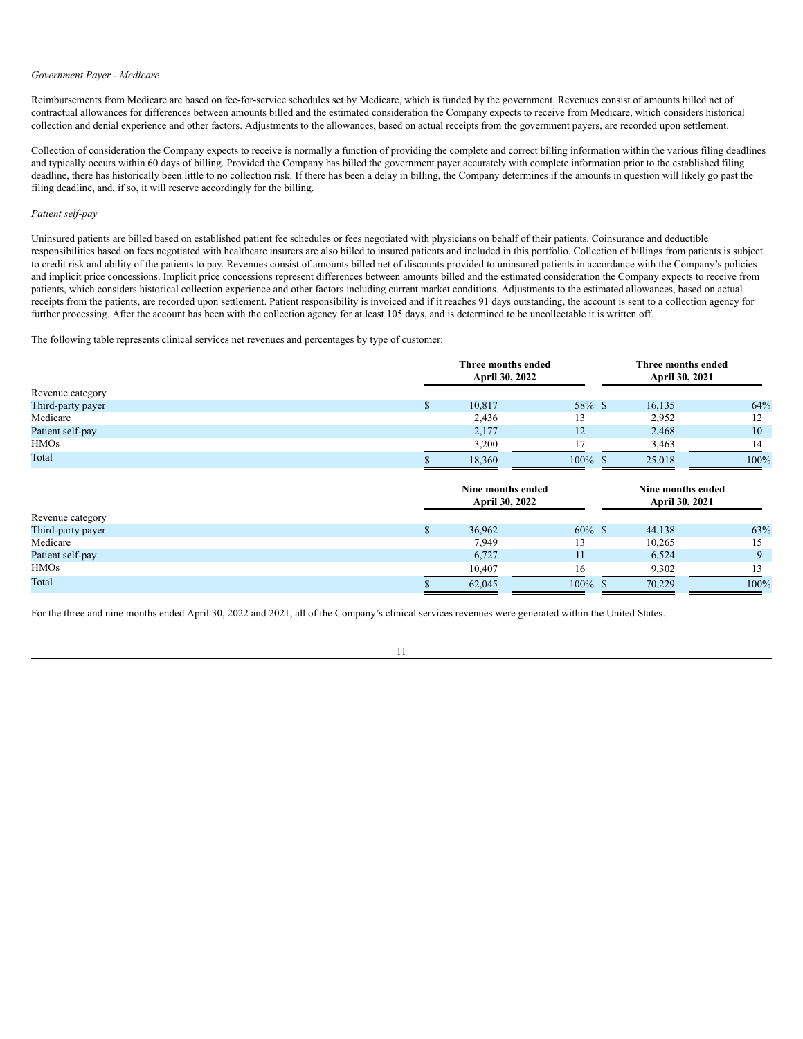*Government Payer - Medicare*

Reimbursements from Medicare are based on fee-for-service schedules set by Medicare, which is funded by the government. Revenues consist of amounts billed net of contractual allowances for differences between amounts billed and the estimated consideration the Company expects to receive from Medicare, which considers historical collection and denial experience and other factors. Adjustments to the allowances, based on actual receipts from the government payers, are recorded upon settlement.

Collection of consideration the Company expects to receive is normally a function of providing the complete and correct billing information within the various filing deadlines and typically occurs within 60 days of billing. Provided the Company has billed the government payer accurately with complete information prior to the established filing deadline, there has historically been little to no collection risk. If there has been a delay in billing, the Company determines if the amounts in question will likely go past the filing deadline, and, if so, it will reserve accordingly for the billing.

*Patient self-pay*

Uninsured patients are billed based on established patient fee schedules or fees negotiated with physicians on behalf of their patients. Coinsurance and deductible responsibilities based on fees negotiated with healthcare insurers are also billed to insured patients and included in this portfolio. Collection of billings from patients is subject to credit risk and ability of the patients to pay. Revenues consist of amounts billed net of discounts provided to uninsured patients in accordance with the Company's policies and implicit price concessions. Implicit price concessions represent differences between amounts billed and the estimated consideration the Company expects to receive from patients, which considers historical collection experience and other factors including current market conditions. Adjustments to the estimated allowances, based on actual receipts from the patients, are recorded upon settlement. Patient responsibility is invoiced and if it reaches 91 days outstanding, the account is sent to a collection agency for further processing. After the account has been with the collection agency for at least 105 days, and is determined to be uncollectable it is written off.

The following table represents clinical services net revenues and percentages by type of customer:

| | Three months ended April 30, 2022 | | Three months ended April 30, 2021 | |
|---|---|---|---|---|
| Revenue category | | | | |
| Third-party payer | $ 10,817 | 58% | $ 16,135 | 64% |
| Medicare | 2,436 | 13 | 2,952 | 12 |
| Patient self-pay | 2,177 | 12 | 2,468 | 10 |
| HMOs | 3,200 | 17 | 3,463 | 14 |
| Total | $ 18,360 | 100% | $ 25,018 | 100% |

| | Nine months ended April 30, 2022 | | Nine months ended April 30, 2021 | |
|---|---|---|---|---|
| Revenue category | | | | |
| Third-party payer | $ 36,962 | 60% | $ 44,138 | 63% |
| Medicare | 7,949 | 13 | 10,265 | 15 |
| Patient self-pay | 6,727 | 11 | 6,524 | 9 |
| HMOs | 10,407 | 16 | 9,302 | 13 |
| Total | $ 62,045 | 100% | $ 70,229 | 100% |

For the three and nine months ended April 30, 2022 and 2021, all of the Company's clinical services revenues were generated within the United States.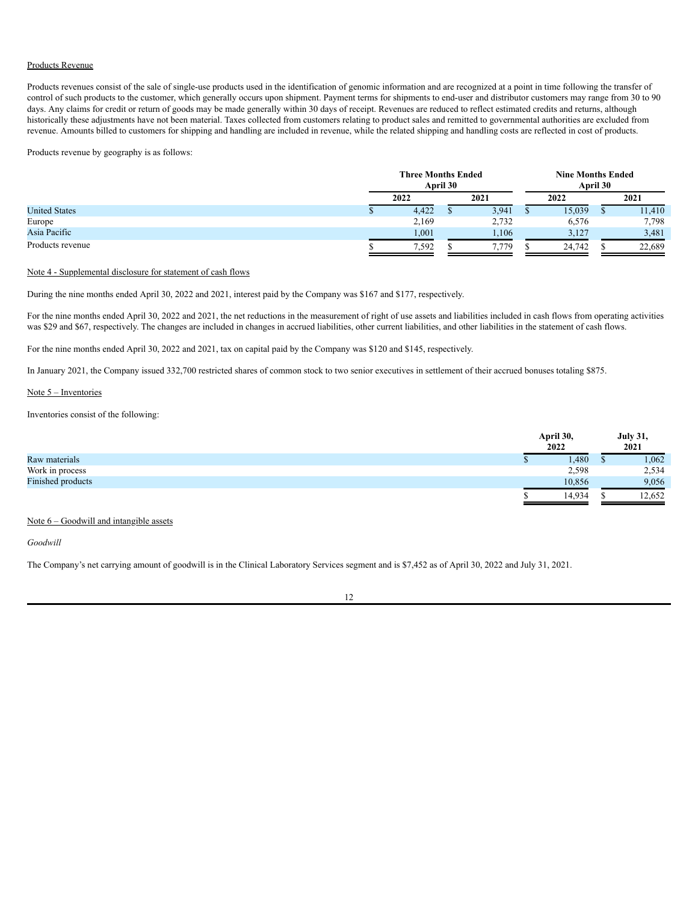Products Revenue

Products revenues consist of the sale of single-use products used in the identification of genomic information and are recognized at a point in time following the transfer of control of such products to the customer, which generally occurs upon shipment. Payment terms for shipments to end-user and distributor customers may range from 30 to 90 days. Any claims for credit or return of goods may be made generally within 30 days of receipt. Revenues are reduced to reflect estimated credits and returns, although historically these adjustments have not been material. Taxes collected from customers relating to product sales and remitted to governmental authorities are excluded from revenue. Amounts billed to customers for shipping and handling are included in revenue, while the related shipping and handling costs are reflected in cost of products.

Products revenue by geography is as follows:

| | Three Months Ended April 30 | | Nine Months Ended April 30 | |
|---|---|---|---|---|
| | 2022 | 2021 | 2022 | 2021 |
| United States | $ 4,422 | $ 3,941 | $ 15,039 | $ 11,410 |
| Europe | 2,169 | 2,732 | 6,576 | 7,798 |
| Asia Pacific | 1,001 | 1,106 | 3,127 | 3,481 |
| Products revenue | $ 7,592 | $ 7,779 | $ 24,742 | $ 22,689 |

Note 4 - Supplemental disclosure for statement of cash flows

During the nine months ended April 30, 2022 and 2021, interest paid by the Company was $167 and $177, respectively.

For the nine months ended April 30, 2022 and 2021, the net reductions in the measurement of right of use assets and liabilities included in cash flows from operating activities was $29 and $67, respectively. The changes are included in changes in accrued liabilities, other current liabilities, and other liabilities in the statement of cash flows.

For the nine months ended April 30, 2022 and 2021, tax on capital paid by the Company was $120 and $145, respectively.

In January 2021, the Company issued 332,700 restricted shares of common stock to two senior executives in settlement of their accrued bonuses totaling $875.

Note 5 – Inventories

Inventories consist of the following:

| | April 30, 2022 | July 31, 2021 |
|---|---|---|
| Raw materials | $ 1,480 | $ 1,062 |
| Work in process | 2,598 | 2,534 |
| Finished products | 10,856 | 9,056 |
| | $ 14,934 | $ 12,652 |

Note 6 – Goodwill and intangible assets

*Goodwill*

The Company's net carrying amount of goodwill is in the Clinical Laboratory Services segment and is $7,452 as of April 30, 2022 and July 31, 2021.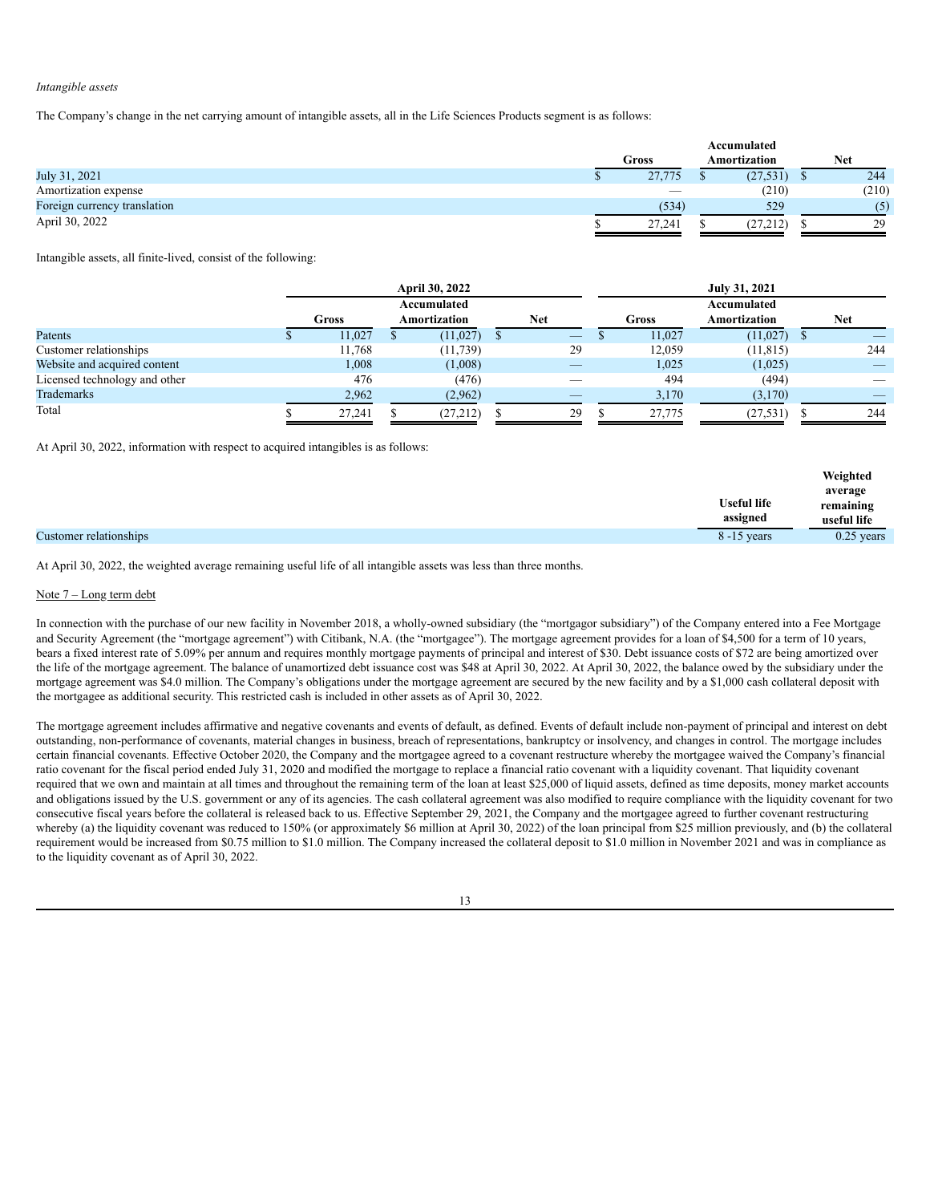*Intangible assets*

The Company's change in the net carrying amount of intangible assets, all in the Life Sciences Products segment is as follows:

| | Gross | Accumulated Amortization | Net |
|---|---|---|---|
| July 31, 2021 | $ 27,775 | $ (27,531) | $ 244 |
| Amortization expense | — | (210) | (210) |
| Foreign currency translation | (534) | 529 | (5) |
| April 30, 2022 | $ 27,241 | $ (27,212) | $ 29 |

Intangible assets, all finite-lived, consist of the following:

| | April 30, 2022 | | | July 31, 2021 | | |
|---|---|---|---|---|---|---|
| | Gross | Accumulated Amortization | Net | Gross | Accumulated Amortization | Net |
| Patents | $ 11,027 | $ (11,027) | $ — | $ 11,027 | (11,027) | $ — |
| Customer relationships | 11,768 | (11,739) | 29 | 12,059 | (11,815) | 244 |
| Website and acquired content | 1,008 | (1,008) | — | 1,025 | (1,025) | — |
| Licensed technology and other | 476 | (476) | — | 494 | (494) | — |
| Trademarks | 2,962 | (2,962) | — | 3,170 | (3,170) | — |
| Total | $ 27,241 | $ (27,212) | $ 29 | $ 27,775 | (27,531) | $ 244 |

At April 30, 2022, information with respect to acquired intangibles is as follows:

| | Useful life assigned | Weighted average remaining useful life |
|---|---|---|
| Customer relationships | 8 -15 years | 0.25 years |

At April 30, 2022, the weighted average remaining useful life of all intangible assets was less than three months.

Note 7 – Long term debt

In connection with the purchase of our new facility in November 2018, a wholly-owned subsidiary (the "mortgagor subsidiary") of the Company entered into a Fee Mortgage and Security Agreement (the "mortgage agreement") with Citibank, N.A. (the "mortgagee"). The mortgage agreement provides for a loan of $4,500 for a term of 10 years, bears a fixed interest rate of 5.09% per annum and requires monthly mortgage payments of principal and interest of $30. Debt issuance costs of $72 are being amortized over the life of the mortgage agreement. The balance of unamortized debt issuance cost was $48 at April 30, 2022. At April 30, 2022, the balance owed by the subsidiary under the mortgage agreement was $4.0 million. The Company's obligations under the mortgage agreement are secured by the new facility and by a $1,000 cash collateral deposit with the mortgagee as additional security. This restricted cash is included in other assets as of April 30, 2022.

The mortgage agreement includes affirmative and negative covenants and events of default, as defined. Events of default include non-payment of principal and interest on debt outstanding, non-performance of covenants, material changes in business, breach of representations, bankruptcy or insolvency, and changes in control. The mortgage includes certain financial covenants. Effective October 2020, the Company and the mortgagee agreed to a covenant restructure whereby the mortgagee waived the Company's financial ratio covenant for the fiscal period ended July 31, 2020 and modified the mortgage to replace a financial ratio covenant with a liquidity covenant. That liquidity covenant required that we own and maintain at all times and throughout the remaining term of the loan at least $25,000 of liquid assets, defined as time deposits, money market accounts and obligations issued by the U.S. government or any of its agencies. The cash collateral agreement was also modified to require compliance with the liquidity covenant for two consecutive fiscal years before the collateral is released back to us. Effective September 29, 2021, the Company and the mortgagee agreed to further covenant restructuring whereby (a) the liquidity covenant was reduced to 150% (or approximately $6 million at April 30, 2022) of the loan principal from $25 million previously, and (b) the collateral requirement would be increased from $0.75 million to $1.0 million. The Company increased the collateral deposit to $1.0 million in November 2021 and was in compliance as to the liquidity covenant as of April 30, 2022.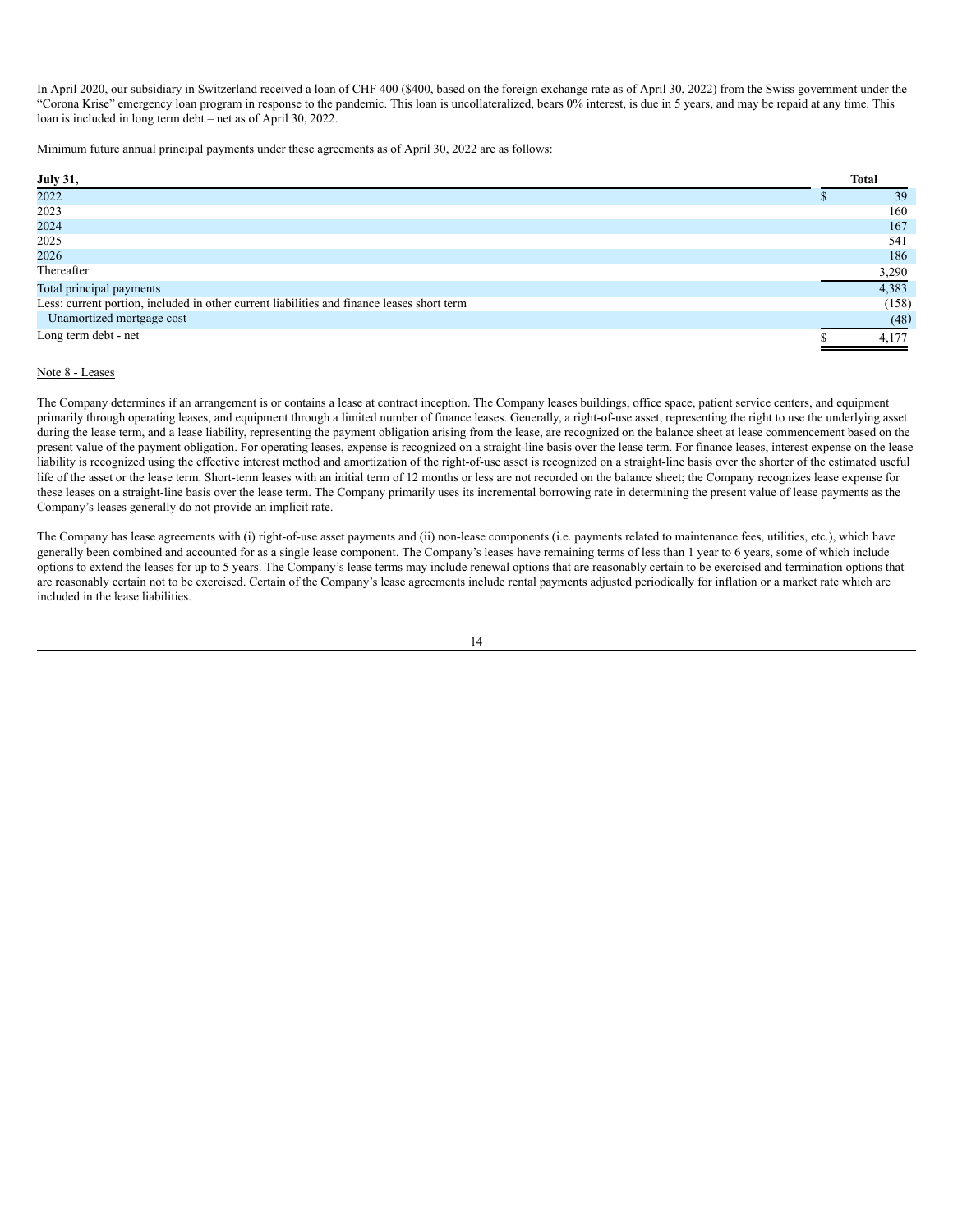In April 2020, our subsidiary in Switzerland received a loan of CHF 400 ($400, based on the foreign exchange rate as of April 30, 2022) from the Swiss government under the "Corona Krise" emergency loan program in response to the pandemic. This loan is uncollateralized, bears 0% interest, is due in 5 years, and may be repaid at any time. This loan is included in long term debt – net as of April 30, 2022.

Minimum future annual principal payments under these agreements as of April 30, 2022 are as follows:

| **July 31,** | **Total** |
|---|---|
| 2022 | $ 39 |
| 2023 | 160 |
| 2024 | 167 |
| 2025 | 541 |
| 2026 | 186 |
| Thereafter | 3,290 |
| Total principal payments | 4,383 |
| Less: current portion, included in other current liabilities and finance leases short term | (158) |
| Unamortized mortgage cost | (48) |
| Long term debt - net | $ 4,177 |

Note 8 - Leases

The Company determines if an arrangement is or contains a lease at contract inception. The Company leases buildings, office space, patient service centers, and equipment primarily through operating leases, and equipment through a limited number of finance leases. Generally, a right-of-use asset, representing the right to use the underlying asset during the lease term, and a lease liability, representing the payment obligation arising from the lease, are recognized on the balance sheet at lease commencement based on the present value of the payment obligation. For operating leases, expense is recognized on a straight-line basis over the lease term. For finance leases, interest expense on the lease liability is recognized using the effective interest method and amortization of the right-of-use asset is recognized on a straight-line basis over the shorter of the estimated useful life of the asset or the lease term. Short-term leases with an initial term of 12 months or less are not recorded on the balance sheet; the Company recognizes lease expense for these leases on a straight-line basis over the lease term. The Company primarily uses its incremental borrowing rate in determining the present value of lease payments as the Company's leases generally do not provide an implicit rate.

The Company has lease agreements with (i) right-of-use asset payments and (ii) non-lease components (i.e. payments related to maintenance fees, utilities, etc.), which have generally been combined and accounted for as a single lease component. The Company's leases have remaining terms of less than 1 year to 6 years, some of which include options to extend the leases for up to 5 years. The Company's lease terms may include renewal options that are reasonably certain to be exercised and termination options that are reasonably certain not to be exercised. Certain of the Company's lease agreements include rental payments adjusted periodically for inflation or a market rate which are included in the lease liabilities.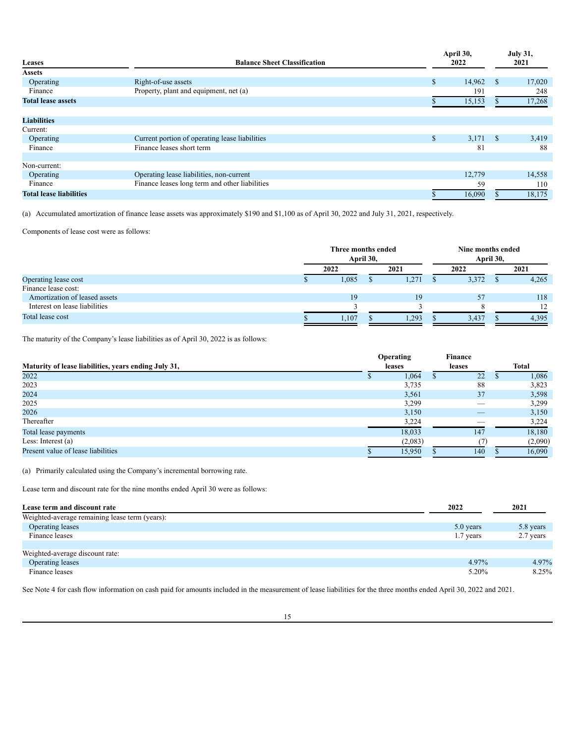| Leases | Balance Sheet Classification | April 30, 2022 | July 31, 2021 |
|---|---|---|---|
| **Assets** | | | |
| Operating | Right-of-use assets | $ 14,962 | $ 17,020 |
| Finance | Property, plant and equipment, net (a) | 191 | 248 |
| **Total lease assets** | | $ 15,153 | $ 17,268 |
| | | | |
| **Liabilities** | | | |
| Current: | | | |
| Operating | Current portion of operating lease liabilities | $ 3,171 | $ 3,419 |
| Finance | Finance leases short term | 81 | 88 |
| | | | |
| Non-current: | | | |
| Operating | Operating lease liabilities, non-current | 12,779 | 14,558 |
| Finance | Finance leases long term and other liabilities | 59 | 110 |
| **Total lease liabilities** | | $ 16,090 | $ 18,175 |

(a) Accumulated amortization of finance lease assets was approximately $190 and $1,100 as of April 30, 2022 and July 31, 2021, respectively.

Components of lease cost were as follows:

| | Three months ended April 30, | | Nine months ended April 30, | |
|---|---|---|---|---|
| | 2022 | 2021 | 2022 | 2021 |
| Operating lease cost | $ 1,085 | $ 1,271 | $ 3,372 | $ 4,265 |
| Finance lease cost: | | | | |
| Amortization of leased assets | 19 | 19 | 57 | 118 |
| Interest on lease liabilities | 3 | 3 | 8 | 12 |
| Total lease cost | $ 1,107 | $ 1,293 | $ 3,437 | $ 4,395 |

The maturity of the Company's lease liabilities as of April 30, 2022 is as follows:

| Maturity of lease liabilities, years ending July 31, | Operating leases | Finance leases | Total |
|---|---|---|---|
| 2022 | $ 1,064 | $ 22 | $ 1,086 |
| 2023 | 3,735 | 88 | 3,823 |
| 2024 | 3,561 | 37 | 3,598 |
| 2025 | 3,299 | — | 3,299 |
| 2026 | 3,150 | — | 3,150 |
| Thereafter | 3,224 | — | 3,224 |
| Total lease payments | 18,033 | 147 | 18,180 |
| Less: Interest (a) | (2,083) | (7) | (2,090) |
| Present value of lease liabilities | $ 15,950 | $ 140 | $ 16,090 |

(a) Primarily calculated using the Company's incremental borrowing rate.

Lease term and discount rate for the nine months ended April 30 were as follows:

| Lease term and discount rate | 2022 | 2021 |
|---|---|---|
| Weighted-average remaining lease term (years): | | |
| Operating leases | 5.0 years | 5.8 years |
| Finance leases | 1.7 years | 2.7 years |
| | | |
| Weighted-average discount rate: | | |
| Operating leases | 4.97% | 4.97% |
| Finance leases | 5.20% | 8.25% |

See Note 4 for cash flow information on cash paid for amounts included in the measurement of lease liabilities for the three months ended April 30, 2022 and 2021.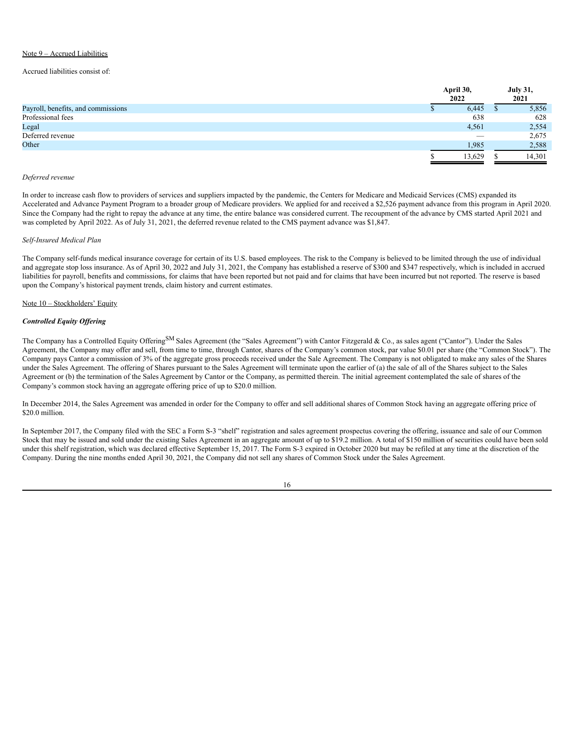Note 9 – Accrued Liabilities

Accrued liabilities consist of:

| | April 30, 2022 | July 31, 2021 |
|---|---|---|
| Payroll, benefits, and commissions | $ 6,445 | $ 5,856 |
| Professional fees | 638 | 628 |
| Legal | 4,561 | 2,554 |
| Deferred revenue | — | 2,675 |
| Other | 1,985 | 2,588 |
| | $ 13,629 | $ 14,301 |

*Deferred revenue*

In order to increase cash flow to providers of services and suppliers impacted by the pandemic, the Centers for Medicare and Medicaid Services (CMS) expanded its Accelerated and Advance Payment Program to a broader group of Medicare providers. We applied for and received a $2,526 payment advance from this program in April 2020. Since the Company had the right to repay the advance at any time, the entire balance was considered current. The recoupment of the advance by CMS started April 2021 and was completed by April 2022. As of July 31, 2021, the deferred revenue related to the CMS payment advance was $1,847.

*Self-Insured Medical Plan*

The Company self-funds medical insurance coverage for certain of its U.S. based employees. The risk to the Company is believed to be limited through the use of individual and aggregate stop loss insurance. As of April 30, 2022 and July 31, 2021, the Company has established a reserve of $300 and $347 respectively, which is included in accrued liabilities for payroll, benefits and commissions, for claims that have been reported but not paid and for claims that have been incurred but not reported. The reserve is based upon the Company's historical payment trends, claim history and current estimates.

Note 10 – Stockholders' Equity

***Controlled Equity Offering***

The Company has a Controlled Equity Offering[SM] Sales Agreement (the "Sales Agreement") with Cantor Fitzgerald & Co., as sales agent ("Cantor"). Under the Sales Agreement, the Company may offer and sell, from time to time, through Cantor, shares of the Company's common stock, par value $0.01 per share (the "Common Stock"). The Company pays Cantor a commission of 3% of the aggregate gross proceeds received under the Sale Agreement. The Company is not obligated to make any sales of the Shares under the Sales Agreement. The offering of Shares pursuant to the Sales Agreement will terminate upon the earlier of (a) the sale of all of the Shares subject to the Sales Agreement or (b) the termination of the Sales Agreement by Cantor or the Company, as permitted therein. The initial agreement contemplated the sale of shares of the Company's common stock having an aggregate offering price of up to $20.0 million.

In December 2014, the Sales Agreement was amended in order for the Company to offer and sell additional shares of Common Stock having an aggregate offering price of $20.0 million.

In September 2017, the Company filed with the SEC a Form S-3 "shelf" registration and sales agreement prospectus covering the offering, issuance and sale of our Common Stock that may be issued and sold under the existing Sales Agreement in an aggregate amount of up to $19.2 million. A total of $150 million of securities could have been sold under this shelf registration, which was declared effective September 15, 2017. The Form S-3 expired in October 2020 but may be refiled at any time at the discretion of the Company. During the nine months ended April 30, 2021, the Company did not sell any shares of Common Stock under the Sales Agreement.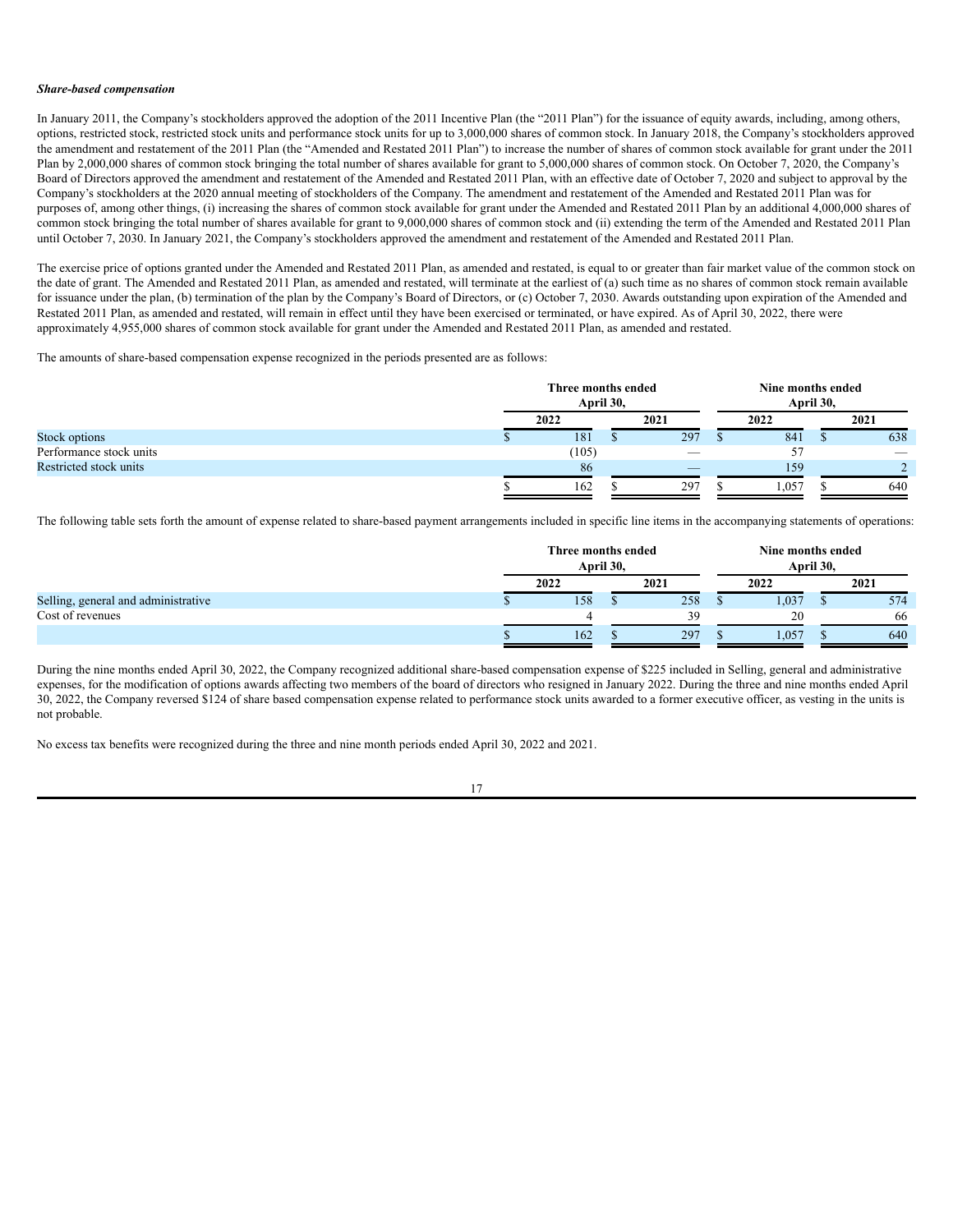***Share-based compensation***

In January 2011, the Company's stockholders approved the adoption of the 2011 Incentive Plan (the "2011 Plan") for the issuance of equity awards, including, among others, options, restricted stock, restricted stock units and performance stock units for up to 3,000,000 shares of common stock. In January 2018, the Company's stockholders approved the amendment and restatement of the 2011 Plan (the "Amended and Restated 2011 Plan") to increase the number of shares of common stock available for grant under the 2011 Plan by 2,000,000 shares of common stock bringing the total number of shares available for grant to 5,000,000 shares of common stock. On October 7, 2020, the Company's Board of Directors approved the amendment and restatement of the Amended and Restated 2011 Plan, with an effective date of October 7, 2020 and subject to approval by the Company's stockholders at the 2020 annual meeting of stockholders of the Company. The amendment and restatement of the Amended and Restated 2011 Plan was for purposes of, among other things, (i) increasing the shares of common stock available for grant under the Amended and Restated 2011 Plan by an additional 4,000,000 shares of common stock bringing the total number of shares available for grant to 9,000,000 shares of common stock and (ii) extending the term of the Amended and Restated 2011 Plan until October 7, 2030. In January 2021, the Company's stockholders approved the amendment and restatement of the Amended and Restated 2011 Plan.

The exercise price of options granted under the Amended and Restated 2011 Plan, as amended and restated, is equal to or greater than fair market value of the common stock on the date of grant. The Amended and Restated 2011 Plan, as amended and restated, will terminate at the earliest of (a) such time as no shares of common stock remain available for issuance under the plan, (b) termination of the plan by the Company's Board of Directors, or (c) October 7, 2030. Awards outstanding upon expiration of the Amended and Restated 2011 Plan, as amended and restated, will remain in effect until they have been exercised or terminated, or have expired. As of April 30, 2022, there were approximately 4,955,000 shares of common stock available for grant under the Amended and Restated 2011 Plan, as amended and restated.

The amounts of share-based compensation expense recognized in the periods presented are as follows:

| | Three months ended April 30, | | Nine months ended April 30, | |
|---|---|---|---|---|
| | 2022 | 2021 | 2022 | 2021 |
| Stock options | $ 181 | $ 297 | $ 841 | $ 638 |
| Performance stock units | (105) | — | 57 | — |
| Restricted stock units | 86 | — | 159 | 2 |
| | $ 162 | $ 297 | $ 1,057 | $ 640 |

The following table sets forth the amount of expense related to share-based payment arrangements included in specific line items in the accompanying statements of operations:

| | Three months ended April 30, | | Nine months ended April 30, | |
|---|---|---|---|---|
| | 2022 | 2021 | 2022 | 2021 |
| Selling, general and administrative | $ 158 | $ 258 | $ 1,037 | $ 574 |
| Cost of revenues | 4 | 39 | 20 | 66 |
| | $ 162 | $ 297 | $ 1,057 | $ 640 |

During the nine months ended April 30, 2022, the Company recognized additional share-based compensation expense of $225 included in Selling, general and administrative expenses, for the modification of options awards affecting two members of the board of directors who resigned in January 2022. During the three and nine months ended April 30, 2022, the Company reversed $124 of share based compensation expense related to performance stock units awarded to a former executive officer, as vesting in the units is not probable.

No excess tax benefits were recognized during the three and nine month periods ended April 30, 2022 and 2021.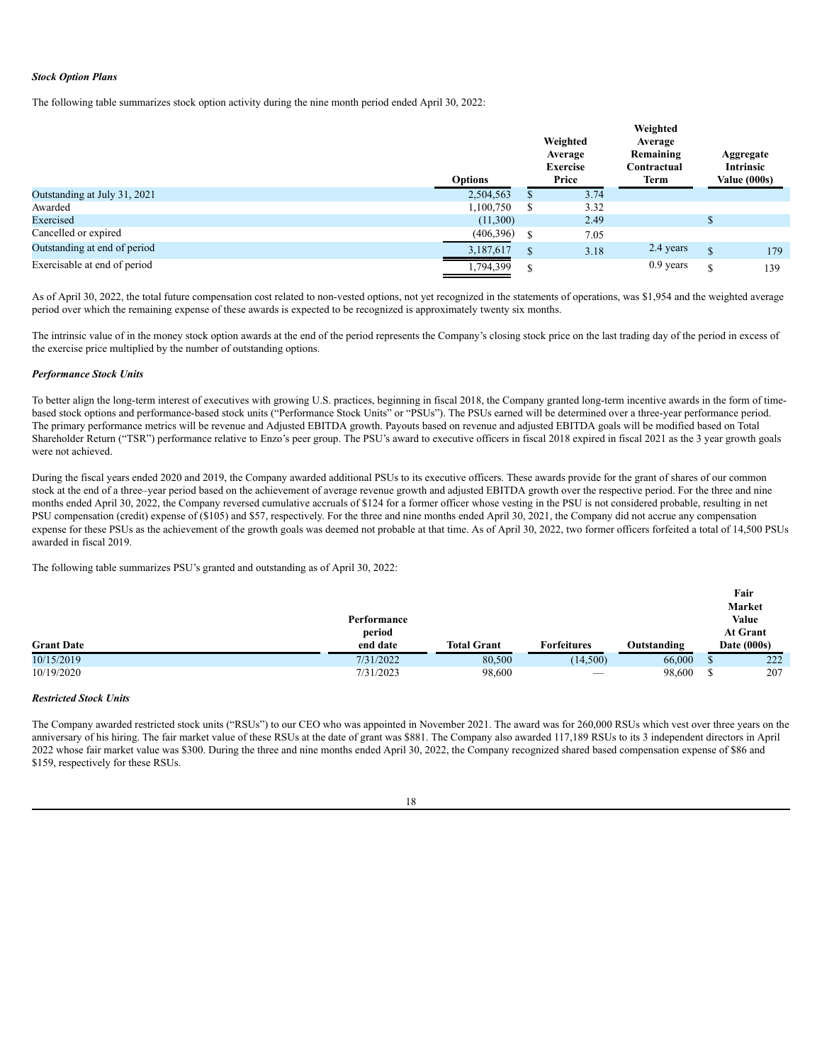***Stock Option Plans***

The following table summarizes stock option activity during the nine month period ended April 30, 2022:

| | Options | Weighted Average Exercise Price | Weighted Average Remaining Contractual Term | Aggregate Intrinsic Value (000s) |
|---|---|---|---|---|
| Outstanding at July 31, 2021 | 2,504,563 | $ 3.74 | | |
| Awarded | 1,100,750 | $ 3.32 | | |
| Exercised | (11,300) | 2.49 | | $ |
| Cancelled or expired | (406,396) | $ 7.05 | | |
| Outstanding at end of period | 3,187,617 | $ 3.18 | 2.4 years | $ 179 |
| Exercisable at end of period | 1,794,399 | $ | 0.9 years | $ 139 |

As of April 30, 2022, the total future compensation cost related to non-vested options, not yet recognized in the statements of operations, was $1,954 and the weighted average period over which the remaining expense of these awards is expected to be recognized is approximately twenty six months.

The intrinsic value of in the money stock option awards at the end of the period represents the Company's closing stock price on the last trading day of the period in excess of the exercise price multiplied by the number of outstanding options.

***Performance Stock Units***

To better align the long-term interest of executives with growing U.S. practices, beginning in fiscal 2018, the Company granted long-term incentive awards in the form of time-based stock options and performance-based stock units ("Performance Stock Units" or "PSUs"). The PSUs earned will be determined over a three-year performance period. The primary performance metrics will be revenue and Adjusted EBITDA growth. Payouts based on revenue and adjusted EBITDA goals will be modified based on Total Shareholder Return ("TSR") performance relative to Enzo's peer group. The PSU's award to executive officers in fiscal 2018 expired in fiscal 2021 as the 3 year growth goals were not achieved.

During the fiscal years ended 2020 and 2019, the Company awarded additional PSUs to its executive officers. These awards provide for the grant of shares of our common stock at the end of a three–year period based on the achievement of average revenue growth and adjusted EBITDA growth over the respective period. For the three and nine months ended April 30, 2022, the Company reversed cumulative accruals of $124 for a former officer whose vesting in the PSU is not considered probable, resulting in net PSU compensation (credit) expense of ($105) and $57, respectively. For the three and nine months ended April 30, 2021, the Company did not accrue any compensation expense for these PSUs as the achievement of the growth goals was deemed not probable at that time. As of April 30, 2022, two former officers forfeited a total of 14,500 PSUs awarded in fiscal 2019.

The following table summarizes PSU's granted and outstanding as of April 30, 2022:

| Grant Date | Performance period end date | Total Grant | Forfeitures | Outstanding | Fair Market Value At Grant Date (000s) |
|---|---|---|---|---|---|
| 10/15/2019 | 7/31/2022 | 80,500 | (14,500) | 66,000 | $ 222 |
| 10/19/2020 | 7/31/2023 | 98,600 | — | 98,600 | $ 207 |

***Restricted Stock Units***

The Company awarded restricted stock units ("RSUs") to our CEO who was appointed in November 2021. The award was for 260,000 RSUs which vest over three years on the anniversary of his hiring. The fair market value of these RSUs at the date of grant was $881. The Company also awarded 117,189 RSUs to its 3 independent directors in April 2022 whose fair market value was $300. During the three and nine months ended April 30, 2022, the Company recognized shared based compensation expense of $86 and $159, respectively for these RSUs.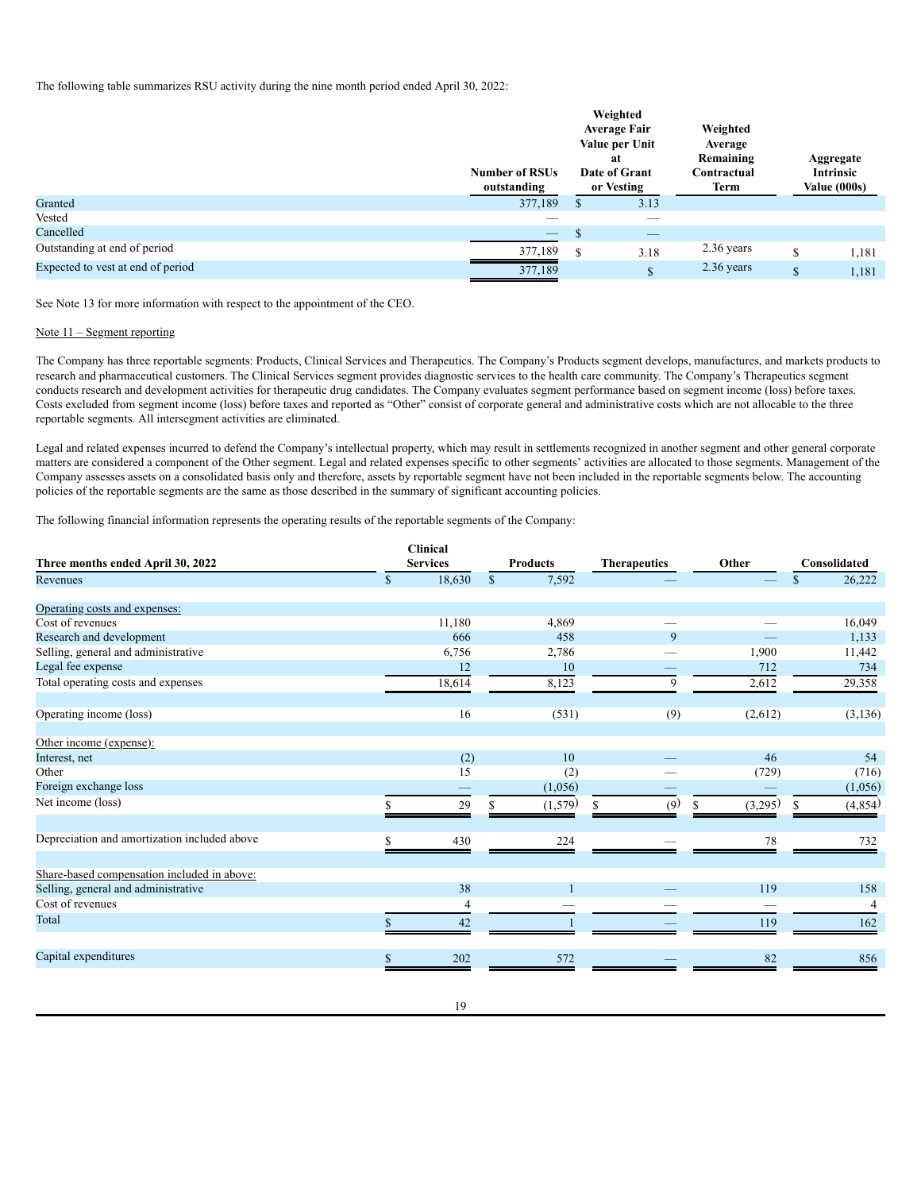The following table summarizes RSU activity during the nine month period ended April 30, 2022:

| | Number of RSUs outstanding | Weighted Average Fair Value per Unit at Date of Grant or Vesting | Weighted Average Remaining Contractual Term | Aggregate Intrinsic Value (000s) |
|---|---|---|---|---|
| Granted | 377,189 | $ 3.13 | | |
| Vested | — | — | | |
| Cancelled | — | $ — | | |
| Outstanding at end of period | 377,189 | $ 3.18 | 2.36 years | $ 1,181 |
| Expected to vest at end of period | 377,189 | $ | 2.36 years | $ 1,181 |

See Note 13 for more information with respect to the appointment of the CEO.

Note 11 – Segment reporting

The Company has three reportable segments: Products, Clinical Services and Therapeutics. The Company's Products segment develops, manufactures, and markets products to research and pharmaceutical customers. The Clinical Services segment provides diagnostic services to the health care community. The Company's Therapeutics segment conducts research and development activities for therapeutic drug candidates. The Company evaluates segment performance based on segment income (loss) before taxes. Costs excluded from segment income (loss) before taxes and reported as "Other" consist of corporate general and administrative costs which are not allocable to the three reportable segments. All intersegment activities are eliminated.

Legal and related expenses incurred to defend the Company's intellectual property, which may result in settlements recognized in another segment and other general corporate matters are considered a component of the Other segment. Legal and related expenses specific to other segments' activities are allocated to those segments. Management of the Company assesses assets on a consolidated basis only and therefore, assets by reportable segment have not been included in the reportable segments below. The accounting policies of the reportable segments are the same as those described in the summary of significant accounting policies.

The following financial information represents the operating results of the reportable segments of the Company:

| Three months ended April 30, 2022 | Clinical Services | Products | Therapeutics | Other | Consolidated |
|---|---|---|---|---|---|
| Revenues | $ 18,630 | $ 7,592 | — | — | $ 26,222 |
| Operating costs and expenses: | | | | | |
| Cost of revenues | 11,180 | 4,869 | — | — | 16,049 |
| Research and development | 666 | 458 | 9 | — | 1,133 |
| Selling, general and administrative | 6,756 | 2,786 | — | 1,900 | 11,442 |
| Legal fee expense | 12 | 10 | — | 712 | 734 |
| Total operating costs and expenses | 18,614 | 8,123 | 9 | 2,612 | 29,358 |
| Operating income (loss) | 16 | (531) | (9) | (2,612) | (3,136) |
| Other income (expense): | | | | | |
| Interest, net | (2) | 10 | — | 46 | 54 |
| Other | 15 | (2) | — | (729) | (716) |
| Foreign exchange loss | — | (1,056) | — | — | (1,056) |
| Net income (loss) | $ 29 | $ (1,579) | $ (9) | $ (3,295) | $ (4,854) |
| Depreciation and amortization included above | $ 430 | 224 | — | 78 | 732 |
| Share-based compensation included in above: | | | | | |
| Selling, general and administrative | 38 | 1 | — | 119 | 158 |
| Cost of revenues | 4 | — | — | — | 4 |
| Total | $ 42 | 1 | — | 119 | 162 |
| Capital expenditures | $ 202 | 572 | — | 82 | 856 |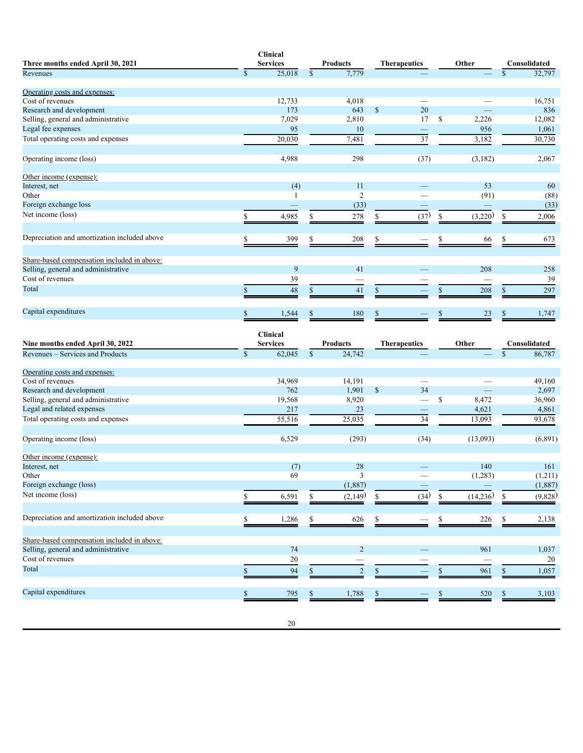| Three months ended April 30, 2021 | Clinical Services | Products | Therapeutics | Other | Consolidated |
|---|---|---|---|---|---|
| Revenues | $ 25,018 | $ 7,779 | — | — | $ 32,797 |
| Operating costs and expenses: | | | | | |
| Cost of revenues | 12,733 | 4,018 | — | — | 16,751 |
| Research and development | 173 | 643 | $ 20 | — | 836 |
| Selling, general and administrative | 7,029 | 2,810 | 17 | $ 2,226 | 12,082 |
| Legal fee expenses | 95 | 10 | — | 956 | 1,061 |
| Total operating costs and expenses | 20,030 | 7,481 | 37 | 3,182 | 30,730 |
| Operating income (loss) | 4,988 | 298 | (37) | (3,182) | 2,067 |
| Other income (expense): | | | | | |
| Interest, net | (4) | 11 | — | 53 | 60 |
| Other | 1 | 2 | — | (91) | (88) |
| Foreign exchange loss | — | (33) | — | — | (33) |
| Net income (loss) | $ 4,985 | $ 278 | $ (37) | $ (3,220) | $ 2,006 |
| Depreciation and amortization included above | $ 399 | $ 208 | $ — | $ 66 | $ 673 |
| Share-based compensation included in above: | | | | | |
| Selling, general and administrative | 9 | 41 | — | 208 | 258 |
| Cost of revenues | 39 | — | — | — | 39 |
| Total | $ 48 | $ 41 | $ — | $ 208 | $ 297 |
| Capital expenditures | $ 1,544 | $ 180 | $ — | $ 23 | $ 1,747 |

| Nine months ended April 30, 2022 | Clinical Services | Products | Therapeutics | Other | Consolidated |
|---|---|---|---|---|---|
| Revenues – Services and Products | $ 62,045 | $ 24,742 | — | — | $ 86,787 |
| Operating costs and expenses: | | | | | |
| Cost of revenues | 34,969 | 14,191 | — | — | 49,160 |
| Research and development | 762 | 1,901 | $ 34 | — | 2,697 |
| Selling, general and administrative | 19,568 | 8,920 | — | $ 8,472 | 36,960 |
| Legal and related expenses | 217 | 23 | — | 4,621 | 4,861 |
| Total operating costs and expenses | 55,516 | 25,035 | 34 | 13,093 | 93,678 |
| Operating income (loss) | 6,529 | (293) | (34) | (13,093) | (6,891) |
| Other income (expense): | | | | | |
| Interest, net | (7) | 28 | — | 140 | 161 |
| Other | 69 | 3 | — | (1,283) | (1,211) |
| Foreign exchange (loss) | | (1,887) | — | — | (1,887) |
| Net income (loss) | $ 6,591 | $ (2,149) | $ (34) | $ (14,236) | $ (9,828) |
| Depreciation and amortization included above | $ 1,286 | $ 626 | $ — | $ 226 | $ 2,138 |
| Share-based compensation included in above: | | | | | |
| Selling, general and administrative | 74 | 2 | — | 961 | 1,037 |
| Cost of revenues | 20 | — | — | — | 20 |
| Total | $ 94 | $ 2 | $ — | $ 961 | $ 1,057 |
| Capital expenditures | $ 795 | $ 1,788 | $ — | $ 520 | $ 3,103 |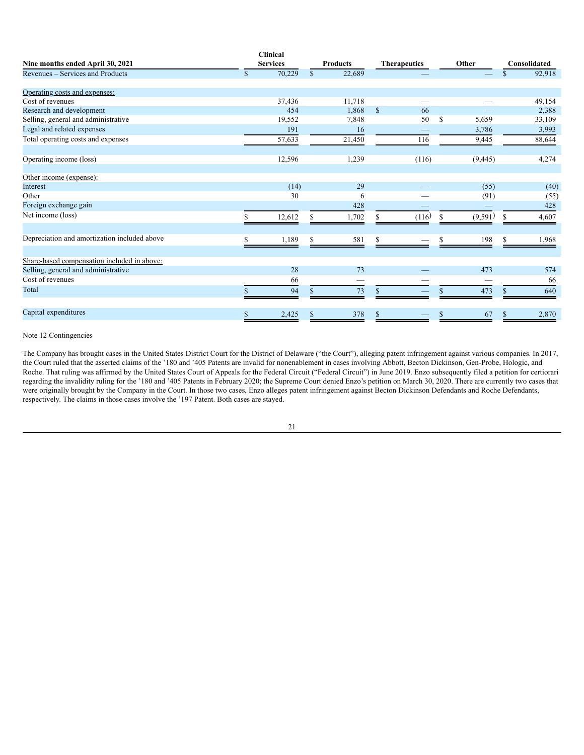| Nine months ended April 30, 2021 | Clinical Services | Products | Therapeutics | Other | Consolidated |
|---|---|---|---|---|---|
| Revenues – Services and Products | $ 70,229 | $ 22,689 | — | — | $ 92,918 |
| | | | | | |
| Operating costs and expenses: | | | | | |
| Cost of revenues | 37,436 | 11,718 | — | — | 49,154 |
| Research and development | 454 | 1,868 | $ 66 | — | 2,388 |
| Selling, general and administrative | 19,552 | 7,848 | 50 | $ 5,659 | 33,109 |
| Legal and related expenses | 191 | 16 | — | 3,786 | 3,993 |
| Total operating costs and expenses | 57,633 | 21,450 | 116 | 9,445 | 88,644 |
| | | | | | |
| Operating income (loss) | 12,596 | 1,239 | (116) | (9,445) | 4,274 |
| | | | | | |
| Other income (expense): | | | | | |
| Interest | (14) | 29 | — | (55) | (40) |
| Other | 30 | 6 | — | (91) | (55) |
| Foreign exchange gain | | 428 | — | — | 428 |
| Net income (loss) | $ 12,612 | $ 1,702 | $ (116) | $ (9,591) | $ 4,607 |
| | | | | | |
| Depreciation and amortization included above | $ 1,189 | $ 581 | $ — | $ 198 | $ 1,968 |
| | | | | | |
| Share-based compensation included in above: | | | | | |
| Selling, general and administrative | 28 | 73 | — | 473 | 574 |
| Cost of revenues | 66 | — | — | — | 66 |
| Total | $ 94 | $ 73 | $ — | $ 473 | $ 640 |
| | | | | | |
| Capital expenditures | $ 2,425 | $ 378 | $ — | $ 67 | $ 2,870 |

Note 12 Contingencies

The Company has brought cases in the United States District Court for the District of Delaware ("the Court"), alleging patent infringement against various companies. In 2017, the Court ruled that the asserted claims of the '180 and '405 Patents are invalid for nonenablement in cases involving Abbott, Becton Dickinson, Gen-Probe, Hologic, and Roche. That ruling was affirmed by the United States Court of Appeals for the Federal Circuit ("Federal Circuit") in June 2019. Enzo subsequently filed a petition for certiorari regarding the invalidity ruling for the '180 and '405 Patents in February 2020; the Supreme Court denied Enzo's petition on March 30, 2020. There are currently two cases that were originally brought by the Company in the Court. In those two cases, Enzo alleges patent infringement against Becton Dickinson Defendants and Roche Defendants, respectively. The claims in those cases involve the '197 Patent. Both cases are stayed.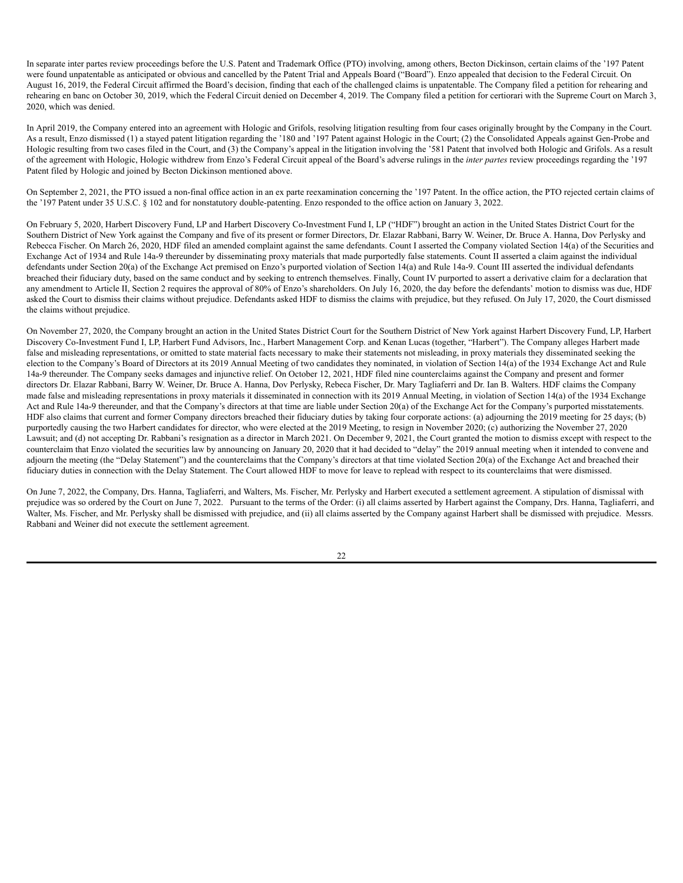In separate inter partes review proceedings before the U.S. Patent and Trademark Office (PTO) involving, among others, Becton Dickinson, certain claims of the '197 Patent were found unpatentable as anticipated or obvious and cancelled by the Patent Trial and Appeals Board ("Board"). Enzo appealed that decision to the Federal Circuit. On August 16, 2019, the Federal Circuit affirmed the Board's decision, finding that each of the challenged claims is unpatentable. The Company filed a petition for rehearing and rehearing en banc on October 30, 2019, which the Federal Circuit denied on December 4, 2019. The Company filed a petition for certiorari with the Supreme Court on March 3, 2020, which was denied.

In April 2019, the Company entered into an agreement with Hologic and Grifols, resolving litigation resulting from four cases originally brought by the Company in the Court. As a result, Enzo dismissed (1) a stayed patent litigation regarding the '180 and '197 Patent against Hologic in the Court; (2) the Consolidated Appeals against Gen-Probe and Hologic resulting from two cases filed in the Court, and (3) the Company's appeal in the litigation involving the '581 Patent that involved both Hologic and Grifols. As a result of the agreement with Hologic, Hologic withdrew from Enzo's Federal Circuit appeal of the Board's adverse rulings in the *inter partes* review proceedings regarding the '197 Patent filed by Hologic and joined by Becton Dickinson mentioned above.

On September 2, 2021, the PTO issued a non-final office action in an ex parte reexamination concerning the '197 Patent. In the office action, the PTO rejected certain claims of the '197 Patent under 35 U.S.C. § 102 and for nonstatutory double-patenting. Enzo responded to the office action on January 3, 2022.

On February 5, 2020, Harbert Discovery Fund, LP and Harbert Discovery Co-Investment Fund I, LP ("HDF") brought an action in the United States District Court for the Southern District of New York against the Company and five of its present or former Directors, Dr. Elazar Rabbani, Barry W. Weiner, Dr. Bruce A. Hanna, Dov Perlysky and Rebecca Fischer. On March 26, 2020, HDF filed an amended complaint against the same defendants. Count I asserted the Company violated Section 14(a) of the Securities and Exchange Act of 1934 and Rule 14a-9 thereunder by disseminating proxy materials that made purportedly false statements. Count II asserted a claim against the individual defendants under Section 20(a) of the Exchange Act premised on Enzo's purported violation of Section 14(a) and Rule 14a-9. Count III asserted the individual defendants breached their fiduciary duty, based on the same conduct and by seeking to entrench themselves. Finally, Count IV purported to assert a derivative claim for a declaration that any amendment to Article II, Section 2 requires the approval of 80% of Enzo's shareholders. On July 16, 2020, the day before the defendants' motion to dismiss was due, HDF asked the Court to dismiss their claims without prejudice. Defendants asked HDF to dismiss the claims with prejudice, but they refused. On July 17, 2020, the Court dismissed the claims without prejudice.

On November 27, 2020, the Company brought an action in the United States District Court for the Southern District of New York against Harbert Discovery Fund, LP, Harbert Discovery Co-Investment Fund I, LP, Harbert Fund Advisors, Inc., Harbert Management Corp. and Kenan Lucas (together, "Harbert"). The Company alleges Harbert made false and misleading representations, or omitted to state material facts necessary to make their statements not misleading, in proxy materials they disseminated seeking the election to the Company's Board of Directors at its 2019 Annual Meeting of two candidates they nominated, in violation of Section 14(a) of the 1934 Exchange Act and Rule 14a-9 thereunder. The Company seeks damages and injunctive relief. On October 12, 2021, HDF filed nine counterclaims against the Company and present and former directors Dr. Elazar Rabbani, Barry W. Weiner, Dr. Bruce A. Hanna, Dov Perlysky, Rebeca Fischer, Dr. Mary Tagliaferri and Dr. Ian B. Walters. HDF claims the Company made false and misleading representations in proxy materials it disseminated in connection with its 2019 Annual Meeting, in violation of Section 14(a) of the 1934 Exchange Act and Rule 14a-9 thereunder, and that the Company's directors at that time are liable under Section 20(a) of the Exchange Act for the Company's purported misstatements. HDF also claims that current and former Company directors breached their fiduciary duties by taking four corporate actions: (a) adjourning the 2019 meeting for 25 days; (b) purportedly causing the two Harbert candidates for director, who were elected at the 2019 Meeting, to resign in November 2020; (c) authorizing the November 27, 2020 Lawsuit; and (d) not accepting Dr. Rabbani's resignation as a director in March 2021. On December 9, 2021, the Court granted the motion to dismiss except with respect to the counterclaim that Enzo violated the securities law by announcing on January 20, 2020 that it had decided to "delay" the 2019 annual meeting when it intended to convene and adjourn the meeting (the "Delay Statement") and the counterclaims that the Company's directors at that time violated Section 20(a) of the Exchange Act and breached their fiduciary duties in connection with the Delay Statement. The Court allowed HDF to move for leave to replead with respect to its counterclaims that were dismissed.

On June 7, 2022, the Company, Drs. Hanna, Tagliaferri, and Walters, Ms. Fischer, Mr. Perlysky and Harbert executed a settlement agreement. A stipulation of dismissal with prejudice was so ordered by the Court on June 7, 2022. Pursuant to the terms of the Order: (i) all claims asserted by Harbert against the Company, Drs. Hanna, Tagliaferri, and Walter, Ms. Fischer, and Mr. Perlysky shall be dismissed with prejudice, and (ii) all claims asserted by the Company against Harbert shall be dismissed with prejudice. Messrs. Rabbani and Weiner did not execute the settlement agreement.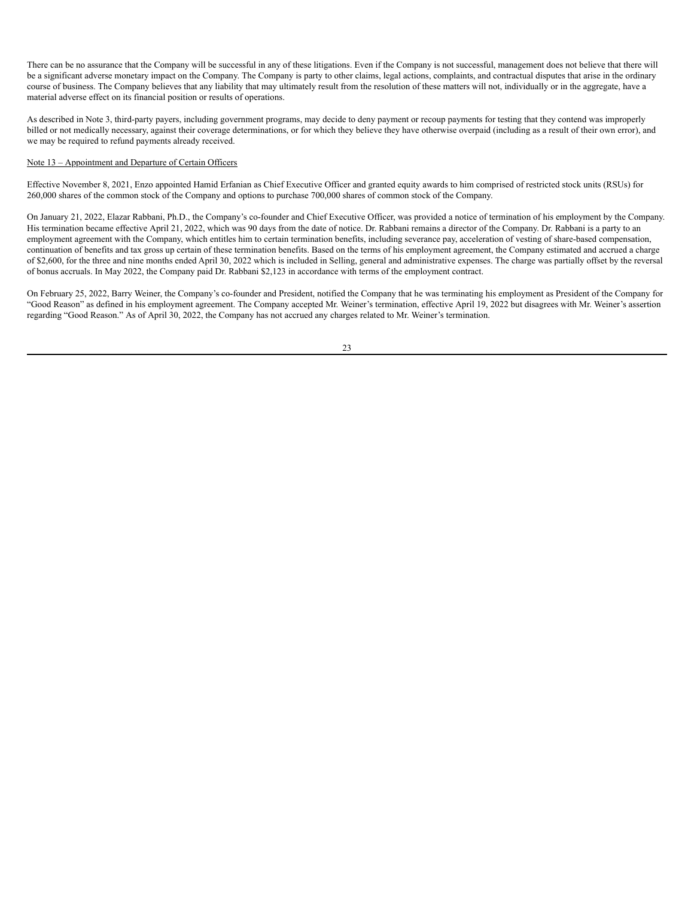There can be no assurance that the Company will be successful in any of these litigations. Even if the Company is not successful, management does not believe that there will be a significant adverse monetary impact on the Company. The Company is party to other claims, legal actions, complaints, and contractual disputes that arise in the ordinary course of business. The Company believes that any liability that may ultimately result from the resolution of these matters will not, individually or in the aggregate, have a material adverse effect on its financial position or results of operations.

As described in Note 3, third-party payers, including government programs, may decide to deny payment or recoup payments for testing that they contend was improperly billed or not medically necessary, against their coverage determinations, or for which they believe they have otherwise overpaid (including as a result of their own error), and we may be required to refund payments already received.

Note 13 – Appointment and Departure of Certain Officers

Effective November 8, 2021, Enzo appointed Hamid Erfanian as Chief Executive Officer and granted equity awards to him comprised of restricted stock units (RSUs) for 260,000 shares of the common stock of the Company and options to purchase 700,000 shares of common stock of the Company.

On January 21, 2022, Elazar Rabbani, Ph.D., the Company's co-founder and Chief Executive Officer, was provided a notice of termination of his employment by the Company. His termination became effective April 21, 2022, which was 90 days from the date of notice. Dr. Rabbani remains a director of the Company. Dr. Rabbani is a party to an employment agreement with the Company, which entitles him to certain termination benefits, including severance pay, acceleration of vesting of share-based compensation, continuation of benefits and tax gross up certain of these termination benefits. Based on the terms of his employment agreement, the Company estimated and accrued a charge of $2,600, for the three and nine months ended April 30, 2022 which is included in Selling, general and administrative expenses. The charge was partially offset by the reversal of bonus accruals. In May 2022, the Company paid Dr. Rabbani $2,123 in accordance with terms of the employment contract.

On February 25, 2022, Barry Weiner, the Company's co-founder and President, notified the Company that he was terminating his employment as President of the Company for "Good Reason" as defined in his employment agreement. The Company accepted Mr. Weiner's termination, effective April 19, 2022 but disagrees with Mr. Weiner's assertion regarding "Good Reason." As of April 30, 2022, the Company has not accrued any charges related to Mr. Weiner's termination.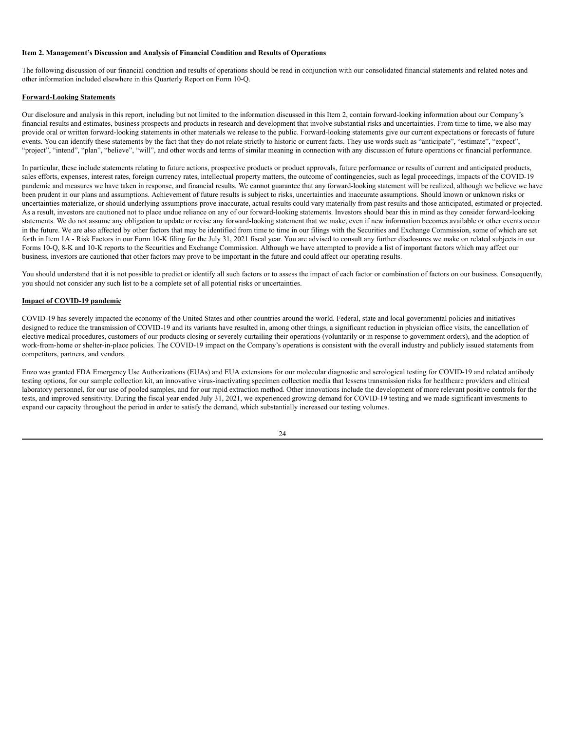**Item 2. Management's Discussion and Analysis of Financial Condition and Results of Operations**

The following discussion of our financial condition and results of operations should be read in conjunction with our consolidated financial statements and related notes and other information included elsewhere in this Quarterly Report on Form 10-Q.

**Forward-Looking Statements**

Our disclosure and analysis in this report, including but not limited to the information discussed in this Item 2, contain forward-looking information about our Company's financial results and estimates, business prospects and products in research and development that involve substantial risks and uncertainties. From time to time, we also may provide oral or written forward-looking statements in other materials we release to the public. Forward-looking statements give our current expectations or forecasts of future events. You can identify these statements by the fact that they do not relate strictly to historic or current facts. They use words such as "anticipate", "estimate", "expect", "project", "intend", "plan", "believe", "will", and other words and terms of similar meaning in connection with any discussion of future operations or financial performance.

In particular, these include statements relating to future actions, prospective products or product approvals, future performance or results of current and anticipated products, sales efforts, expenses, interest rates, foreign currency rates, intellectual property matters, the outcome of contingencies, such as legal proceedings, impacts of the COVID-19 pandemic and measures we have taken in response, and financial results. We cannot guarantee that any forward-looking statement will be realized, although we believe we have been prudent in our plans and assumptions. Achievement of future results is subject to risks, uncertainties and inaccurate assumptions. Should known or unknown risks or uncertainties materialize, or should underlying assumptions prove inaccurate, actual results could vary materially from past results and those anticipated, estimated or projected. As a result, investors are cautioned not to place undue reliance on any of our forward-looking statements. Investors should bear this in mind as they consider forward-looking statements. We do not assume any obligation to update or revise any forward-looking statement that we make, even if new information becomes available or other events occur in the future. We are also affected by other factors that may be identified from time to time in our filings with the Securities and Exchange Commission, some of which are set forth in Item 1A - Risk Factors in our Form 10-K filing for the July 31, 2021 fiscal year. You are advised to consult any further disclosures we make on related subjects in our Forms 10-Q, 8-K and 10-K reports to the Securities and Exchange Commission. Although we have attempted to provide a list of important factors which may affect our business, investors are cautioned that other factors may prove to be important in the future and could affect our operating results.

You should understand that it is not possible to predict or identify all such factors or to assess the impact of each factor or combination of factors on our business. Consequently, you should not consider any such list to be a complete set of all potential risks or uncertainties.

**Impact of COVID-19 pandemic**

COVID-19 has severely impacted the economy of the United States and other countries around the world. Federal, state and local governmental policies and initiatives designed to reduce the transmission of COVID-19 and its variants have resulted in, among other things, a significant reduction in physician office visits, the cancellation of elective medical procedures, customers of our products closing or severely curtailing their operations (voluntarily or in response to government orders), and the adoption of work-from-home or shelter-in-place policies. The COVID-19 impact on the Company's operations is consistent with the overall industry and publicly issued statements from competitors, partners, and vendors.

Enzo was granted FDA Emergency Use Authorizations (EUAs) and EUA extensions for our molecular diagnostic and serological testing for COVID-19 and related antibody testing options, for our sample collection kit, an innovative virus-inactivating specimen collection media that lessens transmission risks for healthcare providers and clinical laboratory personnel, for our use of pooled samples, and for our rapid extraction method. Other innovations include the development of more relevant positive controls for the tests, and improved sensitivity. During the fiscal year ended July 31, 2021, we experienced growing demand for COVID-19 testing and we made significant investments to expand our capacity throughout the period in order to satisfy the demand, which substantially increased our testing volumes.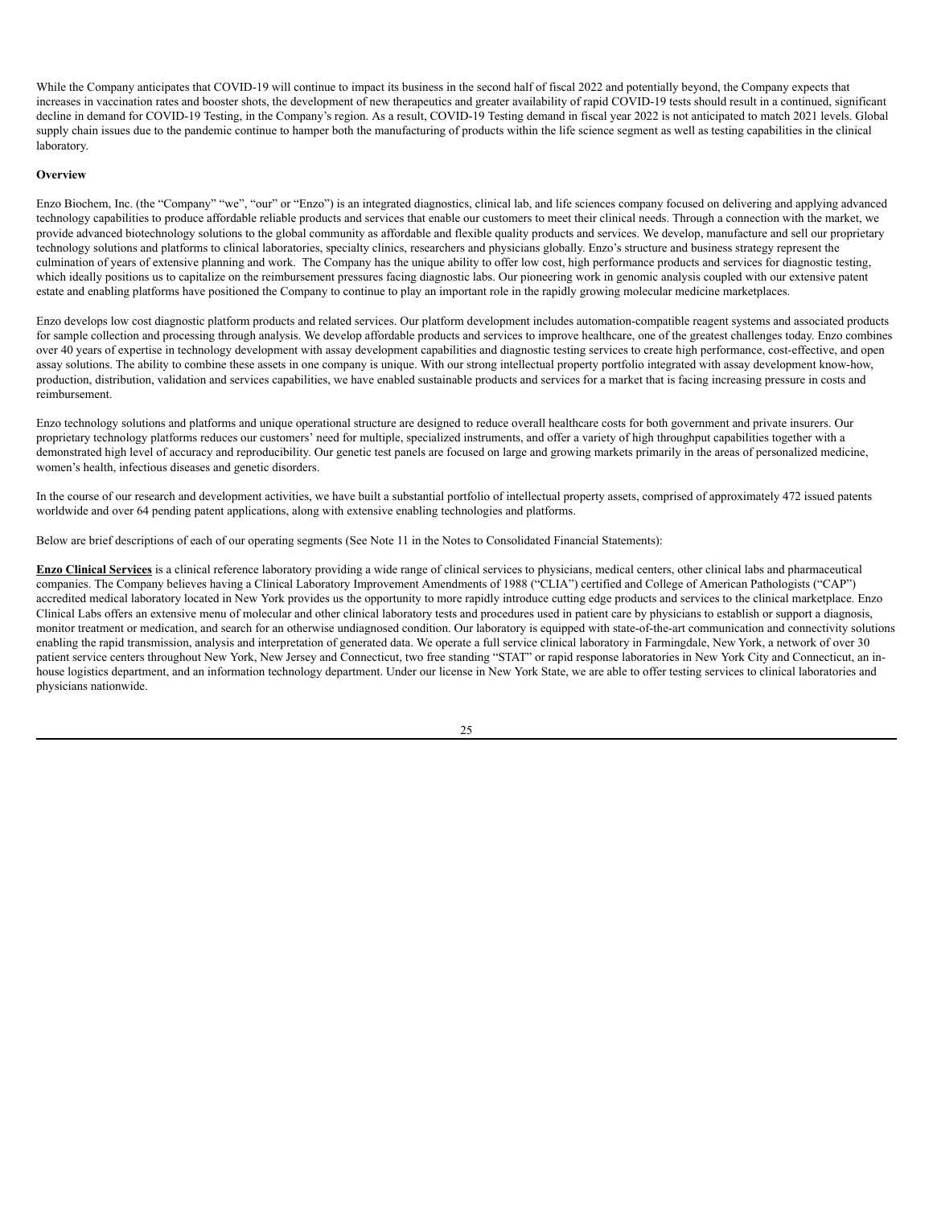While the Company anticipates that COVID-19 will continue to impact its business in the second half of fiscal 2022 and potentially beyond, the Company expects that increases in vaccination rates and booster shots, the development of new therapeutics and greater availability of rapid COVID-19 tests should result in a continued, significant decline in demand for COVID-19 Testing, in the Company's region. As a result, COVID-19 Testing demand in fiscal year 2022 is not anticipated to match 2021 levels. Global supply chain issues due to the pandemic continue to hamper both the manufacturing of products within the life science segment as well as testing capabilities in the clinical laboratory.

**Overview**

Enzo Biochem, Inc. (the "Company" "we", "our" or "Enzo") is an integrated diagnostics, clinical lab, and life sciences company focused on delivering and applying advanced technology capabilities to produce affordable reliable products and services that enable our customers to meet their clinical needs. Through a connection with the market, we provide advanced biotechnology solutions to the global community as affordable and flexible quality products and services. We develop, manufacture and sell our proprietary technology solutions and platforms to clinical laboratories, specialty clinics, researchers and physicians globally. Enzo's structure and business strategy represent the culmination of years of extensive planning and work. The Company has the unique ability to offer low cost, high performance products and services for diagnostic testing, which ideally positions us to capitalize on the reimbursement pressures facing diagnostic labs. Our pioneering work in genomic analysis coupled with our extensive patent estate and enabling platforms have positioned the Company to continue to play an important role in the rapidly growing molecular medicine marketplaces.

Enzo develops low cost diagnostic platform products and related services. Our platform development includes automation-compatible reagent systems and associated products for sample collection and processing through analysis. We develop affordable products and services to improve healthcare, one of the greatest challenges today. Enzo combines over 40 years of expertise in technology development with assay development capabilities and diagnostic testing services to create high performance, cost-effective, and open assay solutions. The ability to combine these assets in one company is unique. With our strong intellectual property portfolio integrated with assay development know-how, production, distribution, validation and services capabilities, we have enabled sustainable products and services for a market that is facing increasing pressure in costs and reimbursement.

Enzo technology solutions and platforms and unique operational structure are designed to reduce overall healthcare costs for both government and private insurers. Our proprietary technology platforms reduces our customers' need for multiple, specialized instruments, and offer a variety of high throughput capabilities together with a demonstrated high level of accuracy and reproducibility. Our genetic test panels are focused on large and growing markets primarily in the areas of personalized medicine, women's health, infectious diseases and genetic disorders.

In the course of our research and development activities, we have built a substantial portfolio of intellectual property assets, comprised of approximately 472 issued patents worldwide and over 64 pending patent applications, along with extensive enabling technologies and platforms.

Below are brief descriptions of each of our operating segments (See Note 11 in the Notes to Consolidated Financial Statements):

**Enzo Clinical Services** is a clinical reference laboratory providing a wide range of clinical services to physicians, medical centers, other clinical labs and pharmaceutical companies. The Company believes having a Clinical Laboratory Improvement Amendments of 1988 ("CLIA") certified and College of American Pathologists ("CAP") accredited medical laboratory located in New York provides us the opportunity to more rapidly introduce cutting edge products and services to the clinical marketplace. Enzo Clinical Labs offers an extensive menu of molecular and other clinical laboratory tests and procedures used in patient care by physicians to establish or support a diagnosis, monitor treatment or medication, and search for an otherwise undiagnosed condition. Our laboratory is equipped with state-of-the-art communication and connectivity solutions enabling the rapid transmission, analysis and interpretation of generated data. We operate a full service clinical laboratory in Farmingdale, New York, a network of over 30 patient service centers throughout New York, New Jersey and Connecticut, two free standing "STAT" or rapid response laboratories in New York City and Connecticut, an in-house logistics department, and an information technology department. Under our license in New York State, we are able to offer testing services to clinical laboratories and physicians nationwide.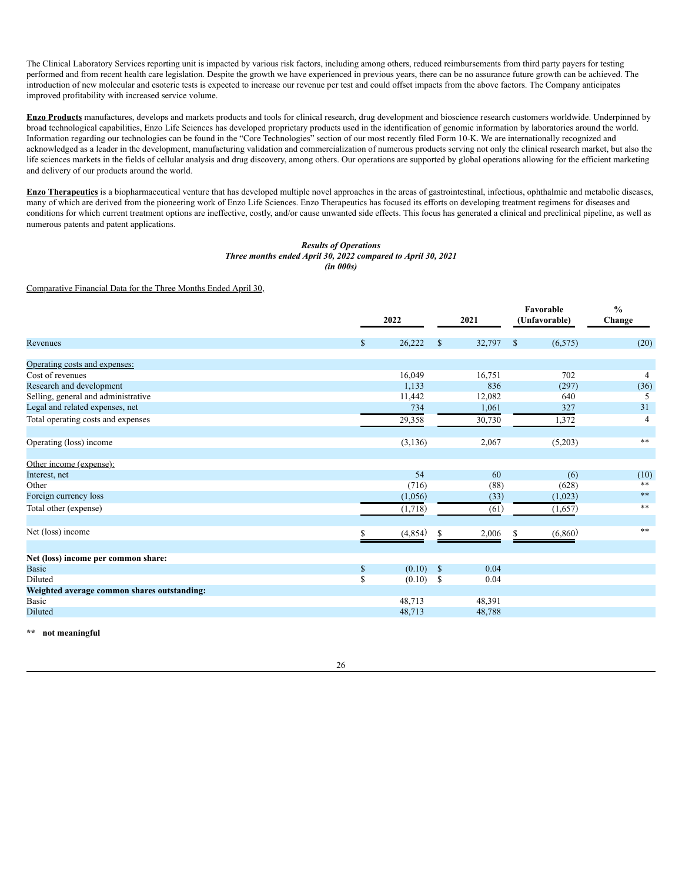The Clinical Laboratory Services reporting unit is impacted by various risk factors, including among others, reduced reimbursements from third party payers for testing performed and from recent health care legislation. Despite the growth we have experienced in previous years, there can be no assurance future growth can be achieved. The introduction of new molecular and esoteric tests is expected to increase our revenue per test and could offset impacts from the above factors. The Company anticipates improved profitability with increased service volume.

**Enzo Products** manufactures, develops and markets products and tools for clinical research, drug development and bioscience research customers worldwide. Underpinned by broad technological capabilities, Enzo Life Sciences has developed proprietary products used in the identification of genomic information by laboratories around the world. Information regarding our technologies can be found in the "Core Technologies" section of our most recently filed Form 10-K. We are internationally recognized and acknowledged as a leader in the development, manufacturing validation and commercialization of numerous products serving not only the clinical research market, but also the life sciences markets in the fields of cellular analysis and drug discovery, among others. Our operations are supported by global operations allowing for the efficient marketing and delivery of our products around the world.

**Enzo Therapeutics** is a biopharmaceutical venture that has developed multiple novel approaches in the areas of gastrointestinal, infectious, ophthalmic and metabolic diseases, many of which are derived from the pioneering work of Enzo Life Sciences. Enzo Therapeutics has focused its efforts on developing treatment regimens for diseases and conditions for which current treatment options are ineffective, costly, and/or cause unwanted side effects. This focus has generated a clinical and preclinical pipeline, as well as numerous patents and patent applications.

***Results of Operations***
***Three months ended April 30, 2022 compared to April 30, 2021***
***(in 000s)***

Comparative Financial Data for the Three Months Ended April 30,

| | 2022 | 2021 | Favorable (Unfavorable) | % Change |
|---|---|---|---|---|
| Revenues | $ 26,222 | $ 32,797 | $ (6,575) | (20) |
| Operating costs and expenses: | | | | |
| Cost of revenues | 16,049 | 16,751 | 702 | 4 |
| Research and development | 1,133 | 836 | (297) | (36) |
| Selling, general and administrative | 11,442 | 12,082 | 640 | 5 |
| Legal and related expenses, net | 734 | 1,061 | 327 | 31 |
| Total operating costs and expenses | 29,358 | 30,730 | 1,372 | 4 |
| Operating (loss) income | (3,136) | 2,067 | (5,203) | ** |
| Other income (expense): | | | | |
| Interest, net | 54 | 60 | (6) | (10) |
| Other | (716) | (88) | (628) | ** |
| Foreign currency loss | (1,056) | (33) | (1,023) | ** |
| Total other (expense) | (1,718) | (61) | (1,657) | ** |
| Net (loss) income | $ (4,854) | $ 2,006 | $ (6,860) | ** |
| **Net (loss) income per common share:** | | | | |
| Basic | $ (0.10) | $ 0.04 | | |
| Diluted | $ (0.10) | $ 0.04 | | |
| **Weighted average common shares outstanding:** | | | | |
| Basic | 48,713 | 48,391 | | |
| Diluted | 48,713 | 48,788 | | |

**\*\* not meaningful**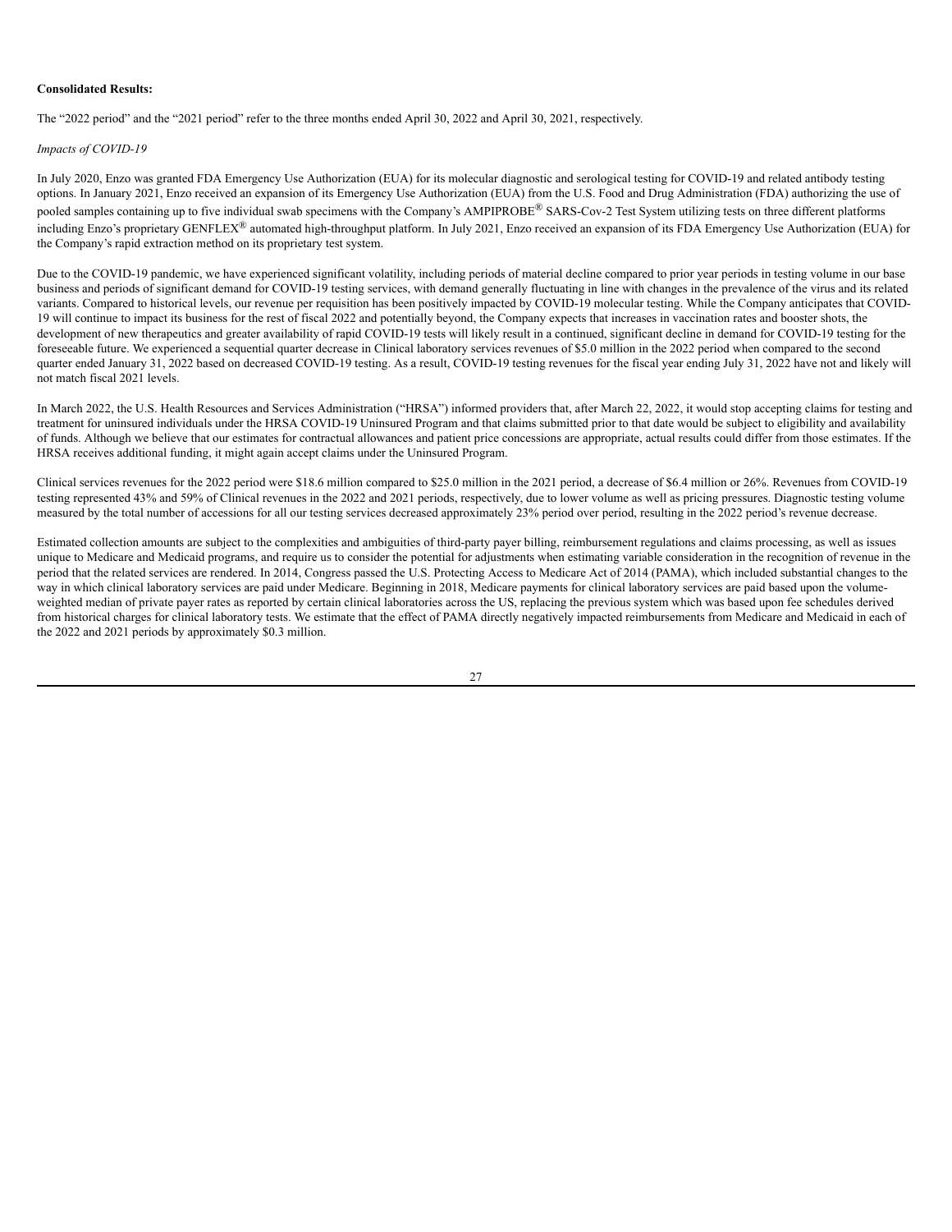**Consolidated Results:**

The "2022 period" and the "2021 period" refer to the three months ended April 30, 2022 and April 30, 2021, respectively.

*Impacts of COVID-19*

In July 2020, Enzo was granted FDA Emergency Use Authorization (EUA) for its molecular diagnostic and serological testing for COVID-19 and related antibody testing options. In January 2021, Enzo received an expansion of its Emergency Use Authorization (EUA) from the U.S. Food and Drug Administration (FDA) authorizing the use of pooled samples containing up to five individual swab specimens with the Company's AMPIPROBE® SARS-Cov-2 Test System utilizing tests on three different platforms including Enzo's proprietary GENFLEX® automated high-throughput platform. In July 2021, Enzo received an expansion of its FDA Emergency Use Authorization (EUA) for the Company's rapid extraction method on its proprietary test system.

Due to the COVID-19 pandemic, we have experienced significant volatility, including periods of material decline compared to prior year periods in testing volume in our base business and periods of significant demand for COVID-19 testing services, with demand generally fluctuating in line with changes in the prevalence of the virus and its related variants. Compared to historical levels, our revenue per requisition has been positively impacted by COVID-19 molecular testing. While the Company anticipates that COVID-19 will continue to impact its business for the rest of fiscal 2022 and potentially beyond, the Company expects that increases in vaccination rates and booster shots, the development of new therapeutics and greater availability of rapid COVID-19 tests will likely result in a continued, significant decline in demand for COVID-19 testing for the foreseeable future. We experienced a sequential quarter decrease in Clinical laboratory services revenues of $5.0 million in the 2022 period when compared to the second quarter ended January 31, 2022 based on decreased COVID-19 testing. As a result, COVID-19 testing revenues for the fiscal year ending July 31, 2022 have not and likely will not match fiscal 2021 levels.

In March 2022, the U.S. Health Resources and Services Administration ("HRSA") informed providers that, after March 22, 2022, it would stop accepting claims for testing and treatment for uninsured individuals under the HRSA COVID-19 Uninsured Program and that claims submitted prior to that date would be subject to eligibility and availability of funds. Although we believe that our estimates for contractual allowances and patient price concessions are appropriate, actual results could differ from those estimates. If the HRSA receives additional funding, it might again accept claims under the Uninsured Program.

Clinical services revenues for the 2022 period were $18.6 million compared to $25.0 million in the 2021 period, a decrease of $6.4 million or 26%. Revenues from COVID-19 testing represented 43% and 59% of Clinical revenues in the 2022 and 2021 periods, respectively, due to lower volume as well as pricing pressures. Diagnostic testing volume measured by the total number of accessions for all our testing services decreased approximately 23% period over period, resulting in the 2022 period's revenue decrease.

Estimated collection amounts are subject to the complexities and ambiguities of third-party payer billing, reimbursement regulations and claims processing, as well as issues unique to Medicare and Medicaid programs, and require us to consider the potential for adjustments when estimating variable consideration in the recognition of revenue in the period that the related services are rendered. In 2014, Congress passed the U.S. Protecting Access to Medicare Act of 2014 (PAMA), which included substantial changes to the way in which clinical laboratory services are paid under Medicare. Beginning in 2018, Medicare payments for clinical laboratory services are paid based upon the volume-weighted median of private payer rates as reported by certain clinical laboratories across the US, replacing the previous system which was based upon fee schedules derived from historical charges for clinical laboratory tests. We estimate that the effect of PAMA directly negatively impacted reimbursements from Medicare and Medicaid in each of the 2022 and 2021 periods by approximately $0.3 million.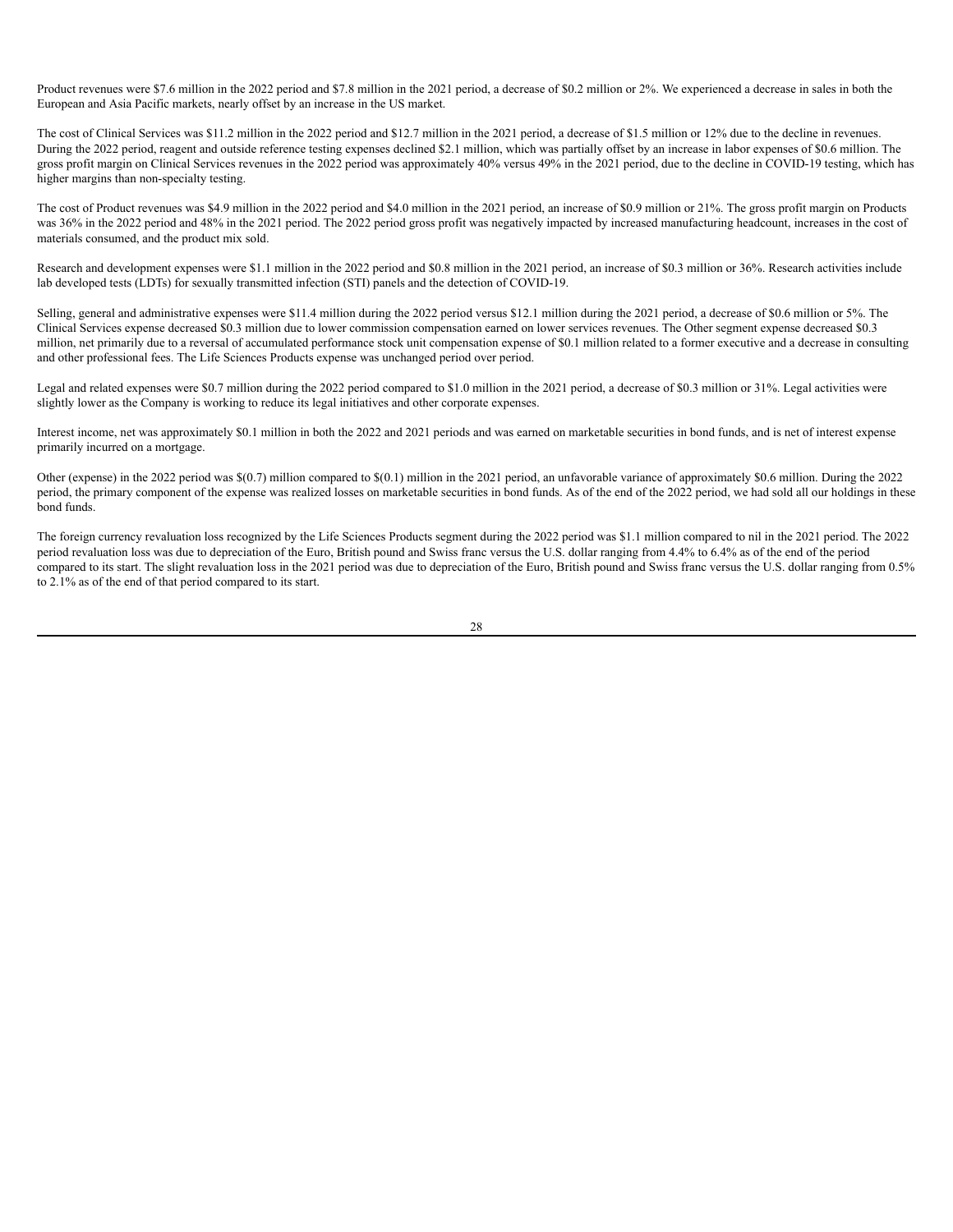Product revenues were $7.6 million in the 2022 period and $7.8 million in the 2021 period, a decrease of $0.2 million or 2%. We experienced a decrease in sales in both the European and Asia Pacific markets, nearly offset by an increase in the US market.

The cost of Clinical Services was $11.2 million in the 2022 period and $12.7 million in the 2021 period, a decrease of $1.5 million or 12% due to the decline in revenues. During the 2022 period, reagent and outside reference testing expenses declined $2.1 million, which was partially offset by an increase in labor expenses of $0.6 million. The gross profit margin on Clinical Services revenues in the 2022 period was approximately 40% versus 49% in the 2021 period, due to the decline in COVID-19 testing, which has higher margins than non-specialty testing.

The cost of Product revenues was $4.9 million in the 2022 period and $4.0 million in the 2021 period, an increase of $0.9 million or 21%. The gross profit margin on Products was 36% in the 2022 period and 48% in the 2021 period. The 2022 period gross profit was negatively impacted by increased manufacturing headcount, increases in the cost of materials consumed, and the product mix sold.

Research and development expenses were $1.1 million in the 2022 period and $0.8 million in the 2021 period, an increase of $0.3 million or 36%. Research activities include lab developed tests (LDTs) for sexually transmitted infection (STI) panels and the detection of COVID-19.

Selling, general and administrative expenses were $11.4 million during the 2022 period versus $12.1 million during the 2021 period, a decrease of $0.6 million or 5%. The Clinical Services expense decreased $0.3 million due to lower commission compensation earned on lower services revenues. The Other segment expense decreased $0.3 million, net primarily due to a reversal of accumulated performance stock unit compensation expense of $0.1 million related to a former executive and a decrease in consulting and other professional fees. The Life Sciences Products expense was unchanged period over period.

Legal and related expenses were $0.7 million during the 2022 period compared to $1.0 million in the 2021 period, a decrease of $0.3 million or 31%. Legal activities were slightly lower as the Company is working to reduce its legal initiatives and other corporate expenses.

Interest income, net was approximately $0.1 million in both the 2022 and 2021 periods and was earned on marketable securities in bond funds, and is net of interest expense primarily incurred on a mortgage.

Other (expense) in the 2022 period was $(0.7) million compared to $(0.1) million in the 2021 period, an unfavorable variance of approximately $0.6 million. During the 2022 period, the primary component of the expense was realized losses on marketable securities in bond funds. As of the end of the 2022 period, we had sold all our holdings in these bond funds.

The foreign currency revaluation loss recognized by the Life Sciences Products segment during the 2022 period was $1.1 million compared to nil in the 2021 period. The 2022 period revaluation loss was due to depreciation of the Euro, British pound and Swiss franc versus the U.S. dollar ranging from 4.4% to 6.4% as of the end of the period compared to its start. The slight revaluation loss in the 2021 period was due to depreciation of the Euro, British pound and Swiss franc versus the U.S. dollar ranging from 0.5% to 2.1% as of the end of that period compared to its start.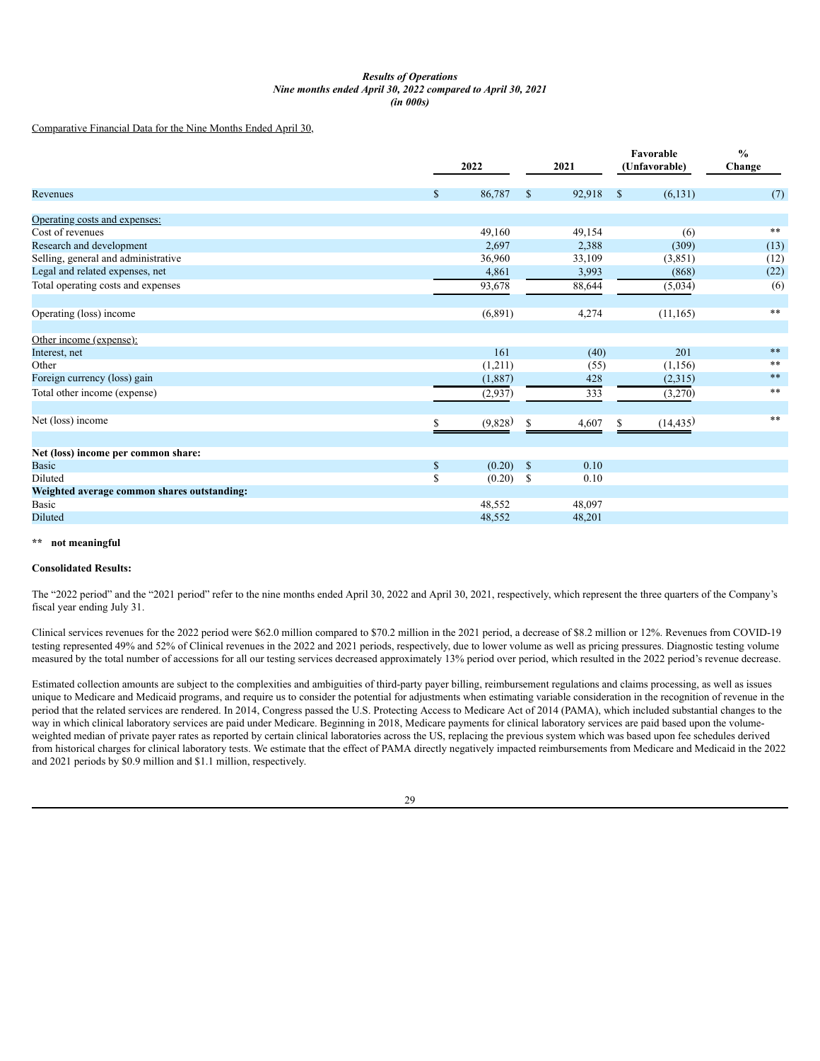*Results of Operations*
*Nine months ended April 30, 2022 compared to April 30, 2021*
*(in 000s)*

Comparative Financial Data for the Nine Months Ended April 30,

| | 2022 | 2021 | Favorable (Unfavorable) | % Change |
|---|---|---|---|---|
| Revenues | $ 86,787 | $ 92,918 | $ (6,131) | (7) |
| Operating costs and expenses: | | | | |
| Cost of revenues | 49,160 | 49,154 | (6) | ** |
| Research and development | 2,697 | 2,388 | (309) | (13) |
| Selling, general and administrative | 36,960 | 33,109 | (3,851) | (12) |
| Legal and related expenses, net | 4,861 | 3,993 | (868) | (22) |
| Total operating costs and expenses | 93,678 | 88,644 | (5,034) | (6) |
| Operating (loss) income | (6,891) | 4,274 | (11,165) | ** |
| Other income (expense): | | | | |
| Interest, net | 161 | (40) | 201 | ** |
| Other | (1,211) | (55) | (1,156) | ** |
| Foreign currency (loss) gain | (1,887) | 428 | (2,315) | ** |
| Total other income (expense) | (2,937) | 333 | (3,270) | ** |
| Net (loss) income | $ (9,828) | $ 4,607 | $ (14,435) | ** |
| **Net (loss) income per common share:** | | | | |
| Basic | $ (0.20) | $ 0.10 | | |
| Diluted | $ (0.20) | $ 0.10 | | |
| **Weighted average common shares outstanding:** | | | | |
| Basic | 48,552 | 48,097 | | |
| Diluted | 48,552 | 48,201 | | |

**\*\* not meaningful**

**Consolidated Results:**

The "2022 period" and the "2021 period" refer to the nine months ended April 30, 2022 and April 30, 2021, respectively, which represent the three quarters of the Company's fiscal year ending July 31.

Clinical services revenues for the 2022 period were $62.0 million compared to $70.2 million in the 2021 period, a decrease of $8.2 million or 12%. Revenues from COVID-19 testing represented 49% and 52% of Clinical revenues in the 2022 and 2021 periods, respectively, due to lower volume as well as pricing pressures. Diagnostic testing volume measured by the total number of accessions for all our testing services decreased approximately 13% period over period, which resulted in the 2022 period's revenue decrease.

Estimated collection amounts are subject to the complexities and ambiguities of third-party payer billing, reimbursement regulations and claims processing, as well as issues unique to Medicare and Medicaid programs, and require us to consider the potential for adjustments when estimating variable consideration in the recognition of revenue in the period that the related services are rendered. In 2014, Congress passed the U.S. Protecting Access to Medicare Act of 2014 (PAMA), which included substantial changes to the way in which clinical laboratory services are paid under Medicare. Beginning in 2018, Medicare payments for clinical laboratory services are paid based upon the volume-weighted median of private payer rates as reported by certain clinical laboratories across the US, replacing the previous system which was based upon fee schedules derived from historical charges for clinical laboratory tests. We estimate that the effect of PAMA directly negatively impacted reimbursements from Medicare and Medicaid in the 2022 and 2021 periods by $0.9 million and $1.1 million, respectively.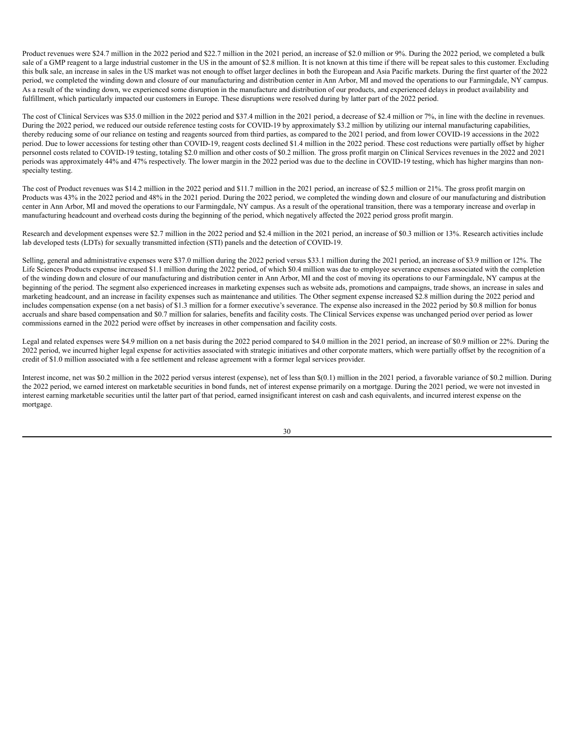Product revenues were $24.7 million in the 2022 period and $22.7 million in the 2021 period, an increase of $2.0 million or 9%. During the 2022 period, we completed a bulk sale of a GMP reagent to a large industrial customer in the US in the amount of $2.8 million. It is not known at this time if there will be repeat sales to this customer. Excluding this bulk sale, an increase in sales in the US market was not enough to offset larger declines in both the European and Asia Pacific markets. During the first quarter of the 2022 period, we completed the winding down and closure of our manufacturing and distribution center in Ann Arbor, MI and moved the operations to our Farmingdale, NY campus. As a result of the winding down, we experienced some disruption in the manufacture and distribution of our products, and experienced delays in product availability and fulfillment, which particularly impacted our customers in Europe. These disruptions were resolved during by latter part of the 2022 period.

The cost of Clinical Services was $35.0 million in the 2022 period and $37.4 million in the 2021 period, a decrease of $2.4 million or 7%, in line with the decline in revenues. During the 2022 period, we reduced our outside reference testing costs for COVID-19 by approximately $3.2 million by utilizing our internal manufacturing capabilities, thereby reducing some of our reliance on testing and reagents sourced from third parties, as compared to the 2021 period, and from lower COVID-19 accessions in the 2022 period. Due to lower accessions for testing other than COVID-19, reagent costs declined $1.4 million in the 2022 period. These cost reductions were partially offset by higher personnel costs related to COVID-19 testing, totaling $2.0 million and other costs of $0.2 million. The gross profit margin on Clinical Services revenues in the 2022 and 2021 periods was approximately 44% and 47% respectively. The lower margin in the 2022 period was due to the decline in COVID-19 testing, which has higher margins than non-specialty testing.

The cost of Product revenues was $14.2 million in the 2022 period and $11.7 million in the 2021 period, an increase of $2.5 million or 21%. The gross profit margin on Products was 43% in the 2022 period and 48% in the 2021 period. During the 2022 period, we completed the winding down and closure of our manufacturing and distribution center in Ann Arbor, MI and moved the operations to our Farmingdale, NY campus. As a result of the operational transition, there was a temporary increase and overlap in manufacturing headcount and overhead costs during the beginning of the period, which negatively affected the 2022 period gross profit margin.

Research and development expenses were $2.7 million in the 2022 period and $2.4 million in the 2021 period, an increase of $0.3 million or 13%. Research activities include lab developed tests (LDTs) for sexually transmitted infection (STI) panels and the detection of COVID-19.

Selling, general and administrative expenses were $37.0 million during the 2022 period versus $33.1 million during the 2021 period, an increase of $3.9 million or 12%. The Life Sciences Products expense increased $1.1 million during the 2022 period, of which $0.4 million was due to employee severance expenses associated with the completion of the winding down and closure of our manufacturing and distribution center in Ann Arbor, MI and the cost of moving its operations to our Farmingdale, NY campus at the beginning of the period. The segment also experienced increases in marketing expenses such as website ads, promotions and campaigns, trade shows, an increase in sales and marketing headcount, and an increase in facility expenses such as maintenance and utilities. The Other segment expense increased $2.8 million during the 2022 period and includes compensation expense (on a net basis) of $1.3 million for a former executive's severance. The expense also increased in the 2022 period by $0.8 million for bonus accruals and share based compensation and $0.7 million for salaries, benefits and facility costs. The Clinical Services expense was unchanged period over period as lower commissions earned in the 2022 period were offset by increases in other compensation and facility costs.

Legal and related expenses were $4.9 million on a net basis during the 2022 period compared to $4.0 million in the 2021 period, an increase of $0.9 million or 22%. During the 2022 period, we incurred higher legal expense for activities associated with strategic initiatives and other corporate matters, which were partially offset by the recognition of a credit of $1.0 million associated with a fee settlement and release agreement with a former legal services provider.

Interest income, net was $0.2 million in the 2022 period versus interest (expense), net of less than $(0.1) million in the 2021 period, a favorable variance of $0.2 million. During the 2022 period, we earned interest on marketable securities in bond funds, net of interest expense primarily on a mortgage. During the 2021 period, we were not invested in interest earning marketable securities until the latter part of that period, earned insignificant interest on cash and cash equivalents, and incurred interest expense on the mortgage.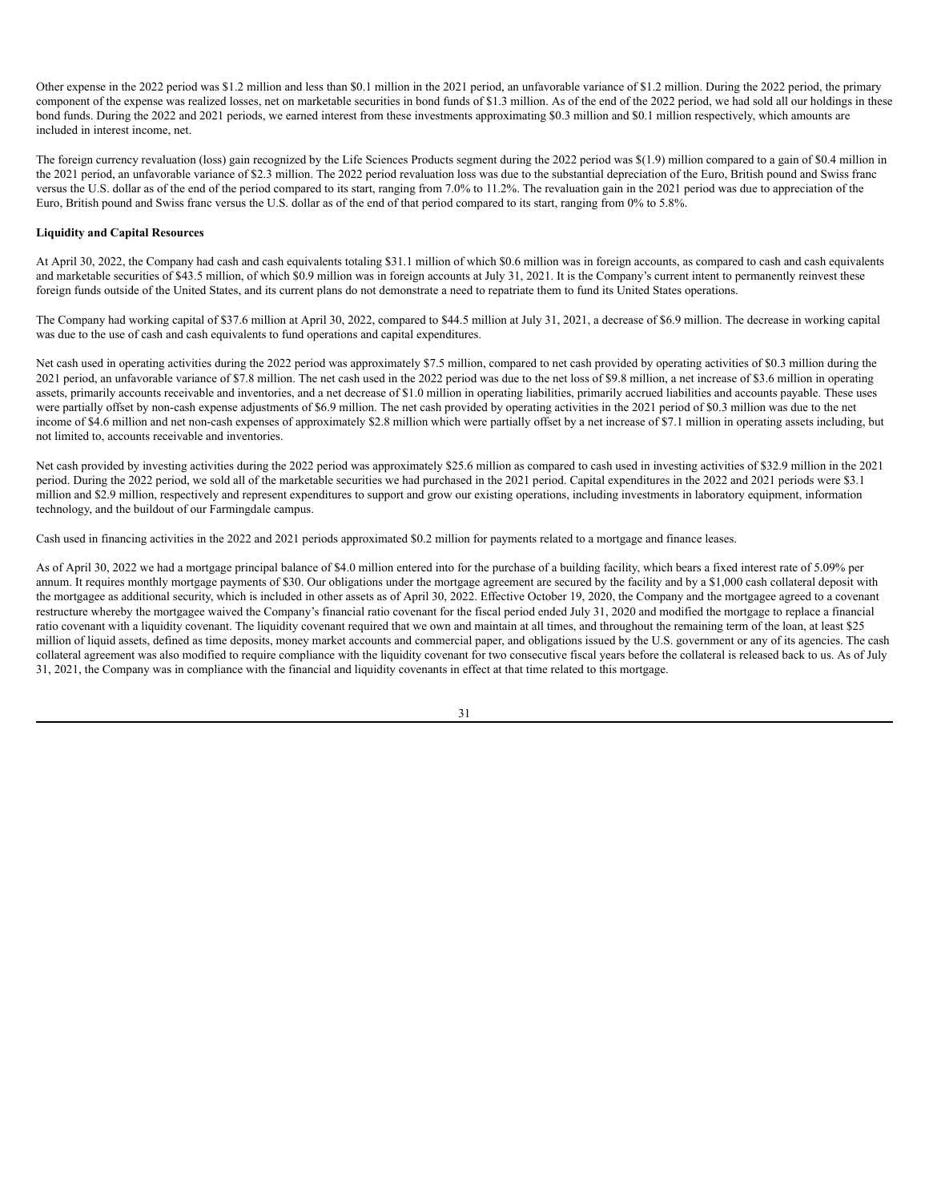Other expense in the 2022 period was $1.2 million and less than $0.1 million in the 2021 period, an unfavorable variance of $1.2 million. During the 2022 period, the primary component of the expense was realized losses, net on marketable securities in bond funds of $1.3 million. As of the end of the 2022 period, we had sold all our holdings in these bond funds. During the 2022 and 2021 periods, we earned interest from these investments approximating $0.3 million and $0.1 million respectively, which amounts are included in interest income, net.

The foreign currency revaluation (loss) gain recognized by the Life Sciences Products segment during the 2022 period was $(1.9) million compared to a gain of $0.4 million in the 2021 period, an unfavorable variance of $2.3 million. The 2022 period revaluation loss was due to the substantial depreciation of the Euro, British pound and Swiss franc versus the U.S. dollar as of the end of the period compared to its start, ranging from 7.0% to 11.2%. The revaluation gain in the 2021 period was due to appreciation of the Euro, British pound and Swiss franc versus the U.S. dollar as of the end of that period compared to its start, ranging from 0% to 5.8%.

**Liquidity and Capital Resources**

At April 30, 2022, the Company had cash and cash equivalents totaling $31.1 million of which $0.6 million was in foreign accounts, as compared to cash and cash equivalents and marketable securities of $43.5 million, of which $0.9 million was in foreign accounts at July 31, 2021. It is the Company's current intent to permanently reinvest these foreign funds outside of the United States, and its current plans do not demonstrate a need to repatriate them to fund its United States operations.

The Company had working capital of $37.6 million at April 30, 2022, compared to $44.5 million at July 31, 2021, a decrease of $6.9 million. The decrease in working capital was due to the use of cash and cash equivalents to fund operations and capital expenditures.

Net cash used in operating activities during the 2022 period was approximately $7.5 million, compared to net cash provided by operating activities of $0.3 million during the 2021 period, an unfavorable variance of $7.8 million. The net cash used in the 2022 period was due to the net loss of $9.8 million, a net increase of $3.6 million in operating assets, primarily accounts receivable and inventories, and a net decrease of $1.0 million in operating liabilities, primarily accrued liabilities and accounts payable. These uses were partially offset by non-cash expense adjustments of $6.9 million. The net cash provided by operating activities in the 2021 period of $0.3 million was due to the net income of $4.6 million and net non-cash expenses of approximately $2.8 million which were partially offset by a net increase of $7.1 million in operating assets including, but not limited to, accounts receivable and inventories.

Net cash provided by investing activities during the 2022 period was approximately $25.6 million as compared to cash used in investing activities of $32.9 million in the 2021 period. During the 2022 period, we sold all of the marketable securities we had purchased in the 2021 period. Capital expenditures in the 2022 and 2021 periods were $3.1 million and $2.9 million, respectively and represent expenditures to support and grow our existing operations, including investments in laboratory equipment, information technology, and the buildout of our Farmingdale campus.

Cash used in financing activities in the 2022 and 2021 periods approximated $0.2 million for payments related to a mortgage and finance leases.

As of April 30, 2022 we had a mortgage principal balance of $4.0 million entered into for the purchase of a building facility, which bears a fixed interest rate of 5.09% per annum. It requires monthly mortgage payments of $30. Our obligations under the mortgage agreement are secured by the facility and by a $1,000 cash collateral deposit with the mortgagee as additional security, which is included in other assets as of April 30, 2022. Effective October 19, 2020, the Company and the mortgagee agreed to a covenant restructure whereby the mortgagee waived the Company's financial ratio covenant for the fiscal period ended July 31, 2020 and modified the mortgage to replace a financial ratio covenant with a liquidity covenant. The liquidity covenant required that we own and maintain at all times, and throughout the remaining term of the loan, at least $25 million of liquid assets, defined as time deposits, money market accounts and commercial paper, and obligations issued by the U.S. government or any of its agencies. The cash collateral agreement was also modified to require compliance with the liquidity covenant for two consecutive fiscal years before the collateral is released back to us. As of July 31, 2021, the Company was in compliance with the financial and liquidity covenants in effect at that time related to this mortgage.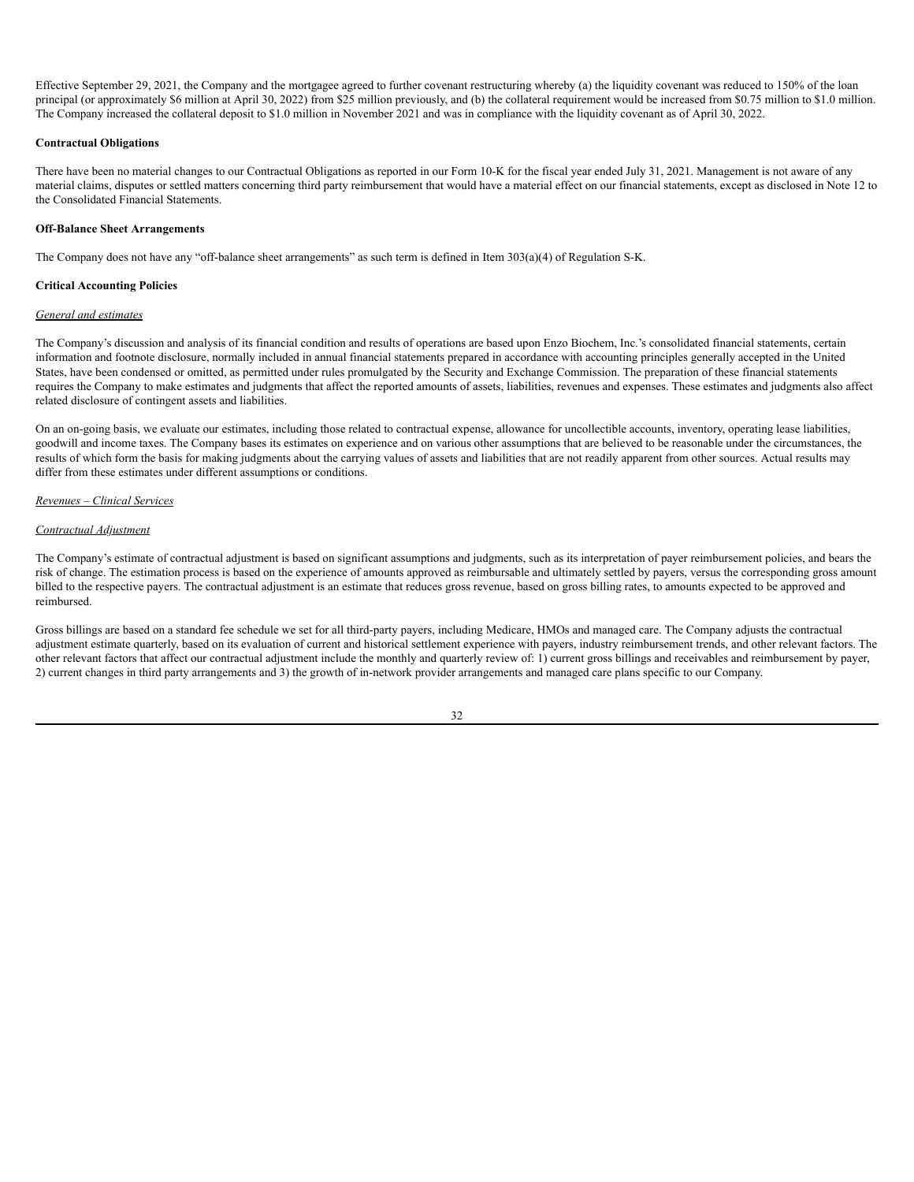Effective September 29, 2021, the Company and the mortgagee agreed to further covenant restructuring whereby (a) the liquidity covenant was reduced to 150% of the loan principal (or approximately $6 million at April 30, 2022) from $25 million previously, and (b) the collateral requirement would be increased from $0.75 million to $1.0 million. The Company increased the collateral deposit to $1.0 million in November 2021 and was in compliance with the liquidity covenant as of April 30, 2022.

**Contractual Obligations**

There have been no material changes to our Contractual Obligations as reported in our Form 10-K for the fiscal year ended July 31, 2021. Management is not aware of any material claims, disputes or settled matters concerning third party reimbursement that would have a material effect on our financial statements, except as disclosed in Note 12 to the Consolidated Financial Statements.

**Off-Balance Sheet Arrangements**

The Company does not have any "off-balance sheet arrangements" as such term is defined in Item 303(a)(4) of Regulation S-K.

**Critical Accounting Policies**

*General and estimates*

The Company's discussion and analysis of its financial condition and results of operations are based upon Enzo Biochem, Inc.'s consolidated financial statements, certain information and footnote disclosure, normally included in annual financial statements prepared in accordance with accounting principles generally accepted in the United States, have been condensed or omitted, as permitted under rules promulgated by the Security and Exchange Commission. The preparation of these financial statements requires the Company to make estimates and judgments that affect the reported amounts of assets, liabilities, revenues and expenses. These estimates and judgments also affect related disclosure of contingent assets and liabilities.

On an on-going basis, we evaluate our estimates, including those related to contractual expense, allowance for uncollectible accounts, inventory, operating lease liabilities, goodwill and income taxes. The Company bases its estimates on experience and on various other assumptions that are believed to be reasonable under the circumstances, the results of which form the basis for making judgments about the carrying values of assets and liabilities that are not readily apparent from other sources. Actual results may differ from these estimates under different assumptions or conditions.

*Revenues – Clinical Services*

*Contractual Adjustment*

The Company's estimate of contractual adjustment is based on significant assumptions and judgments, such as its interpretation of payer reimbursement policies, and bears the risk of change. The estimation process is based on the experience of amounts approved as reimbursable and ultimately settled by payers, versus the corresponding gross amount billed to the respective payers. The contractual adjustment is an estimate that reduces gross revenue, based on gross billing rates, to amounts expected to be approved and reimbursed.

Gross billings are based on a standard fee schedule we set for all third-party payers, including Medicare, HMOs and managed care. The Company adjusts the contractual adjustment estimate quarterly, based on its evaluation of current and historical settlement experience with payers, industry reimbursement trends, and other relevant factors. The other relevant factors that affect our contractual adjustment include the monthly and quarterly review of: 1) current gross billings and receivables and reimbursement by payer, 2) current changes in third party arrangements and 3) the growth of in-network provider arrangements and managed care plans specific to our Company.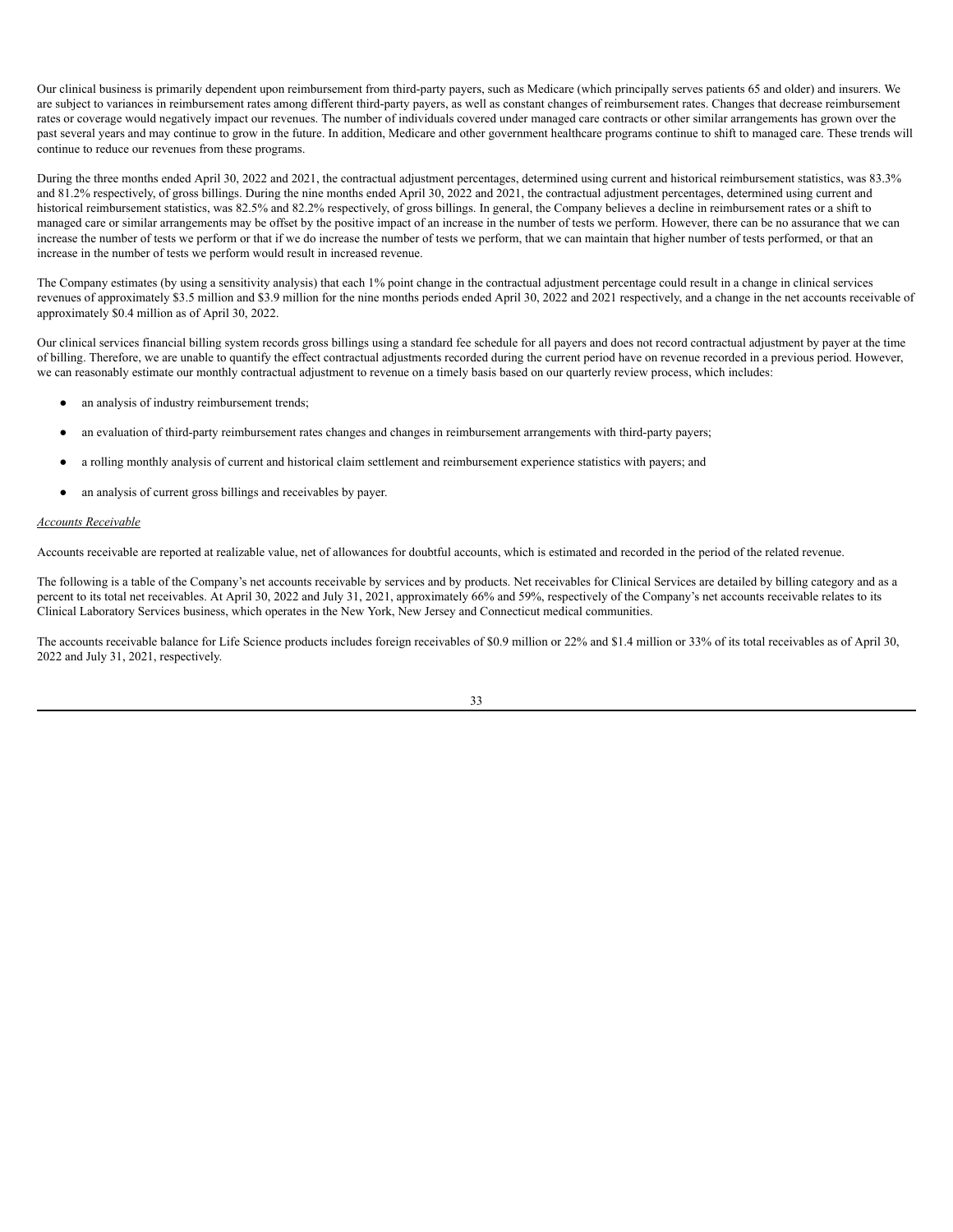Our clinical business is primarily dependent upon reimbursement from third-party payers, such as Medicare (which principally serves patients 65 and older) and insurers. We are subject to variances in reimbursement rates among different third-party payers, as well as constant changes of reimbursement rates. Changes that decrease reimbursement rates or coverage would negatively impact our revenues. The number of individuals covered under managed care contracts or other similar arrangements has grown over the past several years and may continue to grow in the future. In addition, Medicare and other government healthcare programs continue to shift to managed care. These trends will continue to reduce our revenues from these programs.

During the three months ended April 30, 2022 and 2021, the contractual adjustment percentages, determined using current and historical reimbursement statistics, was 83.3% and 81.2% respectively, of gross billings. During the nine months ended April 30, 2022 and 2021, the contractual adjustment percentages, determined using current and historical reimbursement statistics, was 82.5% and 82.2% respectively, of gross billings. In general, the Company believes a decline in reimbursement rates or a shift to managed care or similar arrangements may be offset by the positive impact of an increase in the number of tests we perform. However, there can be no assurance that we can increase the number of tests we perform or that if we do increase the number of tests we perform, that we can maintain that higher number of tests performed, or that an increase in the number of tests we perform would result in increased revenue.

The Company estimates (by using a sensitivity analysis) that each 1% point change in the contractual adjustment percentage could result in a change in clinical services revenues of approximately $3.5 million and $3.9 million for the nine months periods ended April 30, 2022 and 2021 respectively, and a change in the net accounts receivable of approximately $0.4 million as of April 30, 2022.

Our clinical services financial billing system records gross billings using a standard fee schedule for all payers and does not record contractual adjustment by payer at the time of billing. Therefore, we are unable to quantify the effect contractual adjustments recorded during the current period have on revenue recorded in a previous period. However, we can reasonably estimate our monthly contractual adjustment to revenue on a timely basis based on our quarterly review process, which includes:

- an analysis of industry reimbursement trends;
- an evaluation of third-party reimbursement rates changes and changes in reimbursement arrangements with third-party payers;
- a rolling monthly analysis of current and historical claim settlement and reimbursement experience statistics with payers; and
- an analysis of current gross billings and receivables by payer.

*Accounts Receivable*

Accounts receivable are reported at realizable value, net of allowances for doubtful accounts, which is estimated and recorded in the period of the related revenue.

The following is a table of the Company's net accounts receivable by services and by products. Net receivables for Clinical Services are detailed by billing category and as a percent to its total net receivables. At April 30, 2022 and July 31, 2021, approximately 66% and 59%, respectively of the Company's net accounts receivable relates to its Clinical Laboratory Services business, which operates in the New York, New Jersey and Connecticut medical communities.

The accounts receivable balance for Life Science products includes foreign receivables of $0.9 million or 22% and $1.4 million or 33% of its total receivables as of April 30, 2022 and July 31, 2021, respectively.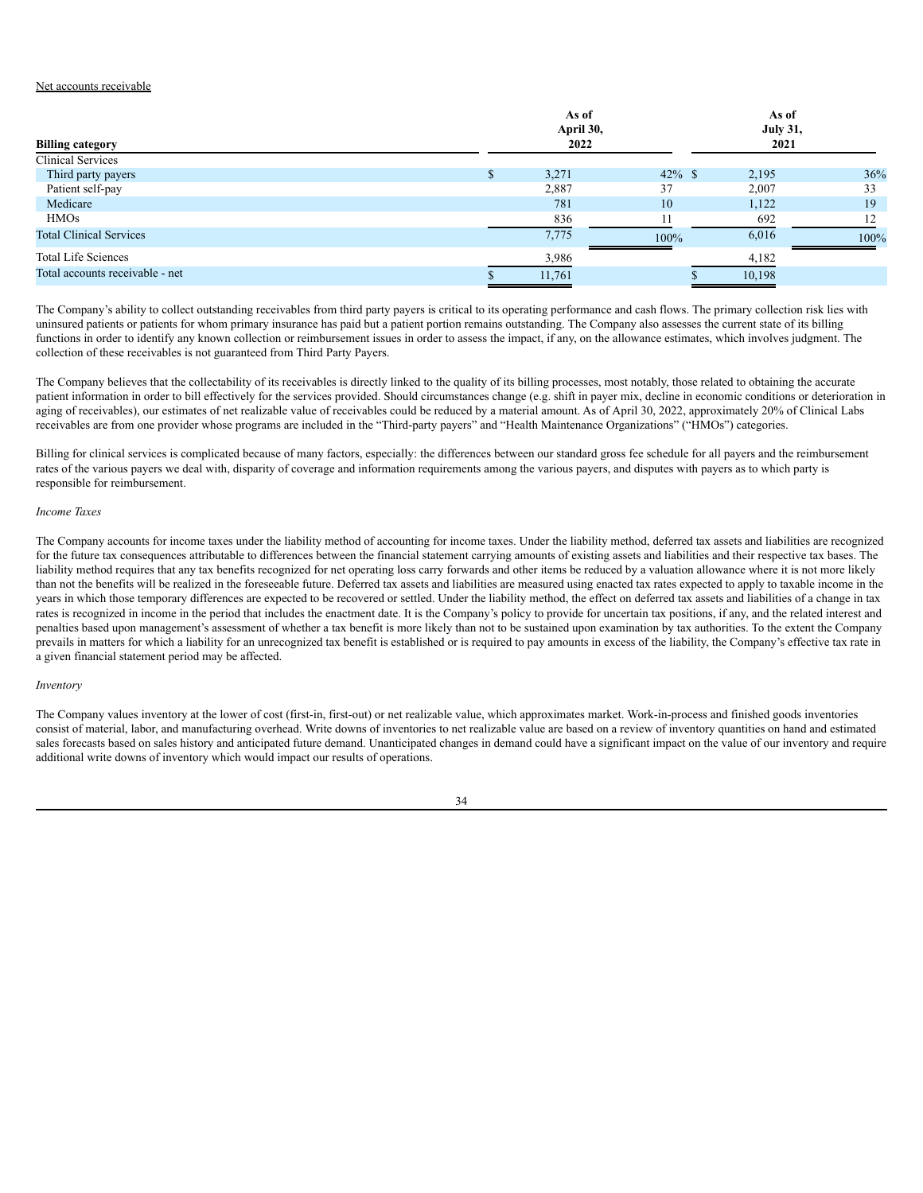Net accounts receivable

| Billing category | As of April 30, 2022 | | As of July 31, 2021 | |
|---|---|---|---|---|
| Clinical Services | | | | |
| Third party payers | $ 3,271 | 42% | $ 2,195 | 36% |
| Patient self-pay | 2,887 | 37 | 2,007 | 33 |
| Medicare | 781 | 10 | 1,122 | 19 |
| HMOs | 836 | 11 | 692 | 12 |
| Total Clinical Services | 7,775 | 100% | 6,016 | 100% |
| Total Life Sciences | 3,986 | | 4,182 | |
| Total accounts receivable - net | $ 11,761 | | $ 10,198 | |

The Company's ability to collect outstanding receivables from third party payers is critical to its operating performance and cash flows. The primary collection risk lies with uninsured patients or patients for whom primary insurance has paid but a patient portion remains outstanding. The Company also assesses the current state of its billing functions in order to identify any known collection or reimbursement issues in order to assess the impact, if any, on the allowance estimates, which involves judgment. The collection of these receivables is not guaranteed from Third Party Payers.

The Company believes that the collectability of its receivables is directly linked to the quality of its billing processes, most notably, those related to obtaining the accurate patient information in order to bill effectively for the services provided. Should circumstances change (e.g. shift in payer mix, decline in economic conditions or deterioration in aging of receivables), our estimates of net realizable value of receivables could be reduced by a material amount. As of April 30, 2022, approximately 20% of Clinical Labs receivables are from one provider whose programs are included in the "Third-party payers" and "Health Maintenance Organizations" ("HMOs") categories.

Billing for clinical services is complicated because of many factors, especially: the differences between our standard gross fee schedule for all payers and the reimbursement rates of the various payers we deal with, disparity of coverage and information requirements among the various payers, and disputes with payers as to which party is responsible for reimbursement.

*Income Taxes*

The Company accounts for income taxes under the liability method of accounting for income taxes. Under the liability method, deferred tax assets and liabilities are recognized for the future tax consequences attributable to differences between the financial statement carrying amounts of existing assets and liabilities and their respective tax bases. The liability method requires that any tax benefits recognized for net operating loss carry forwards and other items be reduced by a valuation allowance where it is not more likely than not the benefits will be realized in the foreseeable future. Deferred tax assets and liabilities are measured using enacted tax rates expected to apply to taxable income in the years in which those temporary differences are expected to be recovered or settled. Under the liability method, the effect on deferred tax assets and liabilities of a change in tax rates is recognized in income in the period that includes the enactment date. It is the Company's policy to provide for uncertain tax positions, if any, and the related interest and penalties based upon management's assessment of whether a tax benefit is more likely than not to be sustained upon examination by tax authorities. To the extent the Company prevails in matters for which a liability for an unrecognized tax benefit is established or is required to pay amounts in excess of the liability, the Company's effective tax rate in a given financial statement period may be affected.

*Inventory*

The Company values inventory at the lower of cost (first-in, first-out) or net realizable value, which approximates market. Work-in-process and finished goods inventories consist of material, labor, and manufacturing overhead. Write downs of inventories to net realizable value are based on a review of inventory quantities on hand and estimated sales forecasts based on sales history and anticipated future demand. Unanticipated changes in demand could have a significant impact on the value of our inventory and require additional write downs of inventory which would impact our results of operations.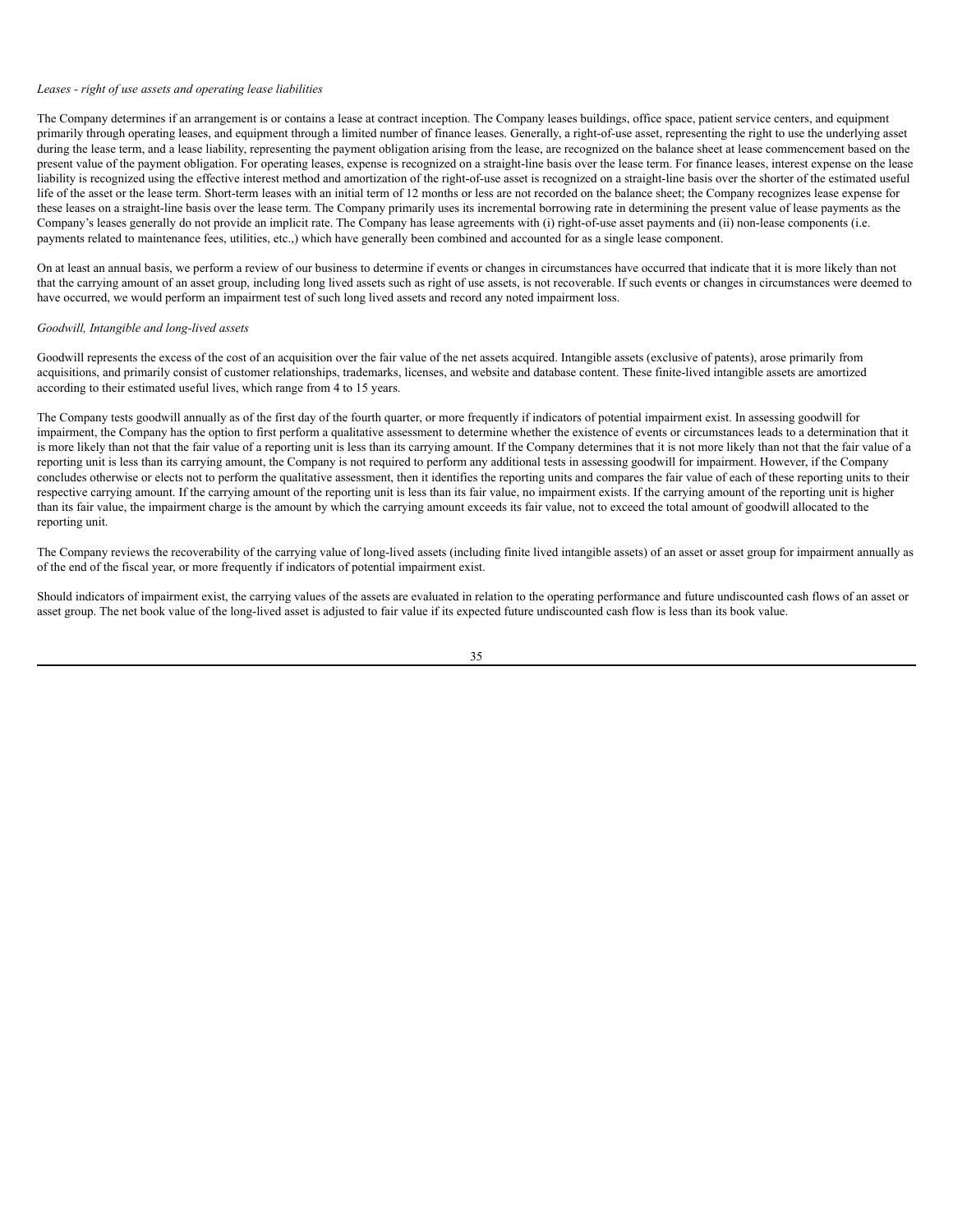*Leases - right of use assets and operating lease liabilities*

The Company determines if an arrangement is or contains a lease at contract inception. The Company leases buildings, office space, patient service centers, and equipment primarily through operating leases, and equipment through a limited number of finance leases. Generally, a right-of-use asset, representing the right to use the underlying asset during the lease term, and a lease liability, representing the payment obligation arising from the lease, are recognized on the balance sheet at lease commencement based on the present value of the payment obligation. For operating leases, expense is recognized on a straight-line basis over the lease term. For finance leases, interest expense on the lease liability is recognized using the effective interest method and amortization of the right-of-use asset is recognized on a straight-line basis over the shorter of the estimated useful life of the asset or the lease term. Short-term leases with an initial term of 12 months or less are not recorded on the balance sheet; the Company recognizes lease expense for these leases on a straight-line basis over the lease term. The Company primarily uses its incremental borrowing rate in determining the present value of lease payments as the Company's leases generally do not provide an implicit rate. The Company has lease agreements with (i) right-of-use asset payments and (ii) non-lease components (i.e. payments related to maintenance fees, utilities, etc.,) which have generally been combined and accounted for as a single lease component.

On at least an annual basis, we perform a review of our business to determine if events or changes in circumstances have occurred that indicate that it is more likely than not that the carrying amount of an asset group, including long lived assets such as right of use assets, is not recoverable. If such events or changes in circumstances were deemed to have occurred, we would perform an impairment test of such long lived assets and record any noted impairment loss.

*Goodwill, Intangible and long-lived assets*

Goodwill represents the excess of the cost of an acquisition over the fair value of the net assets acquired. Intangible assets (exclusive of patents), arose primarily from acquisitions, and primarily consist of customer relationships, trademarks, licenses, and website and database content. These finite-lived intangible assets are amortized according to their estimated useful lives, which range from 4 to 15 years.

The Company tests goodwill annually as of the first day of the fourth quarter, or more frequently if indicators of potential impairment exist. In assessing goodwill for impairment, the Company has the option to first perform a qualitative assessment to determine whether the existence of events or circumstances leads to a determination that it is more likely than not that the fair value of a reporting unit is less than its carrying amount. If the Company determines that it is not more likely than not that the fair value of a reporting unit is less than its carrying amount, the Company is not required to perform any additional tests in assessing goodwill for impairment. However, if the Company concludes otherwise or elects not to perform the qualitative assessment, then it identifies the reporting units and compares the fair value of each of these reporting units to their respective carrying amount. If the carrying amount of the reporting unit is less than its fair value, no impairment exists. If the carrying amount of the reporting unit is higher than its fair value, the impairment charge is the amount by which the carrying amount exceeds its fair value, not to exceed the total amount of goodwill allocated to the reporting unit.

The Company reviews the recoverability of the carrying value of long-lived assets (including finite lived intangible assets) of an asset or asset group for impairment annually as of the end of the fiscal year, or more frequently if indicators of potential impairment exist.

Should indicators of impairment exist, the carrying values of the assets are evaluated in relation to the operating performance and future undiscounted cash flows of an asset or asset group. The net book value of the long-lived asset is adjusted to fair value if its expected future undiscounted cash flow is less than its book value.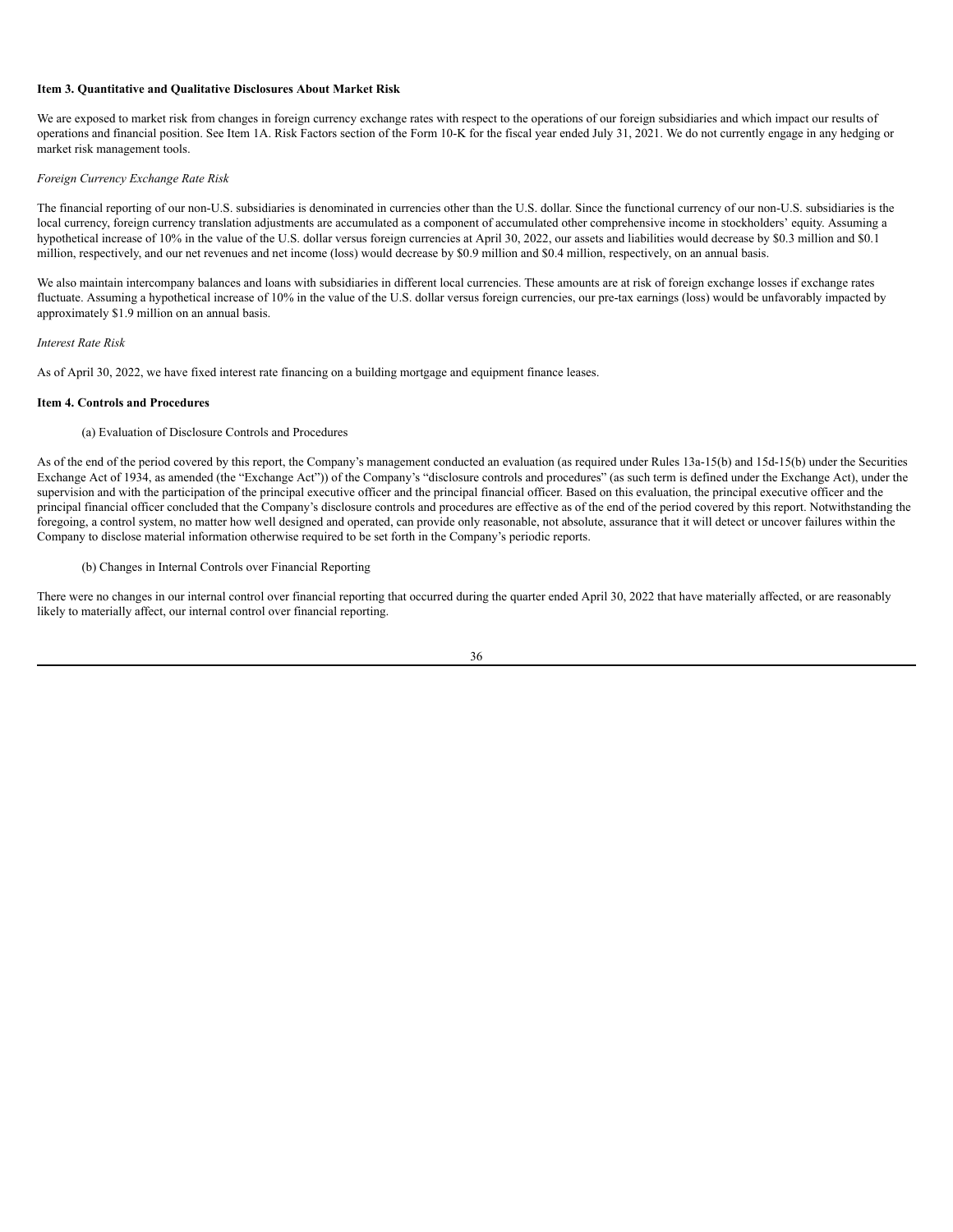**Item 3. Quantitative and Qualitative Disclosures About Market Risk**

We are exposed to market risk from changes in foreign currency exchange rates with respect to the operations of our foreign subsidiaries and which impact our results of operations and financial position. See Item 1A. Risk Factors section of the Form 10-K for the fiscal year ended July 31, 2021. We do not currently engage in any hedging or market risk management tools.

*Foreign Currency Exchange Rate Risk*

The financial reporting of our non-U.S. subsidiaries is denominated in currencies other than the U.S. dollar. Since the functional currency of our non-U.S. subsidiaries is the local currency, foreign currency translation adjustments are accumulated as a component of accumulated other comprehensive income in stockholders' equity. Assuming a hypothetical increase of 10% in the value of the U.S. dollar versus foreign currencies at April 30, 2022, our assets and liabilities would decrease by $0.3 million and $0.1 million, respectively, and our net revenues and net income (loss) would decrease by $0.9 million and $0.4 million, respectively, on an annual basis.

We also maintain intercompany balances and loans with subsidiaries in different local currencies. These amounts are at risk of foreign exchange losses if exchange rates fluctuate. Assuming a hypothetical increase of 10% in the value of the U.S. dollar versus foreign currencies, our pre-tax earnings (loss) would be unfavorably impacted by approximately $1.9 million on an annual basis.

*Interest Rate Risk*

As of April 30, 2022, we have fixed interest rate financing on a building mortgage and equipment finance leases.

**Item 4. Controls and Procedures**

(a) Evaluation of Disclosure Controls and Procedures

As of the end of the period covered by this report, the Company's management conducted an evaluation (as required under Rules 13a-15(b) and 15d-15(b) under the Securities Exchange Act of 1934, as amended (the "Exchange Act")) of the Company's "disclosure controls and procedures" (as such term is defined under the Exchange Act), under the supervision and with the participation of the principal executive officer and the principal financial officer. Based on this evaluation, the principal executive officer and the principal financial officer concluded that the Company's disclosure controls and procedures are effective as of the end of the period covered by this report. Notwithstanding the foregoing, a control system, no matter how well designed and operated, can provide only reasonable, not absolute, assurance that it will detect or uncover failures within the Company to disclose material information otherwise required to be set forth in the Company's periodic reports.

(b) Changes in Internal Controls over Financial Reporting

There were no changes in our internal control over financial reporting that occurred during the quarter ended April 30, 2022 that have materially affected, or are reasonably likely to materially affect, our internal control over financial reporting.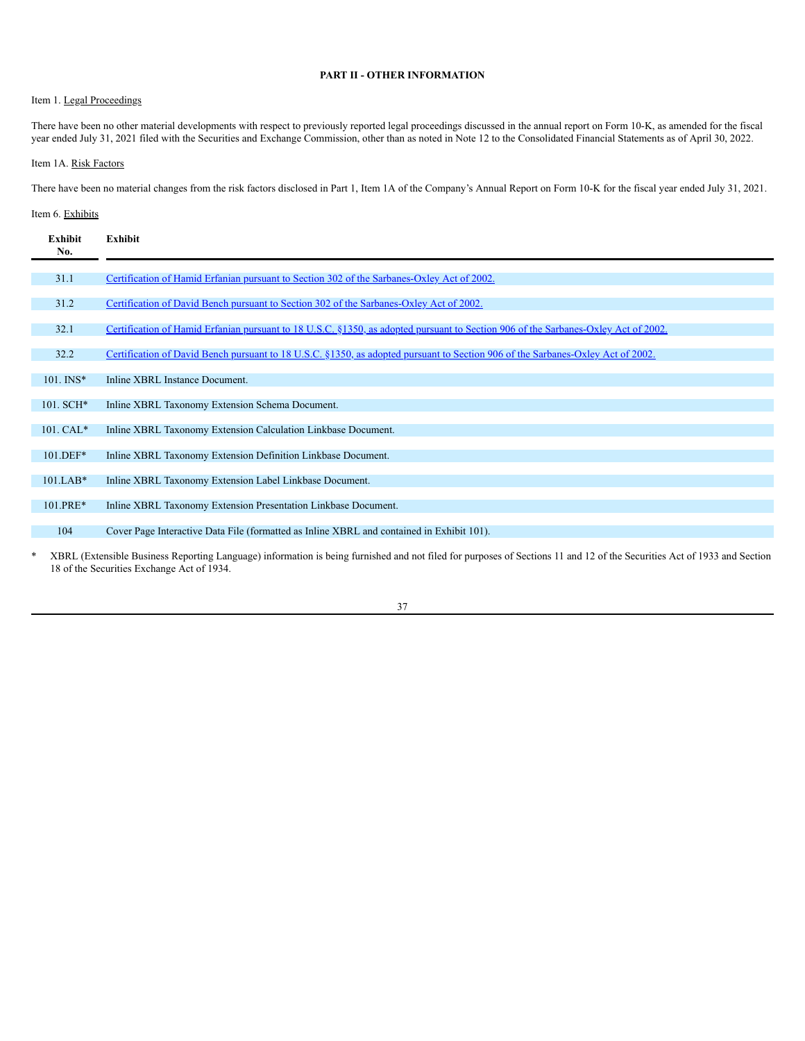## PART II - OTHER INFORMATION

Item 1. Legal Proceedings

There have been no other material developments with respect to previously reported legal proceedings discussed in the annual report on Form 10-K, as amended for the fiscal year ended July 31, 2021 filed with the Securities and Exchange Commission, other than as noted in Note 12 to the Consolidated Financial Statements as of April 30, 2022.

Item 1A. Risk Factors

There have been no material changes from the risk factors disclosed in Part 1, Item 1A of the Company's Annual Report on Form 10-K for the fiscal year ended July 31, 2021.

Item 6. Exhibits

| Exhibit No. | Exhibit |
|---|---|
| 31.1 | Certification of Hamid Erfanian pursuant to Section 302 of the Sarbanes-Oxley Act of 2002. |
| 31.2 | Certification of David Bench pursuant to Section 302 of the Sarbanes-Oxley Act of 2002. |
| 32.1 | Certification of Hamid Erfanian pursuant to 18 U.S.C. §1350, as adopted pursuant to Section 906 of the Sarbanes-Oxley Act of 2002. |
| 32.2 | Certification of David Bench pursuant to 18 U.S.C. §1350, as adopted pursuant to Section 906 of the Sarbanes-Oxley Act of 2002. |
| 101. INS* | Inline XBRL Instance Document. |
| 101. SCH* | Inline XBRL Taxonomy Extension Schema Document. |
| 101. CAL* | Inline XBRL Taxonomy Extension Calculation Linkbase Document. |
| 101.DEF* | Inline XBRL Taxonomy Extension Definition Linkbase Document. |
| 101.LAB* | Inline XBRL Taxonomy Extension Label Linkbase Document. |
| 101.PRE* | Inline XBRL Taxonomy Extension Presentation Linkbase Document. |
| 104 | Cover Page Interactive Data File (formatted as Inline XBRL and contained in Exhibit 101). |

\* XBRL (Extensible Business Reporting Language) information is being furnished and not filed for purposes of Sections 11 and 12 of the Securities Act of 1933 and Section 18 of the Securities Exchange Act of 1934.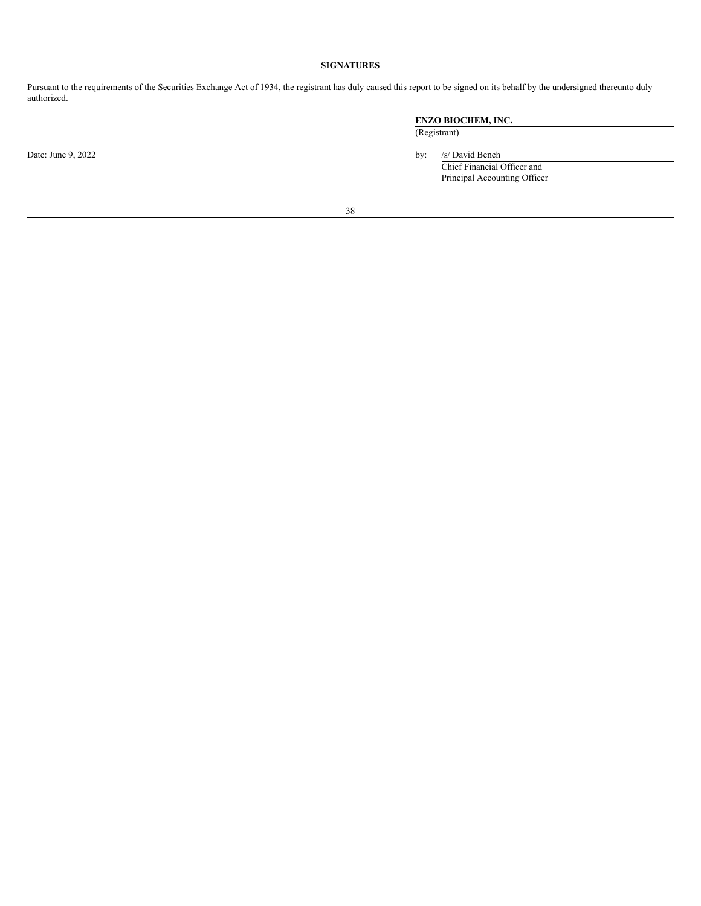**SIGNATURES**

Pursuant to the requirements of the Securities Exchange Act of 1934, the registrant has duly caused this report to be signed on its behalf by the undersigned thereunto duly authorized.

**ENZO BIOCHEM, INC.**
(Registrant)

Date: June 9, 2022

by: /s/ David Bench
Chief Financial Officer and
Principal Accounting Officer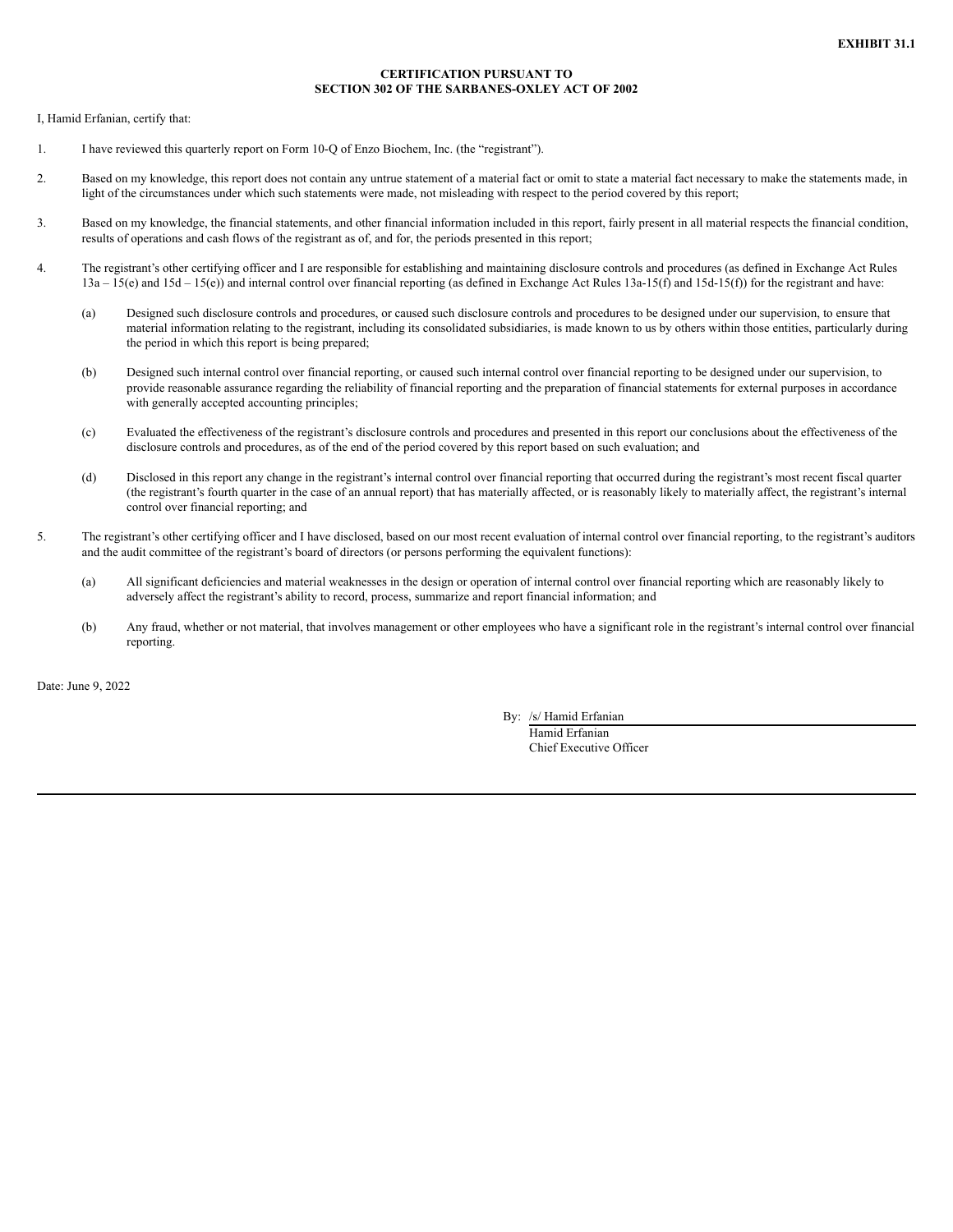**EXHIBIT 31.1**

**CERTIFICATION PURSUANT TO SECTION 302 OF THE SARBANES-OXLEY ACT OF 2002**

I, Hamid Erfanian, certify that:

1. I have reviewed this quarterly report on Form 10-Q of Enzo Biochem, Inc. (the "registrant").

2. Based on my knowledge, this report does not contain any untrue statement of a material fact or omit to state a material fact necessary to make the statements made, in light of the circumstances under which such statements were made, not misleading with respect to the period covered by this report;

3. Based on my knowledge, the financial statements, and other financial information included in this report, fairly present in all material respects the financial condition, results of operations and cash flows of the registrant as of, and for, the periods presented in this report;

4. The registrant's other certifying officer and I are responsible for establishing and maintaining disclosure controls and procedures (as defined in Exchange Act Rules 13a – 15(e) and 15d – 15(e)) and internal control over financial reporting (as defined in Exchange Act Rules 13a-15(f) and 15d-15(f)) for the registrant and have:

   (a) Designed such disclosure controls and procedures, or caused such disclosure controls and procedures to be designed under our supervision, to ensure that material information relating to the registrant, including its consolidated subsidiaries, is made known to us by others within those entities, particularly during the period in which this report is being prepared;

   (b) Designed such internal control over financial reporting, or caused such internal control over financial reporting to be designed under our supervision, to provide reasonable assurance regarding the reliability of financial reporting and the preparation of financial statements for external purposes in accordance with generally accepted accounting principles;

   (c) Evaluated the effectiveness of the registrant's disclosure controls and procedures and presented in this report our conclusions about the effectiveness of the disclosure controls and procedures, as of the end of the period covered by this report based on such evaluation; and

   (d) Disclosed in this report any change in the registrant's internal control over financial reporting that occurred during the registrant's most recent fiscal quarter (the registrant's fourth quarter in the case of an annual report) that has materially affected, or is reasonably likely to materially affect, the registrant's internal control over financial reporting; and

5. The registrant's other certifying officer and I have disclosed, based on our most recent evaluation of internal control over financial reporting, to the registrant's auditors and the audit committee of the registrant's board of directors (or persons performing the equivalent functions):

   (a) All significant deficiencies and material weaknesses in the design or operation of internal control over financial reporting which are reasonably likely to adversely affect the registrant's ability to record, process, summarize and report financial information; and

   (b) Any fraud, whether or not material, that involves management or other employees who have a significant role in the registrant's internal control over financial reporting.

Date: June 9, 2022

By: /s/ Hamid Erfanian
Hamid Erfanian
Chief Executive Officer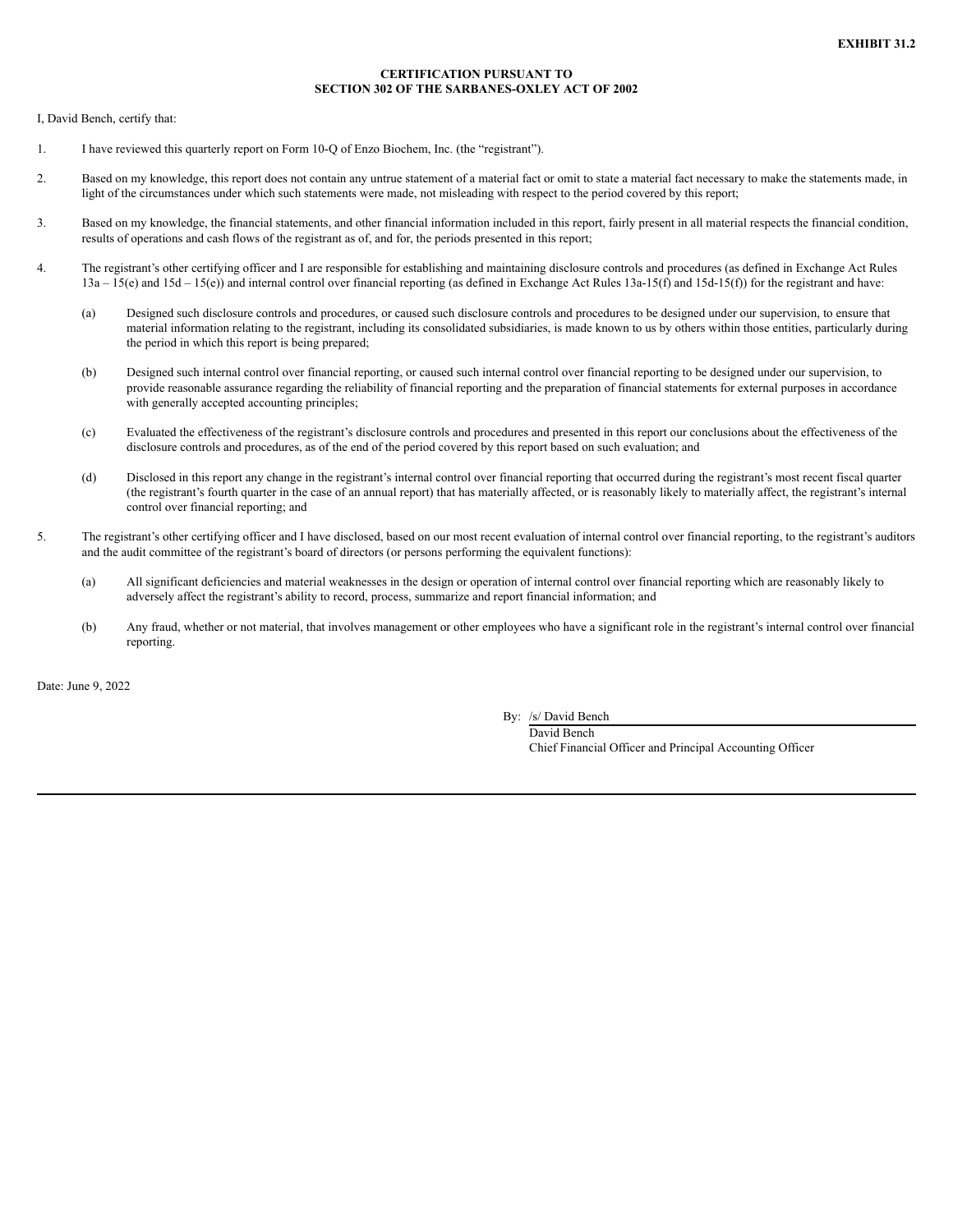**EXHIBIT 31.2**

**CERTIFICATION PURSUANT TO**
**SECTION 302 OF THE SARBANES-OXLEY ACT OF 2002**

I, David Bench, certify that:

1. I have reviewed this quarterly report on Form 10-Q of Enzo Biochem, Inc. (the "registrant").

2. Based on my knowledge, this report does not contain any untrue statement of a material fact or omit to state a material fact necessary to make the statements made, in light of the circumstances under which such statements were made, not misleading with respect to the period covered by this report;

3. Based on my knowledge, the financial statements, and other financial information included in this report, fairly present in all material respects the financial condition, results of operations and cash flows of the registrant as of, and for, the periods presented in this report;

4. The registrant's other certifying officer and I are responsible for establishing and maintaining disclosure controls and procedures (as defined in Exchange Act Rules 13a – 15(e) and 15d – 15(e)) and internal control over financial reporting (as defined in Exchange Act Rules 13a-15(f) and 15d-15(f)) for the registrant and have:

   (a) Designed such disclosure controls and procedures, or caused such disclosure controls and procedures to be designed under our supervision, to ensure that material information relating to the registrant, including its consolidated subsidiaries, is made known to us by others within those entities, particularly during the period in which this report is being prepared;

   (b) Designed such internal control over financial reporting, or caused such internal control over financial reporting to be designed under our supervision, to provide reasonable assurance regarding the reliability of financial reporting and the preparation of financial statements for external purposes in accordance with generally accepted accounting principles;

   (c) Evaluated the effectiveness of the registrant's disclosure controls and procedures and presented in this report our conclusions about the effectiveness of the disclosure controls and procedures, as of the end of the period covered by this report based on such evaluation; and

   (d) Disclosed in this report any change in the registrant's internal control over financial reporting that occurred during the registrant's most recent fiscal quarter (the registrant's fourth quarter in the case of an annual report) that has materially affected, or is reasonably likely to materially affect, the registrant's internal control over financial reporting; and

5. The registrant's other certifying officer and I have disclosed, based on our most recent evaluation of internal control over financial reporting, to the registrant's auditors and the audit committee of the registrant's board of directors (or persons performing the equivalent functions):

   (a) All significant deficiencies and material weaknesses in the design or operation of internal control over financial reporting which are reasonably likely to adversely affect the registrant's ability to record, process, summarize and report financial information; and

   (b) Any fraud, whether or not material, that involves management or other employees who have a significant role in the registrant's internal control over financial reporting.

Date: June 9, 2022

By: /s/ David Bench
David Bench
Chief Financial Officer and Principal Accounting Officer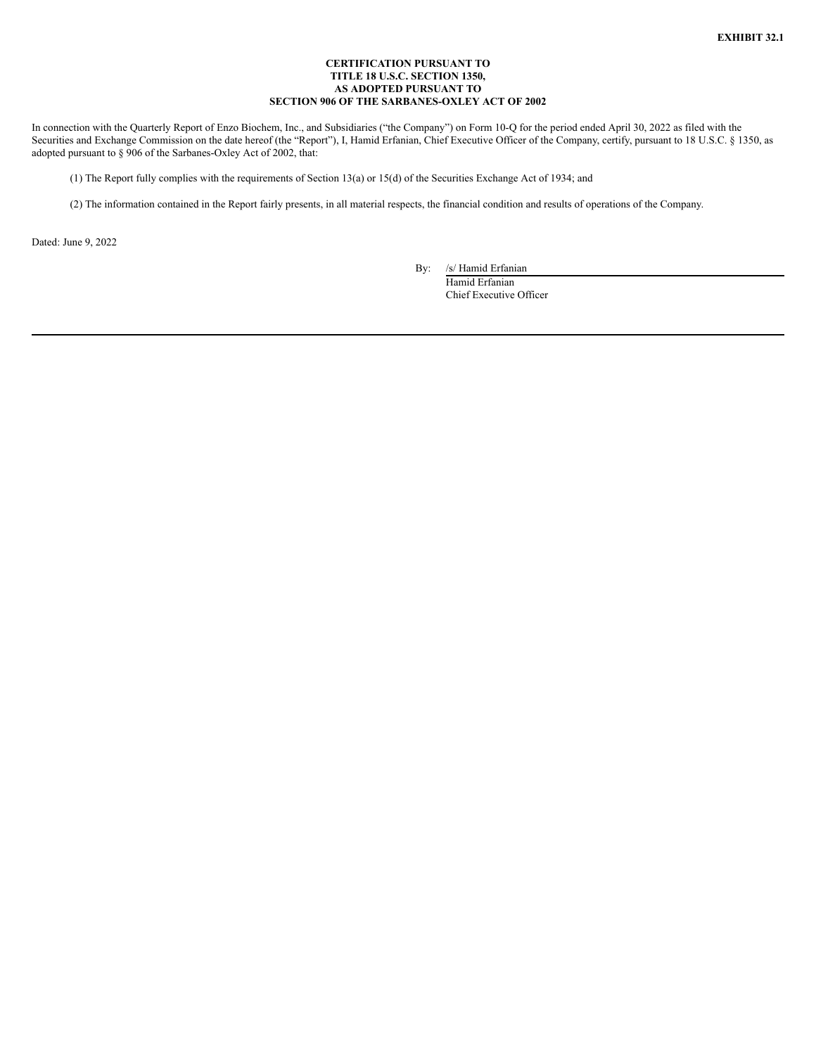**EXHIBIT 32.1**

**CERTIFICATION PURSUANT TO**
**TITLE 18 U.S.C. SECTION 1350,**
**AS ADOPTED PURSUANT TO**
**SECTION 906 OF THE SARBANES-OXLEY ACT OF 2002**

In connection with the Quarterly Report of Enzo Biochem, Inc., and Subsidiaries (“the Company”) on Form 10-Q for the period ended April 30, 2022 as filed with the Securities and Exchange Commission on the date hereof (the “Report”), I, Hamid Erfanian, Chief Executive Officer of the Company, certify, pursuant to 18 U.S.C. § 1350, as adopted pursuant to § 906 of the Sarbanes-Oxley Act of 2002, that:

(1) The Report fully complies with the requirements of Section 13(a) or 15(d) of the Securities Exchange Act of 1934; and

(2) The information contained in the Report fairly presents, in all material respects, the financial condition and results of operations of the Company.

Dated: June 9, 2022

By: /s/ Hamid Erfanian
Hamid Erfanian
Chief Executive Officer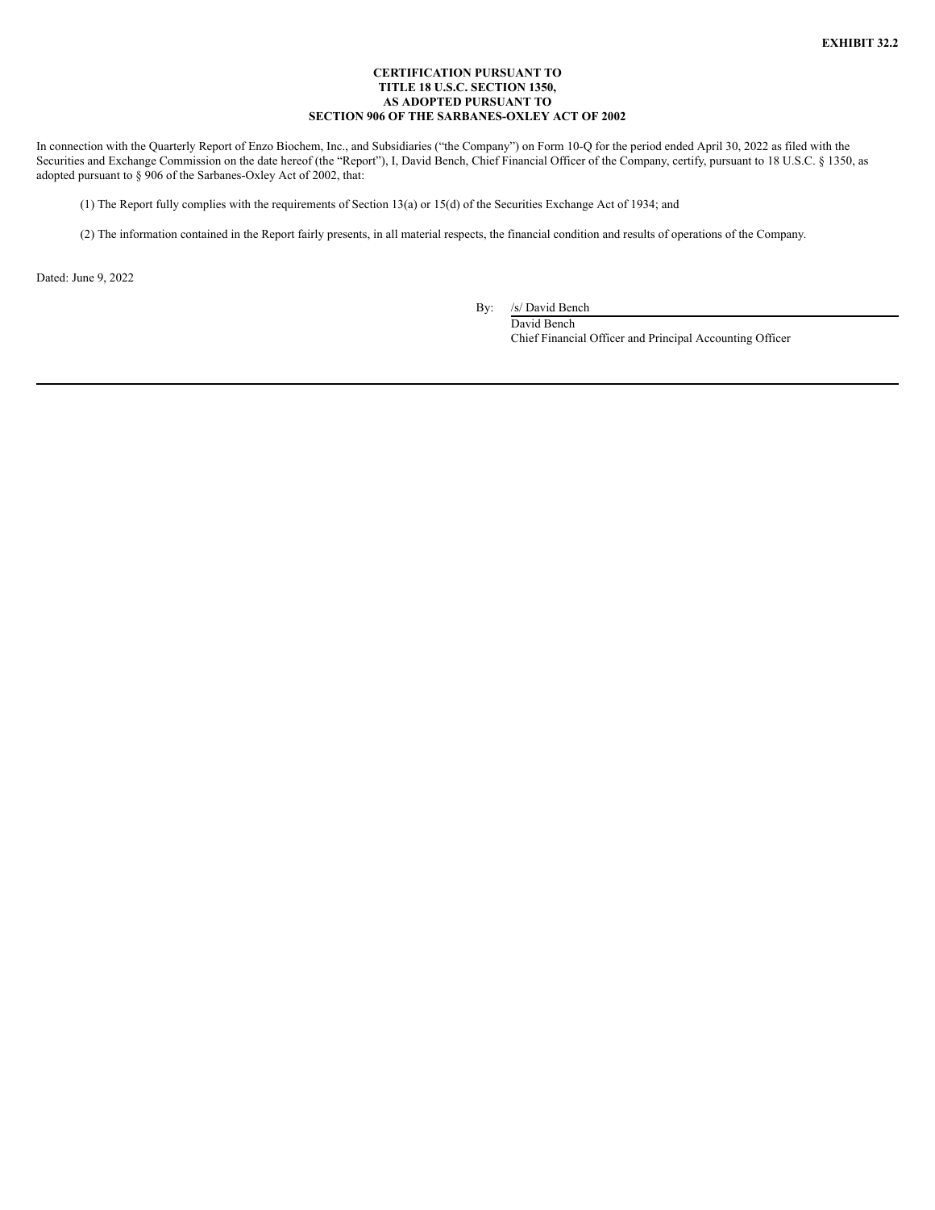**EXHIBIT 32.2**

**CERTIFICATION PURSUANT TO TITLE 18 U.S.C. SECTION 1350, AS ADOPTED PURSUANT TO SECTION 906 OF THE SARBANES-OXLEY ACT OF 2002**

In connection with the Quarterly Report of Enzo Biochem, Inc., and Subsidiaries ("the Company") on Form 10-Q for the period ended April 30, 2022 as filed with the Securities and Exchange Commission on the date hereof (the "Report"), I, David Bench, Chief Financial Officer of the Company, certify, pursuant to 18 U.S.C. § 1350, as adopted pursuant to § 906 of the Sarbanes-Oxley Act of 2002, that:

(1) The Report fully complies with the requirements of Section 13(a) or 15(d) of the Securities Exchange Act of 1934; and

(2) The information contained in the Report fairly presents, in all material respects, the financial condition and results of operations of the Company.

Dated: June 9, 2022

By: /s/ David Bench
David Bench
Chief Financial Officer and Principal Accounting Officer